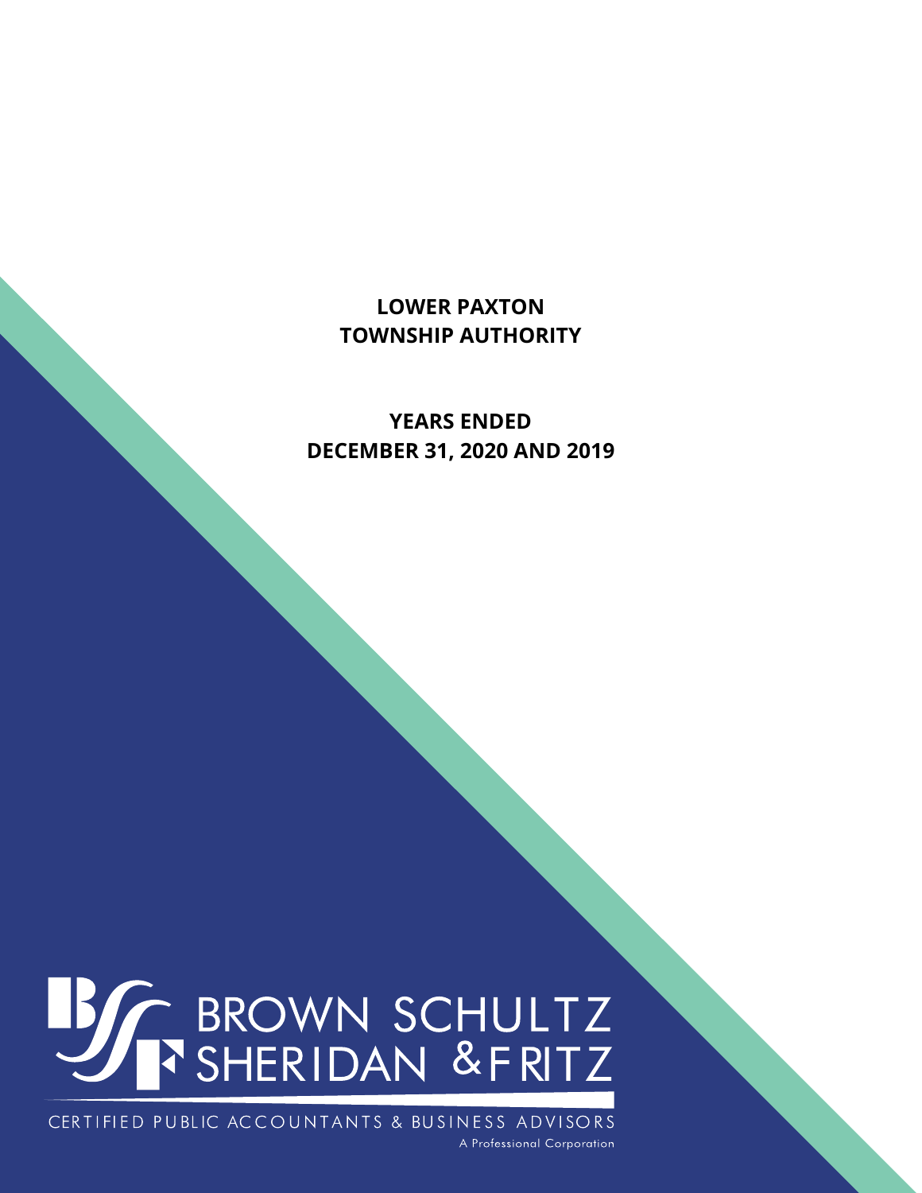# LOWER PAXTON TOWNSHIP AUTHORITY

## YEARS ENDED DECEMBER 31, 2020 AND 2019

BROWN SCHULTZ SHERIDAN & FRITZ

CERTIFIED PUBLIC ACCOUNTANTS & BUSINESS ADVISORS

A Professional Corporation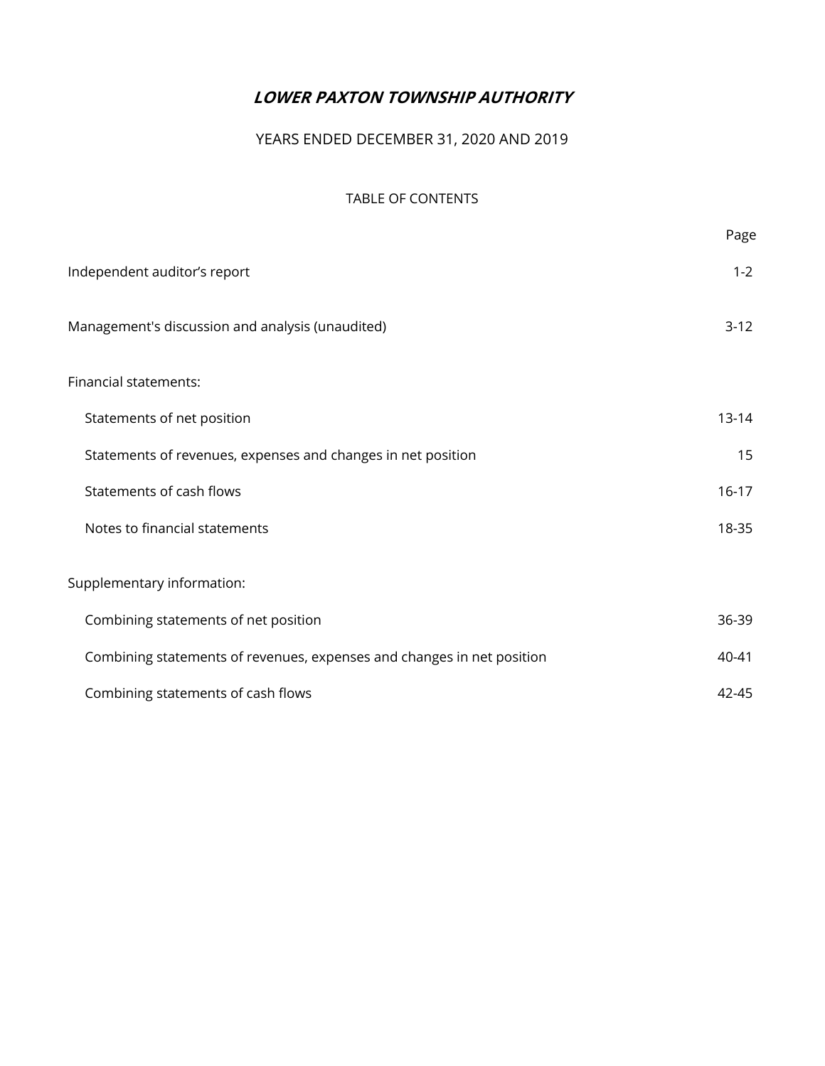# ***LOWER PAXTON TOWNSHIP AUTHORITY***

YEARS ENDED DECEMBER 31, 2020 AND 2019

TABLE OF CONTENTS

| | Page |
|---|---|
| Independent auditor's report | 1-2 |
| Management's discussion and analysis (unaudited) | 3-12 |
| Financial statements: | |
| Statements of net position | 13-14 |
| Statements of revenues, expenses and changes in net position | 15 |
| Statements of cash flows | 16-17 |
| Notes to financial statements | 18-35 |
| Supplementary information: | |
| Combining statements of net position | 36-39 |
| Combining statements of revenues, expenses and changes in net position | 40-41 |
| Combining statements of cash flows | 42-45 |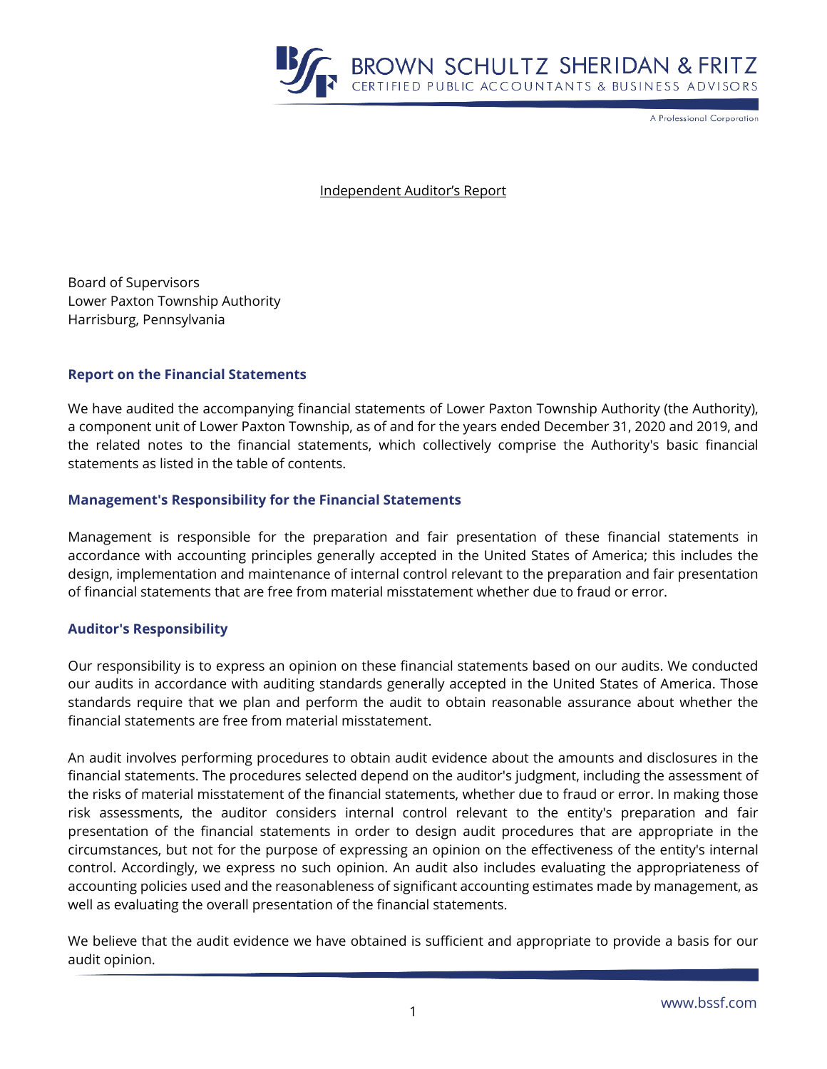BROWN SCHULTZ SHERIDAN & FRITZ
CERTIFIED PUBLIC ACCOUNTANTS & BUSINESS ADVISORS

A Professional Corporation

Independent Auditor's Report

Board of Supervisors
Lower Paxton Township Authority
Harrisburg, Pennsylvania

### Report on the Financial Statements

We have audited the accompanying financial statements of Lower Paxton Township Authority (the Authority), a component unit of Lower Paxton Township, as of and for the years ended December 31, 2020 and 2019, and the related notes to the financial statements, which collectively comprise the Authority's basic financial statements as listed in the table of contents.

### Management's Responsibility for the Financial Statements

Management is responsible for the preparation and fair presentation of these financial statements in accordance with accounting principles generally accepted in the United States of America; this includes the design, implementation and maintenance of internal control relevant to the preparation and fair presentation of financial statements that are free from material misstatement whether due to fraud or error.

### Auditor's Responsibility

Our responsibility is to express an opinion on these financial statements based on our audits. We conducted our audits in accordance with auditing standards generally accepted in the United States of America. Those standards require that we plan and perform the audit to obtain reasonable assurance about whether the financial statements are free from material misstatement.

An audit involves performing procedures to obtain audit evidence about the amounts and disclosures in the financial statements. The procedures selected depend on the auditor's judgment, including the assessment of the risks of material misstatement of the financial statements, whether due to fraud or error. In making those risk assessments, the auditor considers internal control relevant to the entity's preparation and fair presentation of the financial statements in order to design audit procedures that are appropriate in the circumstances, but not for the purpose of expressing an opinion on the effectiveness of the entity's internal control. Accordingly, we express no such opinion. An audit also includes evaluating the appropriateness of accounting policies used and the reasonableness of significant accounting estimates made by management, as well as evaluating the overall presentation of the financial statements.

We believe that the audit evidence we have obtained is sufficient and appropriate to provide a basis for our audit opinion.

www.bssf.com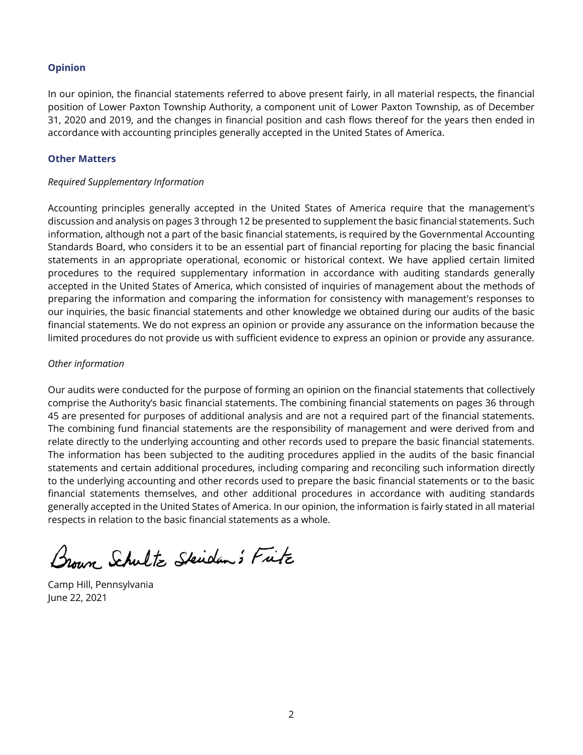## Opinion

In our opinion, the financial statements referred to above present fairly, in all material respects, the financial position of Lower Paxton Township Authority, a component unit of Lower Paxton Township, as of December 31, 2020 and 2019, and the changes in financial position and cash flows thereof for the years then ended in accordance with accounting principles generally accepted in the United States of America.

## Other Matters

*Required Supplementary Information*

Accounting principles generally accepted in the United States of America require that the management's discussion and analysis on pages 3 through 12 be presented to supplement the basic financial statements. Such information, although not a part of the basic financial statements, is required by the Governmental Accounting Standards Board, who considers it to be an essential part of financial reporting for placing the basic financial statements in an appropriate operational, economic or historical context. We have applied certain limited procedures to the required supplementary information in accordance with auditing standards generally accepted in the United States of America, which consisted of inquiries of management about the methods of preparing the information and comparing the information for consistency with management's responses to our inquiries, the basic financial statements and other knowledge we obtained during our audits of the basic financial statements. We do not express an opinion or provide any assurance on the information because the limited procedures do not provide us with sufficient evidence to express an opinion or provide any assurance.

*Other information*

Our audits were conducted for the purpose of forming an opinion on the financial statements that collectively comprise the Authority's basic financial statements. The combining financial statements on pages 36 through 45 are presented for purposes of additional analysis and are not a required part of the financial statements. The combining fund financial statements are the responsibility of management and were derived from and relate directly to the underlying accounting and other records used to prepare the basic financial statements. The information has been subjected to the auditing procedures applied in the audits of the basic financial statements and certain additional procedures, including comparing and reconciling such information directly to the underlying accounting and other records used to prepare the basic financial statements or to the basic financial statements themselves, and other additional procedures in accordance with auditing standards generally accepted in the United States of America. In our opinion, the information is fairly stated in all material respects in relation to the basic financial statements as a whole.

Brown Schultz Sheridan & Fritz

Camp Hill, Pennsylvania
June 22, 2021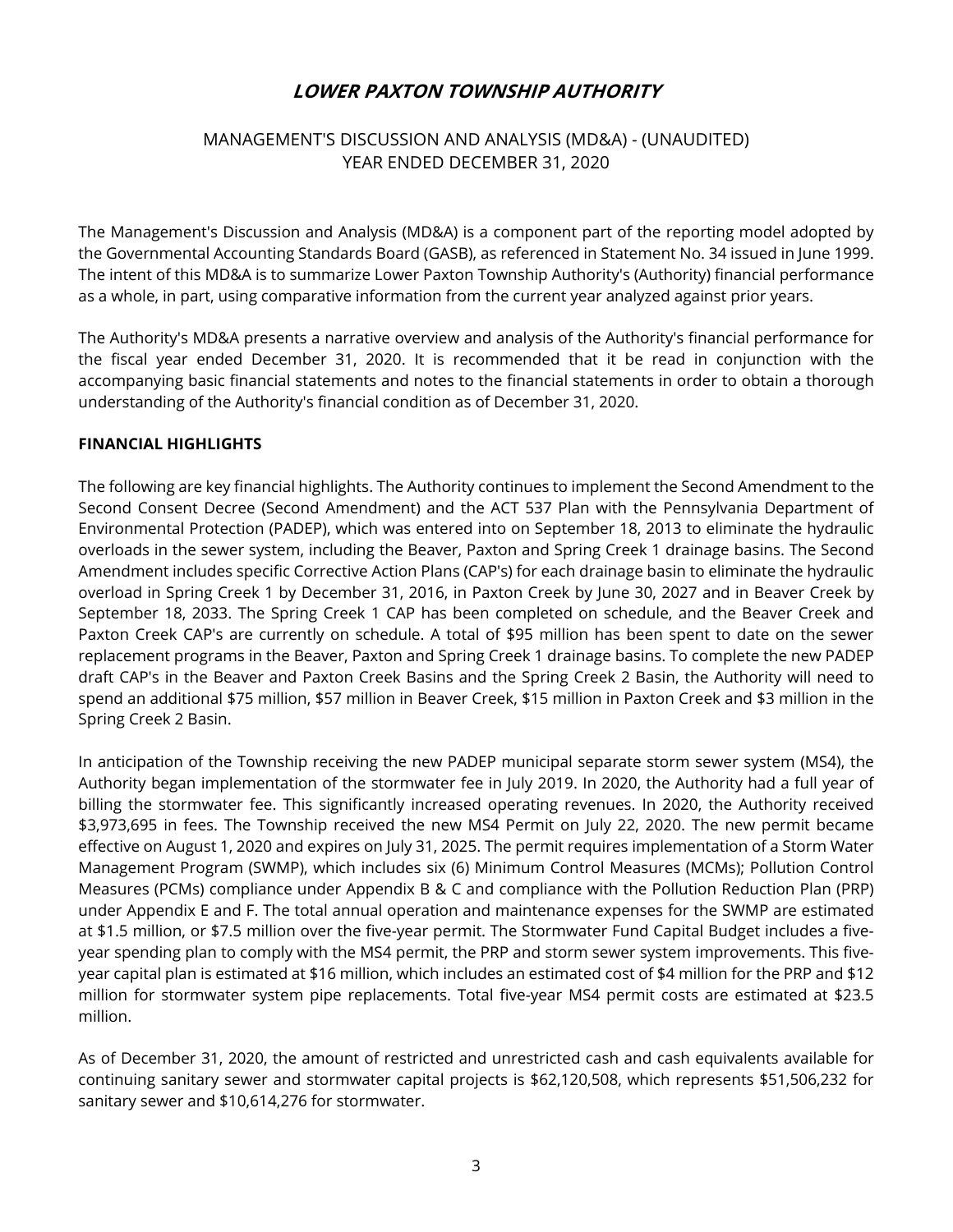# LOWER PAXTON TOWNSHIP AUTHORITY

MANAGEMENT'S DISCUSSION AND ANALYSIS (MD&A) - (UNAUDITED)
YEAR ENDED DECEMBER 31, 2020

The Management's Discussion and Analysis (MD&A) is a component part of the reporting model adopted by the Governmental Accounting Standards Board (GASB), as referenced in Statement No. 34 issued in June 1999. The intent of this MD&A is to summarize Lower Paxton Township Authority's (Authority) financial performance as a whole, in part, using comparative information from the current year analyzed against prior years.

The Authority's MD&A presents a narrative overview and analysis of the Authority's financial performance for the fiscal year ended December 31, 2020. It is recommended that it be read in conjunction with the accompanying basic financial statements and notes to the financial statements in order to obtain a thorough understanding of the Authority's financial condition as of December 31, 2020.

**FINANCIAL HIGHLIGHTS**

The following are key financial highlights. The Authority continues to implement the Second Amendment to the Second Consent Decree (Second Amendment) and the ACT 537 Plan with the Pennsylvania Department of Environmental Protection (PADEP), which was entered into on September 18, 2013 to eliminate the hydraulic overloads in the sewer system, including the Beaver, Paxton and Spring Creek 1 drainage basins. The Second Amendment includes specific Corrective Action Plans (CAP's) for each drainage basin to eliminate the hydraulic overload in Spring Creek 1 by December 31, 2016, in Paxton Creek by June 30, 2027 and in Beaver Creek by September 18, 2033. The Spring Creek 1 CAP has been completed on schedule, and the Beaver Creek and Paxton Creek CAP's are currently on schedule. A total of $95 million has been spent to date on the sewer replacement programs in the Beaver, Paxton and Spring Creek 1 drainage basins. To complete the new PADEP draft CAP's in the Beaver and Paxton Creek Basins and the Spring Creek 2 Basin, the Authority will need to spend an additional $75 million, $57 million in Beaver Creek, $15 million in Paxton Creek and $3 million in the Spring Creek 2 Basin.

In anticipation of the Township receiving the new PADEP municipal separate storm sewer system (MS4), the Authority began implementation of the stormwater fee in July 2019. In 2020, the Authority had a full year of billing the stormwater fee. This significantly increased operating revenues. In 2020, the Authority received $3,973,695 in fees. The Township received the new MS4 Permit on July 22, 2020. The new permit became effective on August 1, 2020 and expires on July 31, 2025. The permit requires implementation of a Storm Water Management Program (SWMP), which includes six (6) Minimum Control Measures (MCMs); Pollution Control Measures (PCMs) compliance under Appendix B & C and compliance with the Pollution Reduction Plan (PRP) under Appendix E and F. The total annual operation and maintenance expenses for the SWMP are estimated at $1.5 million, or $7.5 million over the five-year permit. The Stormwater Fund Capital Budget includes a five-year spending plan to comply with the MS4 permit, the PRP and storm sewer system improvements. This five-year capital plan is estimated at $16 million, which includes an estimated cost of $4 million for the PRP and $12 million for stormwater system pipe replacements. Total five-year MS4 permit costs are estimated at $23.5 million.

As of December 31, 2020, the amount of restricted and unrestricted cash and cash equivalents available for continuing sanitary sewer and stormwater capital projects is $62,120,508, which represents $51,506,232 for sanitary sewer and $10,614,276 for stormwater.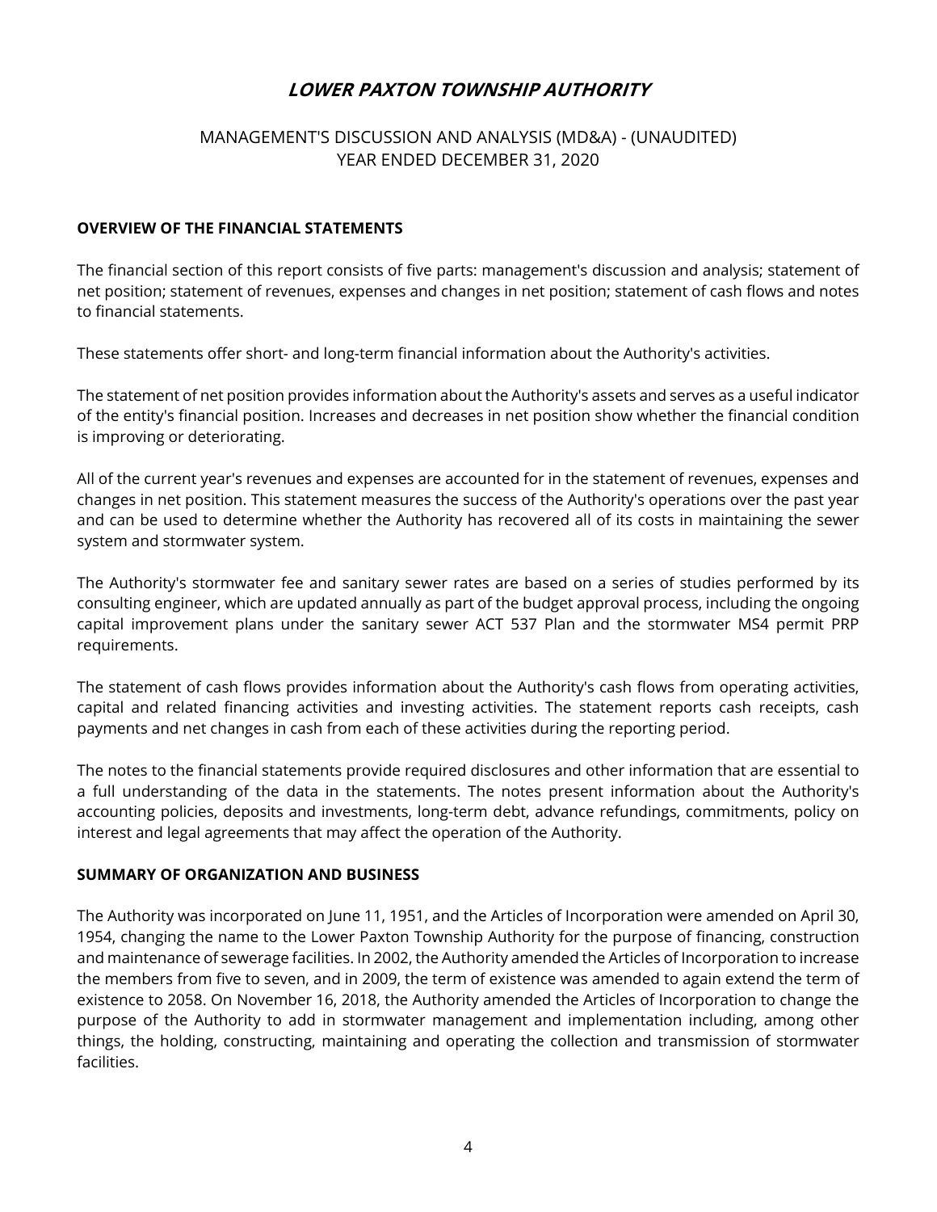# LOWER PAXTON TOWNSHIP AUTHORITY

MANAGEMENT'S DISCUSSION AND ANALYSIS (MD&A) - (UNAUDITED)
YEAR ENDED DECEMBER 31, 2020

## OVERVIEW OF THE FINANCIAL STATEMENTS

The financial section of this report consists of five parts: management's discussion and analysis; statement of net position; statement of revenues, expenses and changes in net position; statement of cash flows and notes to financial statements.

These statements offer short- and long-term financial information about the Authority's activities.

The statement of net position provides information about the Authority's assets and serves as a useful indicator of the entity's financial position. Increases and decreases in net position show whether the financial condition is improving or deteriorating.

All of the current year's revenues and expenses are accounted for in the statement of revenues, expenses and changes in net position. This statement measures the success of the Authority's operations over the past year and can be used to determine whether the Authority has recovered all of its costs in maintaining the sewer system and stormwater system.

The Authority's stormwater fee and sanitary sewer rates are based on a series of studies performed by its consulting engineer, which are updated annually as part of the budget approval process, including the ongoing capital improvement plans under the sanitary sewer ACT 537 Plan and the stormwater MS4 permit PRP requirements.

The statement of cash flows provides information about the Authority's cash flows from operating activities, capital and related financing activities and investing activities. The statement reports cash receipts, cash payments and net changes in cash from each of these activities during the reporting period.

The notes to the financial statements provide required disclosures and other information that are essential to a full understanding of the data in the statements. The notes present information about the Authority's accounting policies, deposits and investments, long-term debt, advance refundings, commitments, policy on interest and legal agreements that may affect the operation of the Authority.

## SUMMARY OF ORGANIZATION AND BUSINESS

The Authority was incorporated on June 11, 1951, and the Articles of Incorporation were amended on April 30, 1954, changing the name to the Lower Paxton Township Authority for the purpose of financing, construction and maintenance of sewerage facilities. In 2002, the Authority amended the Articles of Incorporation to increase the members from five to seven, and in 2009, the term of existence was amended to again extend the term of existence to 2058. On November 16, 2018, the Authority amended the Articles of Incorporation to change the purpose of the Authority to add in stormwater management and implementation including, among other things, the holding, constructing, maintaining and operating the collection and transmission of stormwater facilities.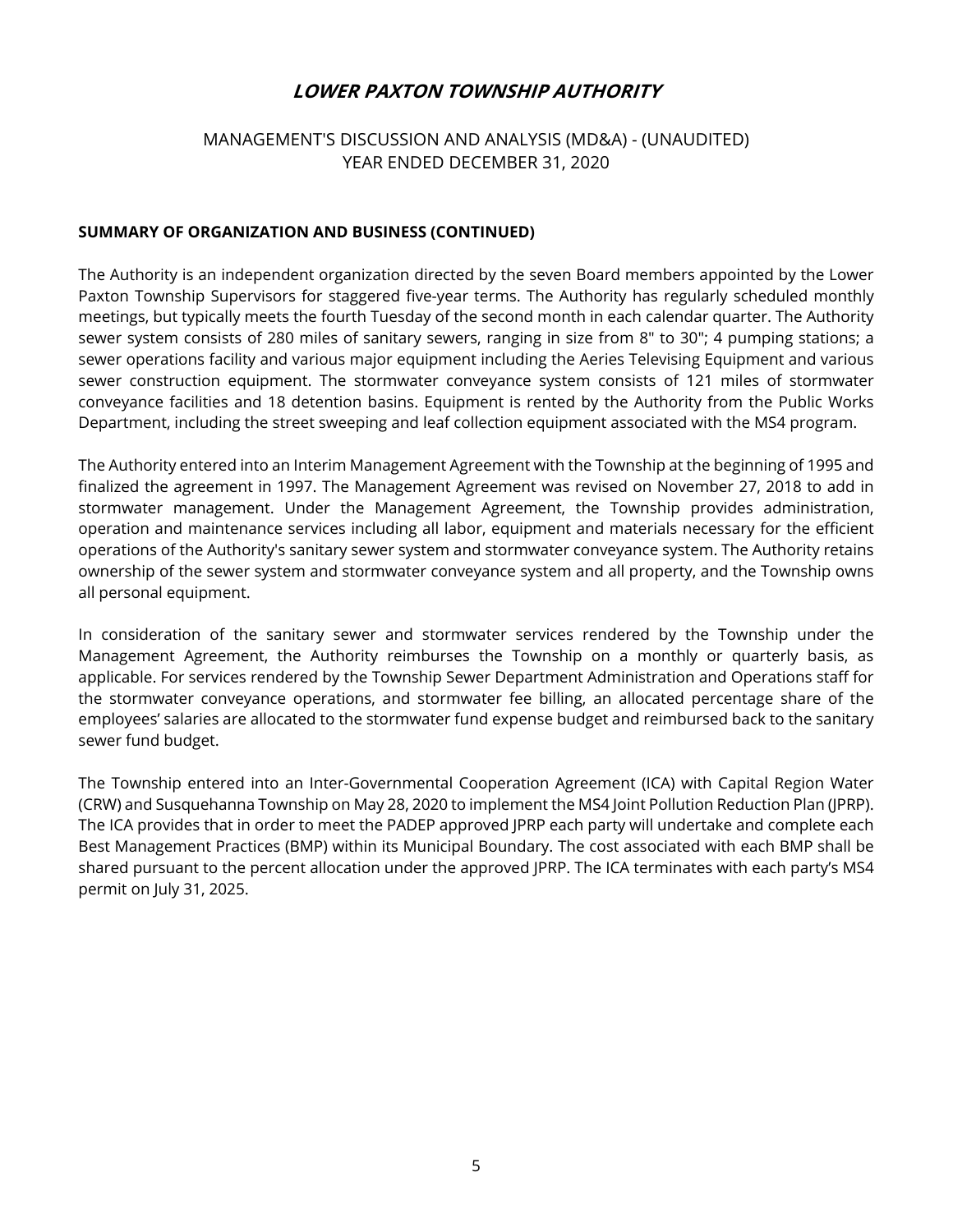# LOWER PAXTON TOWNSHIP AUTHORITY

MANAGEMENT'S DISCUSSION AND ANALYSIS (MD&A) - (UNAUDITED)
YEAR ENDED DECEMBER 31, 2020

### SUMMARY OF ORGANIZATION AND BUSINESS (CONTINUED)

The Authority is an independent organization directed by the seven Board members appointed by the Lower Paxton Township Supervisors for staggered five-year terms. The Authority has regularly scheduled monthly meetings, but typically meets the fourth Tuesday of the second month in each calendar quarter. The Authority sewer system consists of 280 miles of sanitary sewers, ranging in size from 8" to 30"; 4 pumping stations; a sewer operations facility and various major equipment including the Aeries Televising Equipment and various sewer construction equipment. The stormwater conveyance system consists of 121 miles of stormwater conveyance facilities and 18 detention basins. Equipment is rented by the Authority from the Public Works Department, including the street sweeping and leaf collection equipment associated with the MS4 program.

The Authority entered into an Interim Management Agreement with the Township at the beginning of 1995 and finalized the agreement in 1997. The Management Agreement was revised on November 27, 2018 to add in stormwater management. Under the Management Agreement, the Township provides administration, operation and maintenance services including all labor, equipment and materials necessary for the efficient operations of the Authority's sanitary sewer system and stormwater conveyance system. The Authority retains ownership of the sewer system and stormwater conveyance system and all property, and the Township owns all personal equipment.

In consideration of the sanitary sewer and stormwater services rendered by the Township under the Management Agreement, the Authority reimburses the Township on a monthly or quarterly basis, as applicable. For services rendered by the Township Sewer Department Administration and Operations staff for the stormwater conveyance operations, and stormwater fee billing, an allocated percentage share of the employees' salaries are allocated to the stormwater fund expense budget and reimbursed back to the sanitary sewer fund budget.

The Township entered into an Inter-Governmental Cooperation Agreement (ICA) with Capital Region Water (CRW) and Susquehanna Township on May 28, 2020 to implement the MS4 Joint Pollution Reduction Plan (JPRP). The ICA provides that in order to meet the PADEP approved JPRP each party will undertake and complete each Best Management Practices (BMP) within its Municipal Boundary. The cost associated with each BMP shall be shared pursuant to the percent allocation under the approved JPRP. The ICA terminates with each party's MS4 permit on July 31, 2025.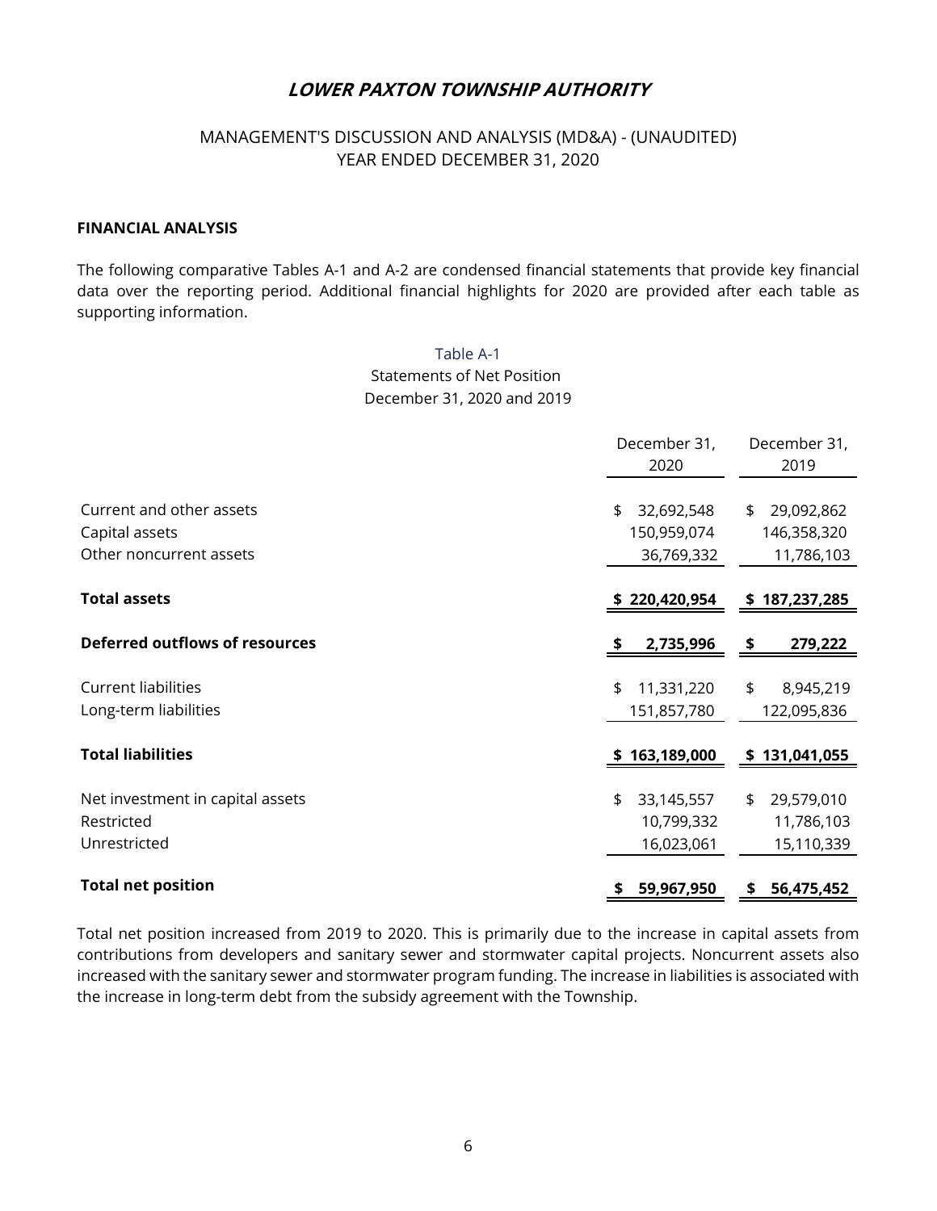# LOWER PAXTON TOWNSHIP AUTHORITY

MANAGEMENT'S DISCUSSION AND ANALYSIS (MD&A) - (UNAUDITED)
YEAR ENDED DECEMBER 31, 2020

## FINANCIAL ANALYSIS

The following comparative Tables A-1 and A-2 are condensed financial statements that provide key financial data over the reporting period. Additional financial highlights for 2020 are provided after each table as supporting information.

Table A-1
Statements of Net Position
December 31, 2020 and 2019

| | December 31, 2020 | December 31, 2019 |
|---|---|---|
| Current and other assets | $ 32,692,548 | $ 29,092,862 |
| Capital assets | 150,959,074 | 146,358,320 |
| Other noncurrent assets | 36,769,332 | 11,786,103 |
| **Total assets** | **$ 220,420,954** | **$ 187,237,285** |
| **Deferred outflows of resources** | **$ 2,735,996** | **$ 279,222** |
| Current liabilities | $ 11,331,220 | $ 8,945,219 |
| Long-term liabilities | 151,857,780 | 122,095,836 |
| **Total liabilities** | **$ 163,189,000** | **$ 131,041,055** |
| Net investment in capital assets | $ 33,145,557 | $ 29,579,010 |
| Restricted | 10,799,332 | 11,786,103 |
| Unrestricted | 16,023,061 | 15,110,339 |
| **Total net position** | **$ 59,967,950** | **$ 56,475,452** |

Total net position increased from 2019 to 2020. This is primarily due to the increase in capital assets from contributions from developers and sanitary sewer and stormwater capital projects. Noncurrent assets also increased with the sanitary sewer and stormwater program funding. The increase in liabilities is associated with the increase in long-term debt from the subsidy agreement with the Township.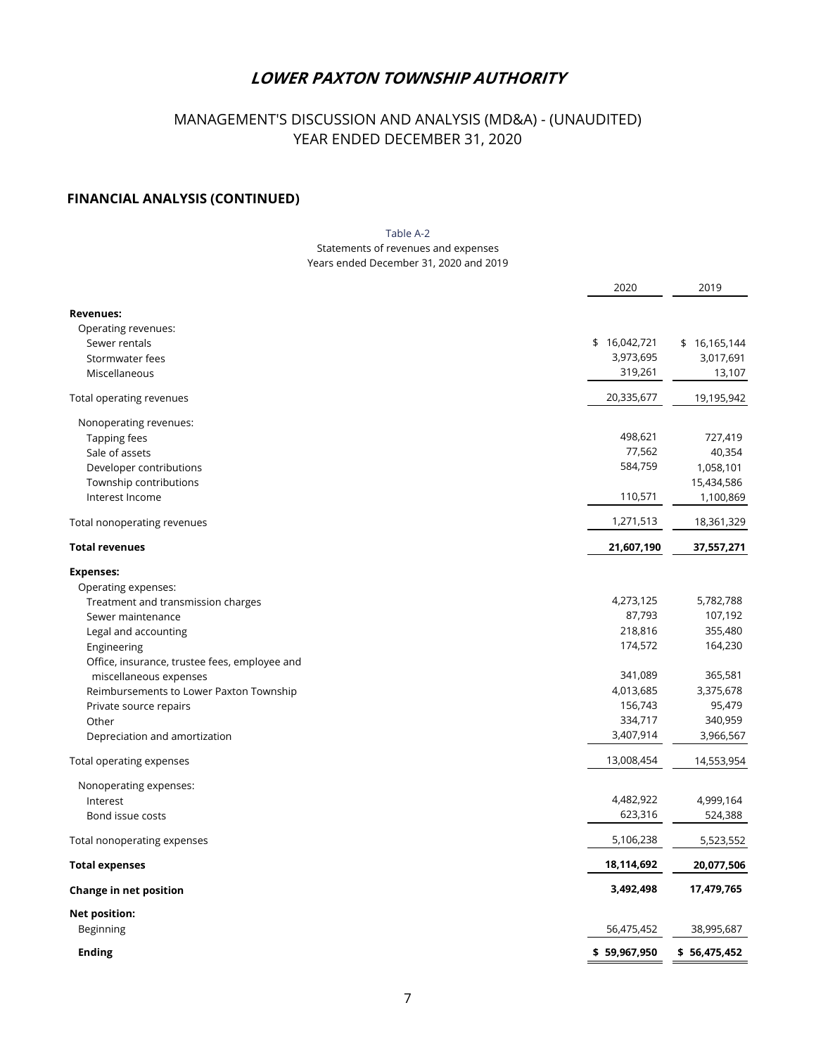# *LOWER PAXTON TOWNSHIP AUTHORITY*

## MANAGEMENT'S DISCUSSION AND ANALYSIS (MD&A) - (UNAUDITED)
## YEAR ENDED DECEMBER 31, 2020

### FINANCIAL ANALYSIS (CONTINUED)

Table A-2
Statements of revenues and expenses
Years ended December 31, 2020 and 2019

| | 2020 | 2019 |
|---|---|---|
| **Revenues:** | | |
| Operating revenues: | | |
| Sewer rentals | $ 16,042,721 | $ 16,165,144 |
| Stormwater fees | 3,973,695 | 3,017,691 |
| Miscellaneous | 319,261 | 13,107 |
| Total operating revenues | 20,335,677 | 19,195,942 |
| Nonoperating revenues: | | |
| Tapping fees | 498,621 | 727,419 |
| Sale of assets | 77,562 | 40,354 |
| Developer contributions | 584,759 | 1,058,101 |
| Township contributions | | 15,434,586 |
| Interest Income | 110,571 | 1,100,869 |
| Total nonoperating revenues | 1,271,513 | 18,361,329 |
| **Total revenues** | **21,607,190** | **37,557,271** |
| **Expenses:** | | |
| Operating expenses: | | |
| Treatment and transmission charges | 4,273,125 | 5,782,788 |
| Sewer maintenance | 87,793 | 107,192 |
| Legal and accounting | 218,816 | 355,480 |
| Engineering | 174,572 | 164,230 |
| Office, insurance, trustee fees, employee and miscellaneous expenses | 341,089 | 365,581 |
| Reimbursements to Lower Paxton Township | 4,013,685 | 3,375,678 |
| Private source repairs | 156,743 | 95,479 |
| Other | 334,717 | 340,959 |
| Depreciation and amortization | 3,407,914 | 3,966,567 |
| Total operating expenses | 13,008,454 | 14,553,954 |
| Nonoperating expenses: | | |
| Interest | 4,482,922 | 4,999,164 |
| Bond issue costs | 623,316 | 524,388 |
| Total nonoperating expenses | 5,106,238 | 5,523,552 |
| **Total expenses** | **18,114,692** | **20,077,506** |
| **Change in net position** | **3,492,498** | **17,479,765** |
| **Net position:** | | |
| Beginning | 56,475,452 | 38,995,687 |
| **Ending** | **$ 59,967,950** | **$ 56,475,452** |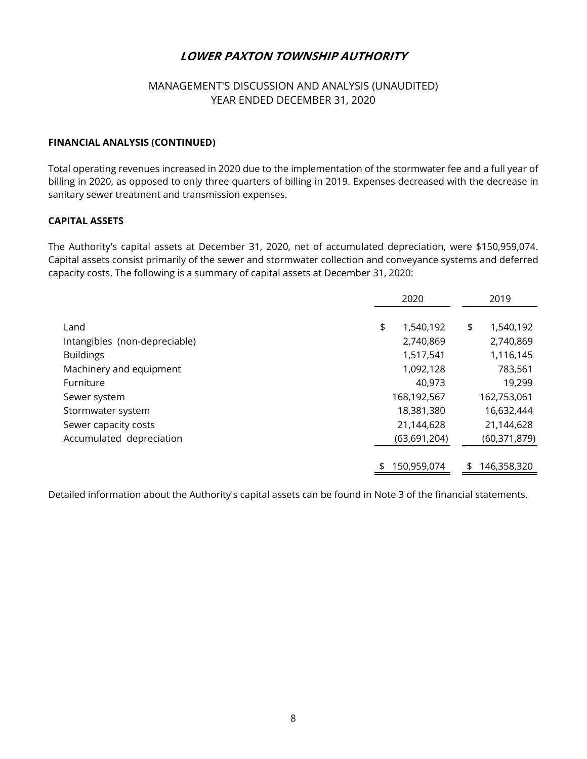# LOWER PAXTON TOWNSHIP AUTHORITY

MANAGEMENT'S DISCUSSION AND ANALYSIS (UNAUDITED)
YEAR ENDED DECEMBER 31, 2020

## FINANCIAL ANALYSIS (CONTINUED)

Total operating revenues increased in 2020 due to the implementation of the stormwater fee and a full year of billing in 2020, as opposed to only three quarters of billing in 2019. Expenses decreased with the decrease in sanitary sewer treatment and transmission expenses.

## CAPITAL ASSETS

The Authority's capital assets at December 31, 2020, net of accumulated depreciation, were $150,959,074. Capital assets consist primarily of the sewer and stormwater collection and conveyance systems and deferred capacity costs. The following is a summary of capital assets at December 31, 2020:

| | 2020 | 2019 |
|---|---|---|
| Land | $ 1,540,192 | $ 1,540,192 |
| Intangibles (non-depreciable) | 2,740,869 | 2,740,869 |
| Buildings | 1,517,541 | 1,116,145 |
| Machinery and equipment | 1,092,128 | 783,561 |
| Furniture | 40,973 | 19,299 |
| Sewer system | 168,192,567 | 162,753,061 |
| Stormwater system | 18,381,380 | 16,632,444 |
| Sewer capacity costs | 21,144,628 | 21,144,628 |
| Accumulated depreciation | (63,691,204) | (60,371,879) |
| | $ 150,959,074 | $ 146,358,320 |

Detailed information about the Authority's capital assets can be found in Note 3 of the financial statements.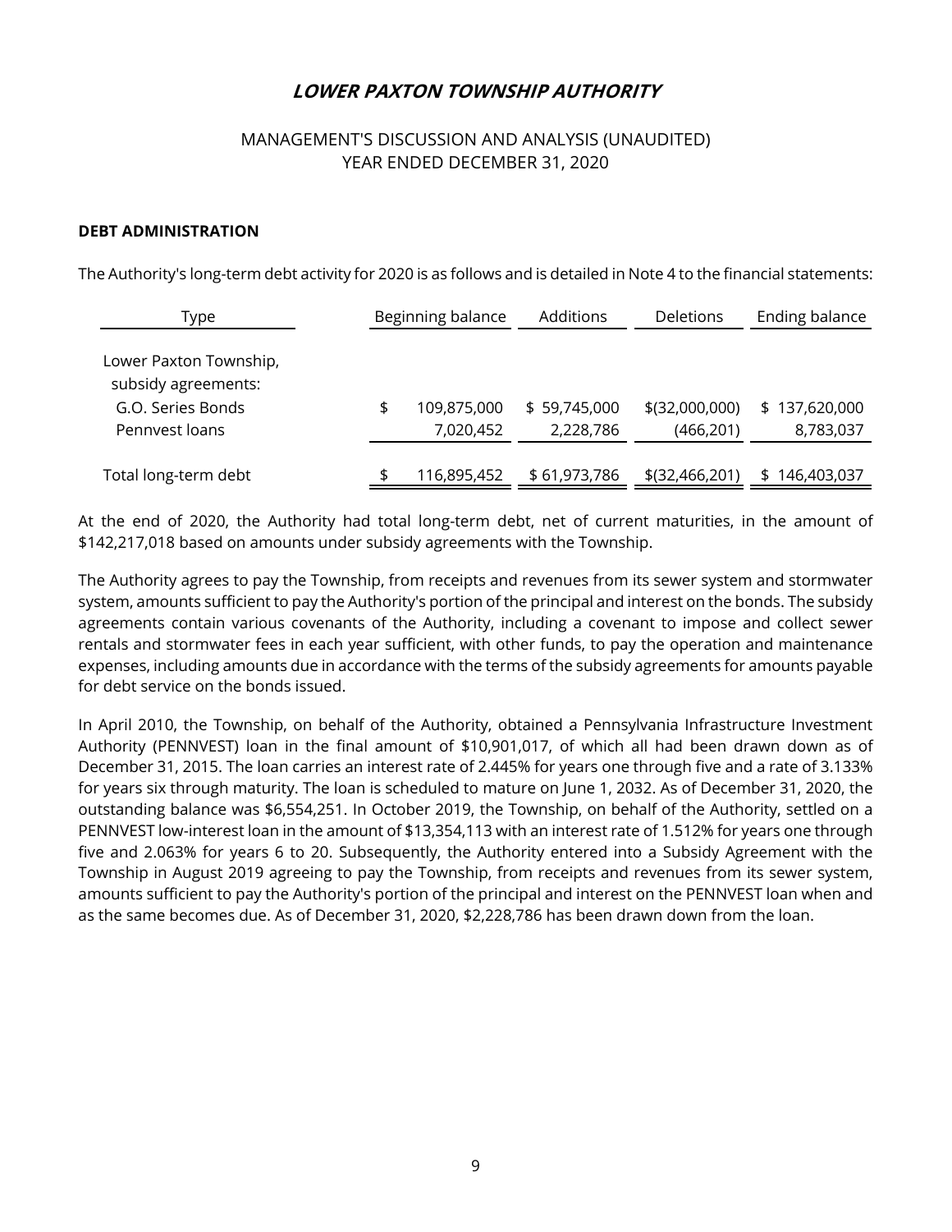# LOWER PAXTON TOWNSHIP AUTHORITY

MANAGEMENT'S DISCUSSION AND ANALYSIS (UNAUDITED)
YEAR ENDED DECEMBER 31, 2020

## DEBT ADMINISTRATION

The Authority's long-term debt activity for 2020 is as follows and is detailed in Note 4 to the financial statements:

| Type | Beginning balance | Additions | Deletions | Ending balance |
|---|---|---|---|---|
| Lower Paxton Township, subsidy agreements: | | | | |
| G.O. Series Bonds | $ 109,875,000 | $ 59,745,000 | $(32,000,000) | $ 137,620,000 |
| Pennvest loans | 7,020,452 | 2,228,786 | (466,201) | 8,783,037 |
| Total long-term debt | $ 116,895,452 | $ 61,973,786 | $(32,466,201) | $ 146,403,037 |

At the end of 2020, the Authority had total long-term debt, net of current maturities, in the amount of $142,217,018 based on amounts under subsidy agreements with the Township.

The Authority agrees to pay the Township, from receipts and revenues from its sewer system and stormwater system, amounts sufficient to pay the Authority's portion of the principal and interest on the bonds. The subsidy agreements contain various covenants of the Authority, including a covenant to impose and collect sewer rentals and stormwater fees in each year sufficient, with other funds, to pay the operation and maintenance expenses, including amounts due in accordance with the terms of the subsidy agreements for amounts payable for debt service on the bonds issued.

In April 2010, the Township, on behalf of the Authority, obtained a Pennsylvania Infrastructure Investment Authority (PENNVEST) loan in the final amount of $10,901,017, of which all had been drawn down as of December 31, 2015. The loan carries an interest rate of 2.445% for years one through five and a rate of 3.133% for years six through maturity. The loan is scheduled to mature on June 1, 2032. As of December 31, 2020, the outstanding balance was $6,554,251. In October 2019, the Township, on behalf of the Authority, settled on a PENNVEST low-interest loan in the amount of $13,354,113 with an interest rate of 1.512% for years one through five and 2.063% for years 6 to 20. Subsequently, the Authority entered into a Subsidy Agreement with the Township in August 2019 agreeing to pay the Township, from receipts and revenues from its sewer system, amounts sufficient to pay the Authority's portion of the principal and interest on the PENNVEST loan when and as the same becomes due. As of December 31, 2020, $2,228,786 has been drawn down from the loan.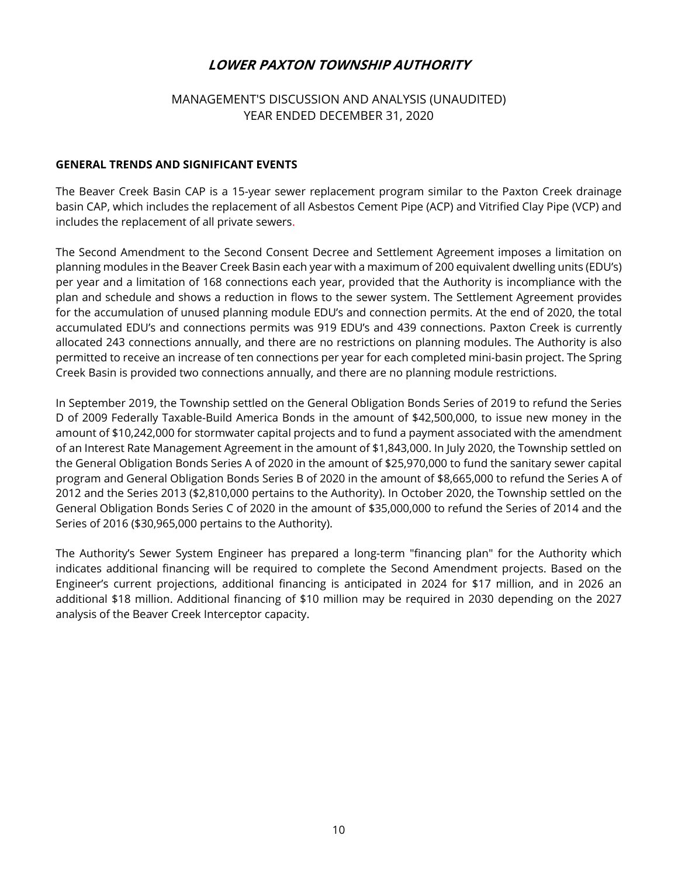# LOWER PAXTON TOWNSHIP AUTHORITY

MANAGEMENT'S DISCUSSION AND ANALYSIS (UNAUDITED)
YEAR ENDED DECEMBER 31, 2020

## GENERAL TRENDS AND SIGNIFICANT EVENTS

The Beaver Creek Basin CAP is a 15-year sewer replacement program similar to the Paxton Creek drainage basin CAP, which includes the replacement of all Asbestos Cement Pipe (ACP) and Vitrified Clay Pipe (VCP) and includes the replacement of all private sewers.

The Second Amendment to the Second Consent Decree and Settlement Agreement imposes a limitation on planning modules in the Beaver Creek Basin each year with a maximum of 200 equivalent dwelling units (EDU's) per year and a limitation of 168 connections each year, provided that the Authority is incompliance with the plan and schedule and shows a reduction in flows to the sewer system. The Settlement Agreement provides for the accumulation of unused planning module EDU's and connection permits. At the end of 2020, the total accumulated EDU's and connections permits was 919 EDU's and 439 connections. Paxton Creek is currently allocated 243 connections annually, and there are no restrictions on planning modules. The Authority is also permitted to receive an increase of ten connections per year for each completed mini-basin project. The Spring Creek Basin is provided two connections annually, and there are no planning module restrictions.

In September 2019, the Township settled on the General Obligation Bonds Series of 2019 to refund the Series D of 2009 Federally Taxable-Build America Bonds in the amount of $42,500,000, to issue new money in the amount of $10,242,000 for stormwater capital projects and to fund a payment associated with the amendment of an Interest Rate Management Agreement in the amount of $1,843,000. In July 2020, the Township settled on the General Obligation Bonds Series A of 2020 in the amount of $25,970,000 to fund the sanitary sewer capital program and General Obligation Bonds Series B of 2020 in the amount of $8,665,000 to refund the Series A of 2012 and the Series 2013 ($2,810,000 pertains to the Authority). In October 2020, the Township settled on the General Obligation Bonds Series C of 2020 in the amount of $35,000,000 to refund the Series of 2014 and the Series of 2016 ($30,965,000 pertains to the Authority).

The Authority's Sewer System Engineer has prepared a long-term "financing plan" for the Authority which indicates additional financing will be required to complete the Second Amendment projects. Based on the Engineer's current projections, additional financing is anticipated in 2024 for $17 million, and in 2026 an additional $18 million. Additional financing of $10 million may be required in 2030 depending on the 2027 analysis of the Beaver Creek Interceptor capacity.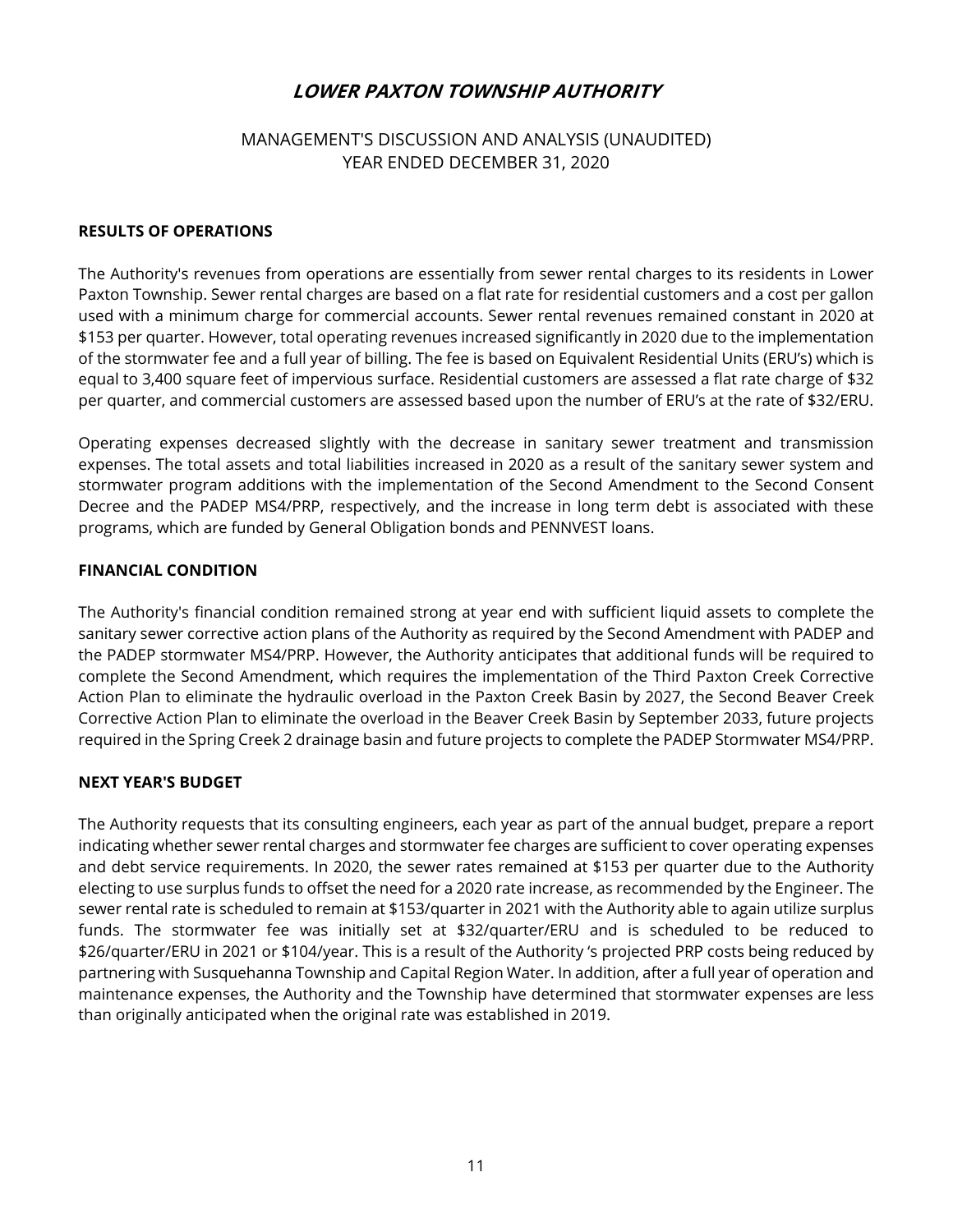# LOWER PAXTON TOWNSHIP AUTHORITY

MANAGEMENT'S DISCUSSION AND ANALYSIS (UNAUDITED)
YEAR ENDED DECEMBER 31, 2020

**RESULTS OF OPERATIONS**

The Authority's revenues from operations are essentially from sewer rental charges to its residents in Lower Paxton Township. Sewer rental charges are based on a flat rate for residential customers and a cost per gallon used with a minimum charge for commercial accounts. Sewer rental revenues remained constant in 2020 at $153 per quarter. However, total operating revenues increased significantly in 2020 due to the implementation of the stormwater fee and a full year of billing. The fee is based on Equivalent Residential Units (ERU's) which is equal to 3,400 square feet of impervious surface. Residential customers are assessed a flat rate charge of $32 per quarter, and commercial customers are assessed based upon the number of ERU's at the rate of $32/ERU.

Operating expenses decreased slightly with the decrease in sanitary sewer treatment and transmission expenses. The total assets and total liabilities increased in 2020 as a result of the sanitary sewer system and stormwater program additions with the implementation of the Second Amendment to the Second Consent Decree and the PADEP MS4/PRP, respectively, and the increase in long term debt is associated with these programs, which are funded by General Obligation bonds and PENNVEST loans.

**FINANCIAL CONDITION**

The Authority's financial condition remained strong at year end with sufficient liquid assets to complete the sanitary sewer corrective action plans of the Authority as required by the Second Amendment with PADEP and the PADEP stormwater MS4/PRP. However, the Authority anticipates that additional funds will be required to complete the Second Amendment, which requires the implementation of the Third Paxton Creek Corrective Action Plan to eliminate the hydraulic overload in the Paxton Creek Basin by 2027, the Second Beaver Creek Corrective Action Plan to eliminate the overload in the Beaver Creek Basin by September 2033, future projects required in the Spring Creek 2 drainage basin and future projects to complete the PADEP Stormwater MS4/PRP.

**NEXT YEAR'S BUDGET**

The Authority requests that its consulting engineers, each year as part of the annual budget, prepare a report indicating whether sewer rental charges and stormwater fee charges are sufficient to cover operating expenses and debt service requirements. In 2020, the sewer rates remained at $153 per quarter due to the Authority electing to use surplus funds to offset the need for a 2020 rate increase, as recommended by the Engineer. The sewer rental rate is scheduled to remain at $153/quarter in 2021 with the Authority able to again utilize surplus funds. The stormwater fee was initially set at $32/quarter/ERU and is scheduled to be reduced to $26/quarter/ERU in 2021 or $104/year. This is a result of the Authority 's projected PRP costs being reduced by partnering with Susquehanna Township and Capital Region Water. In addition, after a full year of operation and maintenance expenses, the Authority and the Township have determined that stormwater expenses are less than originally anticipated when the original rate was established in 2019.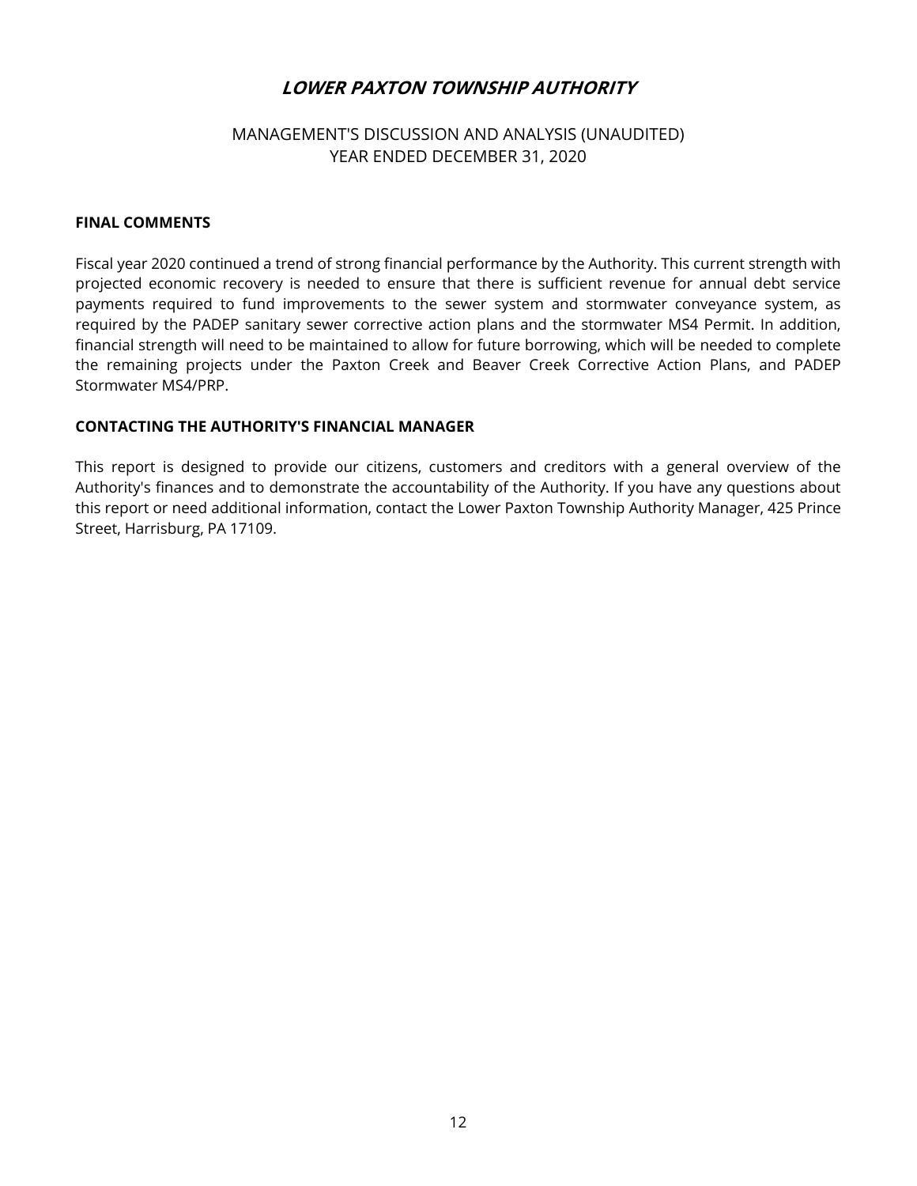# LOWER PAXTON TOWNSHIP AUTHORITY

MANAGEMENT'S DISCUSSION AND ANALYSIS (UNAUDITED)
YEAR ENDED DECEMBER 31, 2020

## FINAL COMMENTS

Fiscal year 2020 continued a trend of strong financial performance by the Authority. This current strength with projected economic recovery is needed to ensure that there is sufficient revenue for annual debt service payments required to fund improvements to the sewer system and stormwater conveyance system, as required by the PADEP sanitary sewer corrective action plans and the stormwater MS4 Permit. In addition, financial strength will need to be maintained to allow for future borrowing, which will be needed to complete the remaining projects under the Paxton Creek and Beaver Creek Corrective Action Plans, and PADEP Stormwater MS4/PRP.

## CONTACTING THE AUTHORITY'S FINANCIAL MANAGER

This report is designed to provide our citizens, customers and creditors with a general overview of the Authority's finances and to demonstrate the accountability of the Authority. If you have any questions about this report or need additional information, contact the Lower Paxton Township Authority Manager, 425 Prince Street, Harrisburg, PA 17109.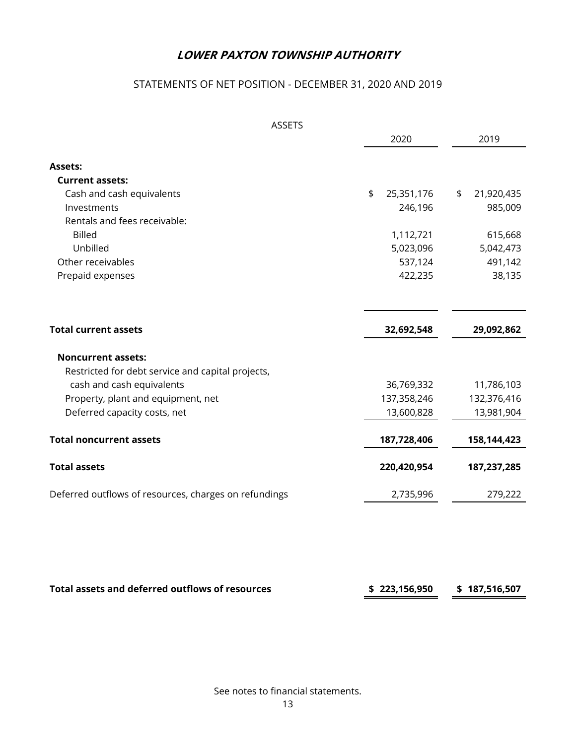# LOWER PAXTON TOWNSHIP AUTHORITY

## STATEMENTS OF NET POSITION - DECEMBER 31, 2020 AND 2019

ASSETS

| | 2020 | 2019 |
|---|---|---|
| **Assets:** | | |
| **Current assets:** | | |
| Cash and cash equivalents | $ 25,351,176 | $ 21,920,435 |
| Investments | 246,196 | 985,009 |
| Rentals and fees receivable: | | |
| Billed | 1,112,721 | 615,668 |
| Unbilled | 5,023,096 | 5,042,473 |
| Other receivables | 537,124 | 491,142 |
| Prepaid expenses | 422,235 | 38,135 |
| **Total current assets** | **32,692,548** | **29,092,862** |
| **Noncurrent assets:** | | |
| Restricted for debt service and capital projects, cash and cash equivalents | 36,769,332 | 11,786,103 |
| Property, plant and equipment, net | 137,358,246 | 132,376,416 |
| Deferred capacity costs, net | 13,600,828 | 13,981,904 |
| **Total noncurrent assets** | **187,728,406** | **158,144,423** |
| **Total assets** | **220,420,954** | **187,237,285** |
| Deferred outflows of resources, charges on refundings | 2,735,996 | 279,222 |
| **Total assets and deferred outflows of resources** | **$ 223,156,950** | **$ 187,516,507** |

See notes to financial statements.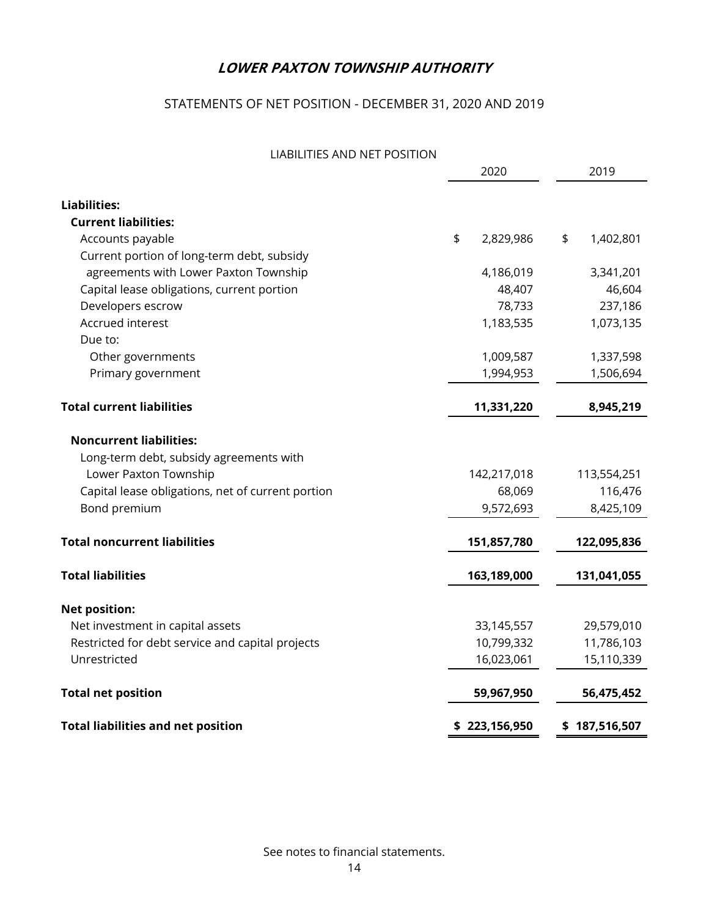# LOWER PAXTON TOWNSHIP AUTHORITY

## STATEMENTS OF NET POSITION - DECEMBER 31, 2020 AND 2019

LIABILITIES AND NET POSITION

| | 2020 | 2019 |
|---|---|---|
| **Liabilities:** | | |
| **Current liabilities:** | | |
| Accounts payable | $ 2,829,986 | $ 1,402,801 |
| Current portion of long-term debt, subsidy agreements with Lower Paxton Township | 4,186,019 | 3,341,201 |
| Capital lease obligations, current portion | 48,407 | 46,604 |
| Developers escrow | 78,733 | 237,186 |
| Accrued interest | 1,183,535 | 1,073,135 |
| Due to: | | |
| Other governments | 1,009,587 | 1,337,598 |
| Primary government | 1,994,953 | 1,506,694 |
| **Total current liabilities** | **11,331,220** | **8,945,219** |
| **Noncurrent liabilities:** | | |
| Long-term debt, subsidy agreements with Lower Paxton Township | 142,217,018 | 113,554,251 |
| Capital lease obligations, net of current portion | 68,069 | 116,476 |
| Bond premium | 9,572,693 | 8,425,109 |
| **Total noncurrent liabilities** | **151,857,780** | **122,095,836** |
| **Total liabilities** | **163,189,000** | **131,041,055** |
| **Net position:** | | |
| Net investment in capital assets | 33,145,557 | 29,579,010 |
| Restricted for debt service and capital projects | 10,799,332 | 11,786,103 |
| Unrestricted | 16,023,061 | 15,110,339 |
| **Total net position** | **59,967,950** | **56,475,452** |
| **Total liabilities and net position** | **$ 223,156,950** | **$ 187,516,507** |

See notes to financial statements.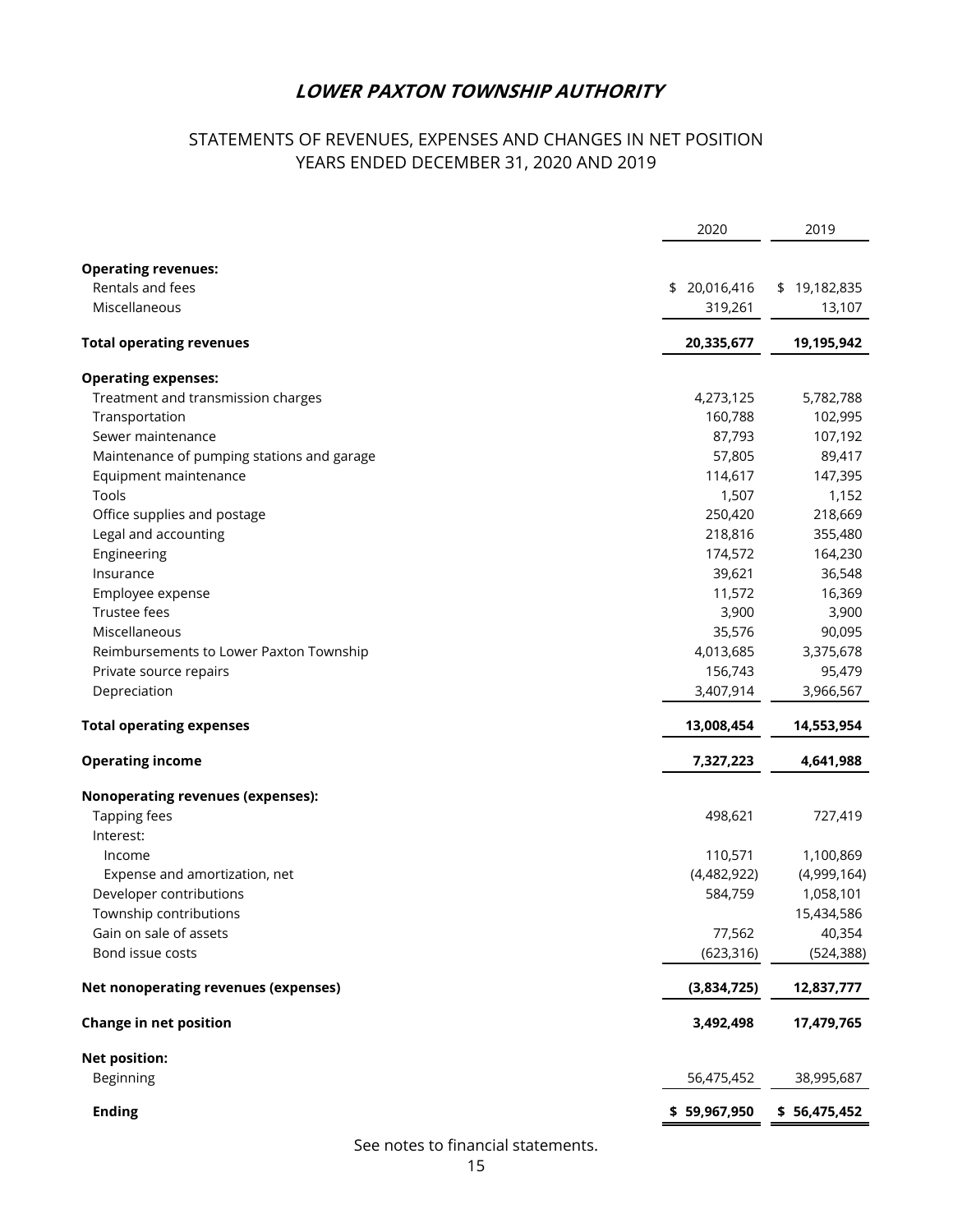# *LOWER PAXTON TOWNSHIP AUTHORITY*

## STATEMENTS OF REVENUES, EXPENSES AND CHANGES IN NET POSITION
## YEARS ENDED DECEMBER 31, 2020 AND 2019

| | 2020 | 2019 |
|---|---|---|
| **Operating revenues:** | | |
| Rentals and fees | $ 20,016,416 | $ 19,182,835 |
| Miscellaneous | 319,261 | 13,107 |
| **Total operating revenues** | **20,335,677** | **19,195,942** |
| **Operating expenses:** | | |
| Treatment and transmission charges | 4,273,125 | 5,782,788 |
| Transportation | 160,788 | 102,995 |
| Sewer maintenance | 87,793 | 107,192 |
| Maintenance of pumping stations and garage | 57,805 | 89,417 |
| Equipment maintenance | 114,617 | 147,395 |
| Tools | 1,507 | 1,152 |
| Office supplies and postage | 250,420 | 218,669 |
| Legal and accounting | 218,816 | 355,480 |
| Engineering | 174,572 | 164,230 |
| Insurance | 39,621 | 36,548 |
| Employee expense | 11,572 | 16,369 |
| Trustee fees | 3,900 | 3,900 |
| Miscellaneous | 35,576 | 90,095 |
| Reimbursements to Lower Paxton Township | 4,013,685 | 3,375,678 |
| Private source repairs | 156,743 | 95,479 |
| Depreciation | 3,407,914 | 3,966,567 |
| **Total operating expenses** | **13,008,454** | **14,553,954** |
| **Operating income** | **7,327,223** | **4,641,988** |
| **Nonoperating revenues (expenses):** | | |
| Tapping fees | 498,621 | 727,419 |
| Interest: | | |
| Income | 110,571 | 1,100,869 |
| Expense and amortization, net | (4,482,922) | (4,999,164) |
| Developer contributions | 584,759 | 1,058,101 |
| Township contributions | | 15,434,586 |
| Gain on sale of assets | 77,562 | 40,354 |
| Bond issue costs | (623,316) | (524,388) |
| **Net nonoperating revenues (expenses)** | **(3,834,725)** | **12,837,777** |
| **Change in net position** | **3,492,498** | **17,479,765** |
| **Net position:** | | |
| Beginning | 56,475,452 | 38,995,687 |
| **Ending** | **$ 59,967,950** | **$ 56,475,452** |

See notes to financial statements.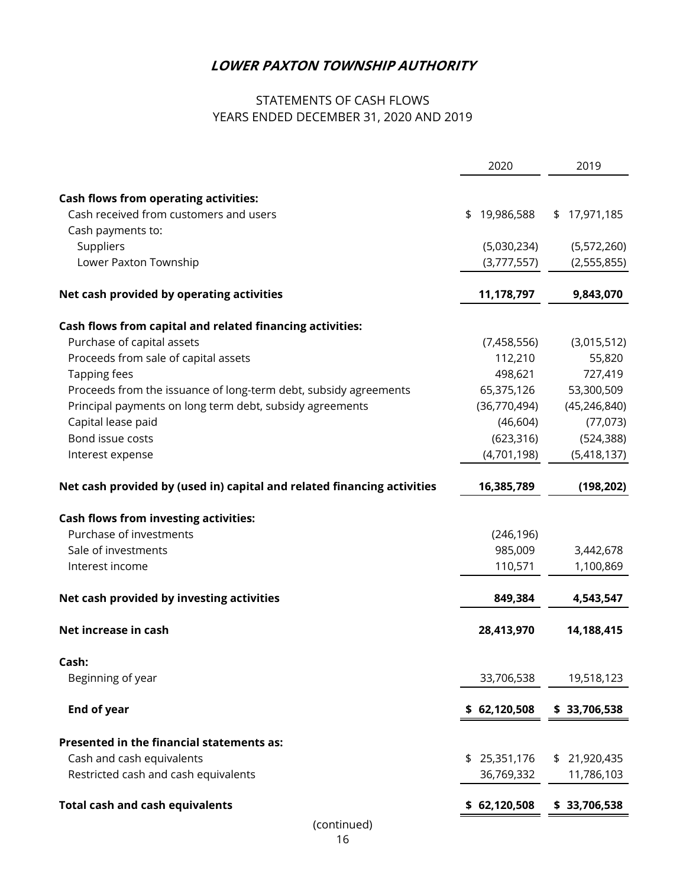# LOWER PAXTON TOWNSHIP AUTHORITY

## STATEMENTS OF CASH FLOWS
## YEARS ENDED DECEMBER 31, 2020 AND 2019

| | 2020 | 2019 |
|---|---|---|
| **Cash flows from operating activities:** | | |
| Cash received from customers and users | $ 19,986,588 | $ 17,971,185 |
| Cash payments to: | | |
| Suppliers | (5,030,234) | (5,572,260) |
| Lower Paxton Township | (3,777,557) | (2,555,855) |
| **Net cash provided by operating activities** | **11,178,797** | **9,843,070** |
| **Cash flows from capital and related financing activities:** | | |
| Purchase of capital assets | (7,458,556) | (3,015,512) |
| Proceeds from sale of capital assets | 112,210 | 55,820 |
| Tapping fees | 498,621 | 727,419 |
| Proceeds from the issuance of long-term debt, subsidy agreements | 65,375,126 | 53,300,509 |
| Principal payments on long term debt, subsidy agreements | (36,770,494) | (45,246,840) |
| Capital lease paid | (46,604) | (77,073) |
| Bond issue costs | (623,316) | (524,388) |
| Interest expense | (4,701,198) | (5,418,137) |
| **Net cash provided by (used in) capital and related financing activities** | **16,385,789** | **(198,202)** |
| **Cash flows from investing activities:** | | |
| Purchase of investments | (246,196) | |
| Sale of investments | 985,009 | 3,442,678 |
| Interest income | 110,571 | 1,100,869 |
| **Net cash provided by investing activities** | **849,384** | **4,543,547** |
| **Net increase in cash** | **28,413,970** | **14,188,415** |
| **Cash:** | | |
| Beginning of year | 33,706,538 | 19,518,123 |
| **End of year** | **$ 62,120,508** | **$ 33,706,538** |
| **Presented in the financial statements as:** | | |
| Cash and cash equivalents | $ 25,351,176 | $ 21,920,435 |
| Restricted cash and cash equivalents | 36,769,332 | 11,786,103 |
| **Total cash and cash equivalents** | **$ 62,120,508** | **$ 33,706,538** |

(continued)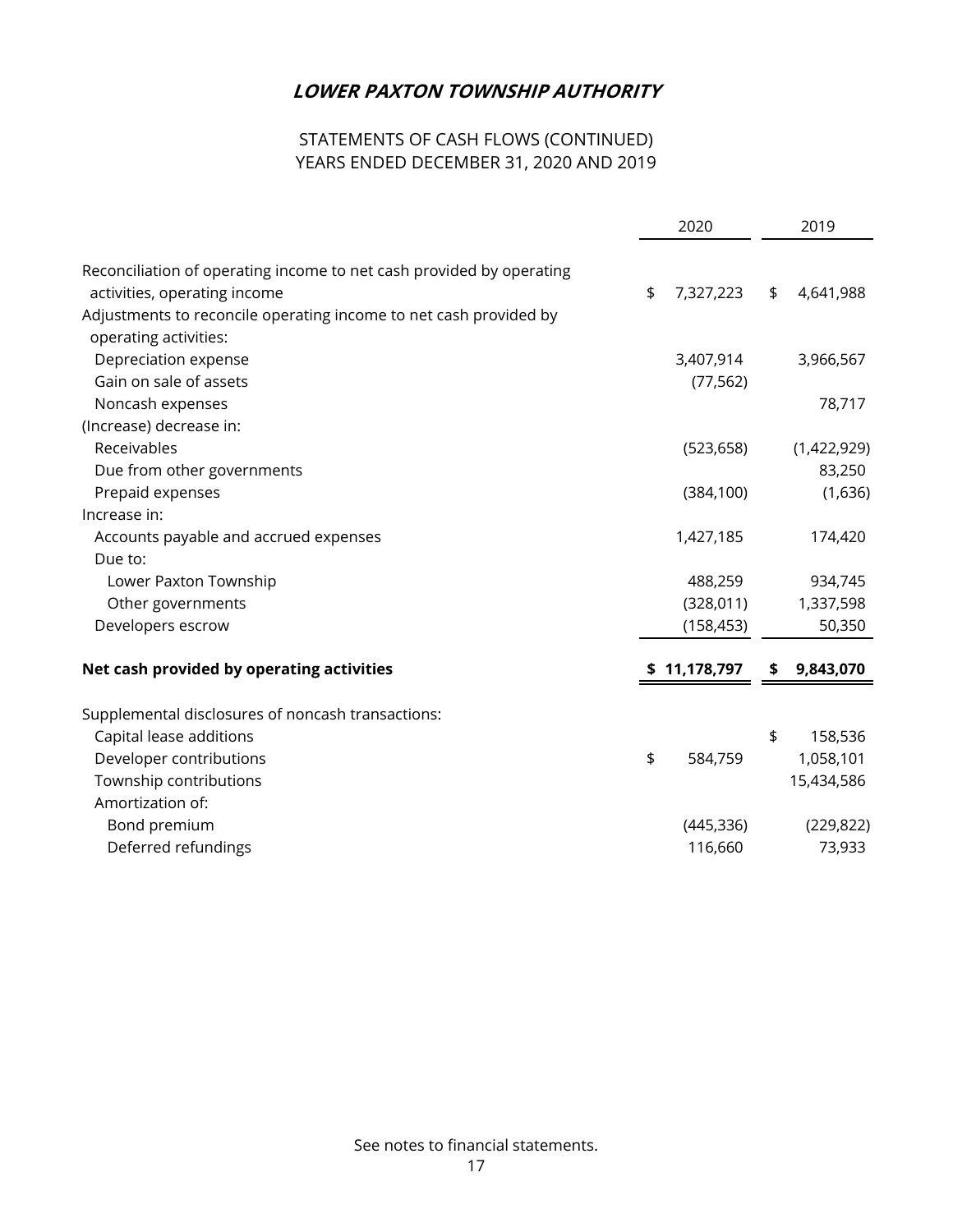# LOWER PAXTON TOWNSHIP AUTHORITY

STATEMENTS OF CASH FLOWS (CONTINUED)
YEARS ENDED DECEMBER 31, 2020 AND 2019

| | 2020 | 2019 |
|---|---|---|
| Reconciliation of operating income to net cash provided by operating activities, operating income | $ 7,327,223 | $ 4,641,988 |
| Adjustments to reconcile operating income to net cash provided by operating activities: | | |
| Depreciation expense | 3,407,914 | 3,966,567 |
| Gain on sale of assets | (77,562) | |
| Noncash expenses | | 78,717 |
| (Increase) decrease in: | | |
| Receivables | (523,658) | (1,422,929) |
| Due from other governments | | 83,250 |
| Prepaid expenses | (384,100) | (1,636) |
| Increase in: | | |
| Accounts payable and accrued expenses | 1,427,185 | 174,420 |
| Due to: | | |
| Lower Paxton Township | 488,259 | 934,745 |
| Other governments | (328,011) | 1,337,598 |
| Developers escrow | (158,453) | 50,350 |
| **Net cash provided by operating activities** | **$ 11,178,797** | **$ 9,843,070** |
| Supplemental disclosures of noncash transactions: | | |
| Capital lease additions | | $ 158,536 |
| Developer contributions | $ 584,759 | 1,058,101 |
| Township contributions | | 15,434,586 |
| Amortization of: | | |
| Bond premium | (445,336) | (229,822) |
| Deferred refundings | 116,660 | 73,933 |

See notes to financial statements.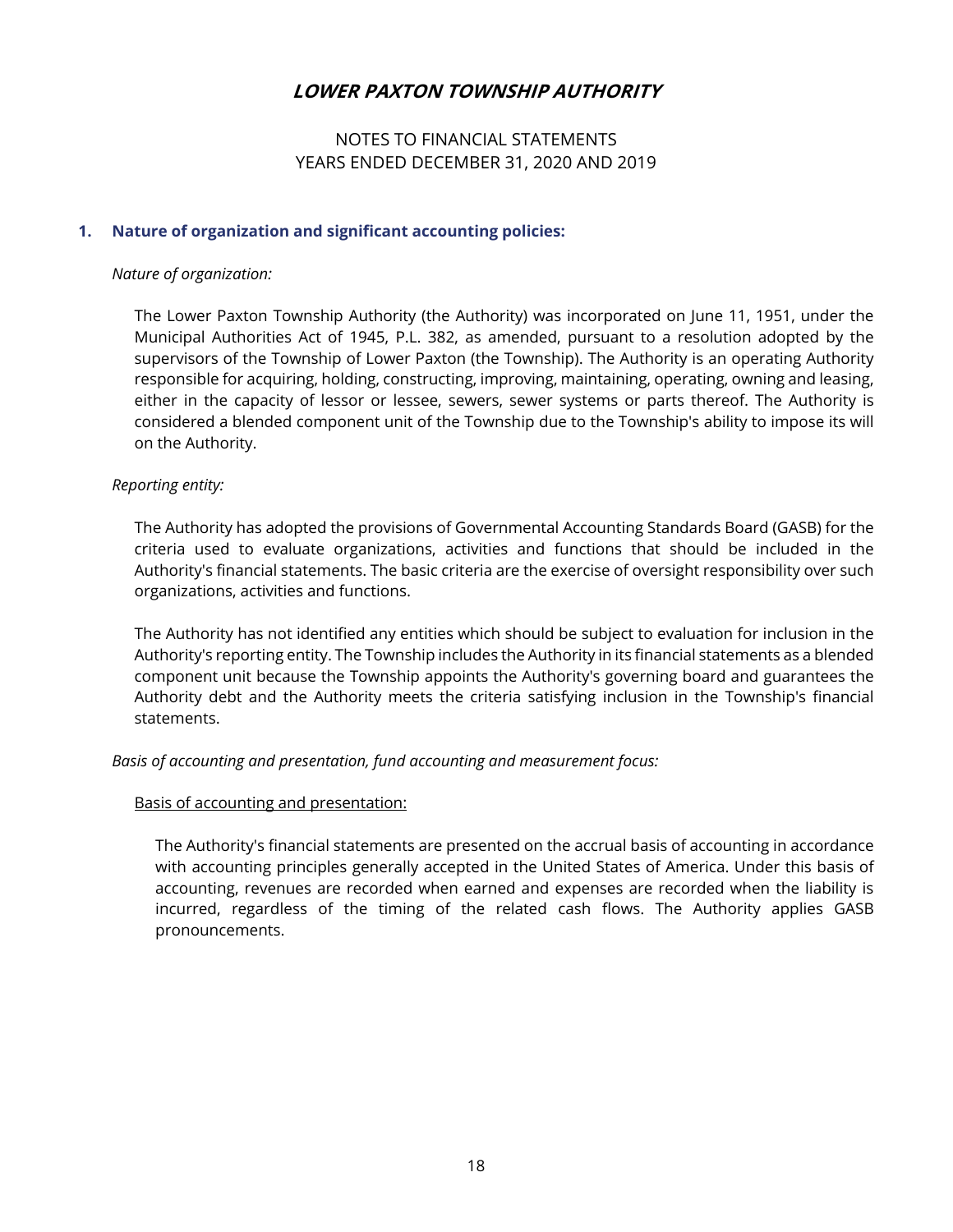# LOWER PAXTON TOWNSHIP AUTHORITY

NOTES TO FINANCIAL STATEMENTS
YEARS ENDED DECEMBER 31, 2020 AND 2019

## 1. Nature of organization and significant accounting policies:

*Nature of organization:*

The Lower Paxton Township Authority (the Authority) was incorporated on June 11, 1951, under the Municipal Authorities Act of 1945, P.L. 382, as amended, pursuant to a resolution adopted by the supervisors of the Township of Lower Paxton (the Township). The Authority is an operating Authority responsible for acquiring, holding, constructing, improving, maintaining, operating, owning and leasing, either in the capacity of lessor or lessee, sewers, sewer systems or parts thereof. The Authority is considered a blended component unit of the Township due to the Township's ability to impose its will on the Authority.

*Reporting entity:*

The Authority has adopted the provisions of Governmental Accounting Standards Board (GASB) for the criteria used to evaluate organizations, activities and functions that should be included in the Authority's financial statements. The basic criteria are the exercise of oversight responsibility over such organizations, activities and functions.

The Authority has not identified any entities which should be subject to evaluation for inclusion in the Authority's reporting entity. The Township includes the Authority in its financial statements as a blended component unit because the Township appoints the Authority's governing board and guarantees the Authority debt and the Authority meets the criteria satisfying inclusion in the Township's financial statements.

*Basis of accounting and presentation, fund accounting and measurement focus:*

Basis of accounting and presentation:

The Authority's financial statements are presented on the accrual basis of accounting in accordance with accounting principles generally accepted in the United States of America. Under this basis of accounting, revenues are recorded when earned and expenses are recorded when the liability is incurred, regardless of the timing of the related cash flows. The Authority applies GASB pronouncements.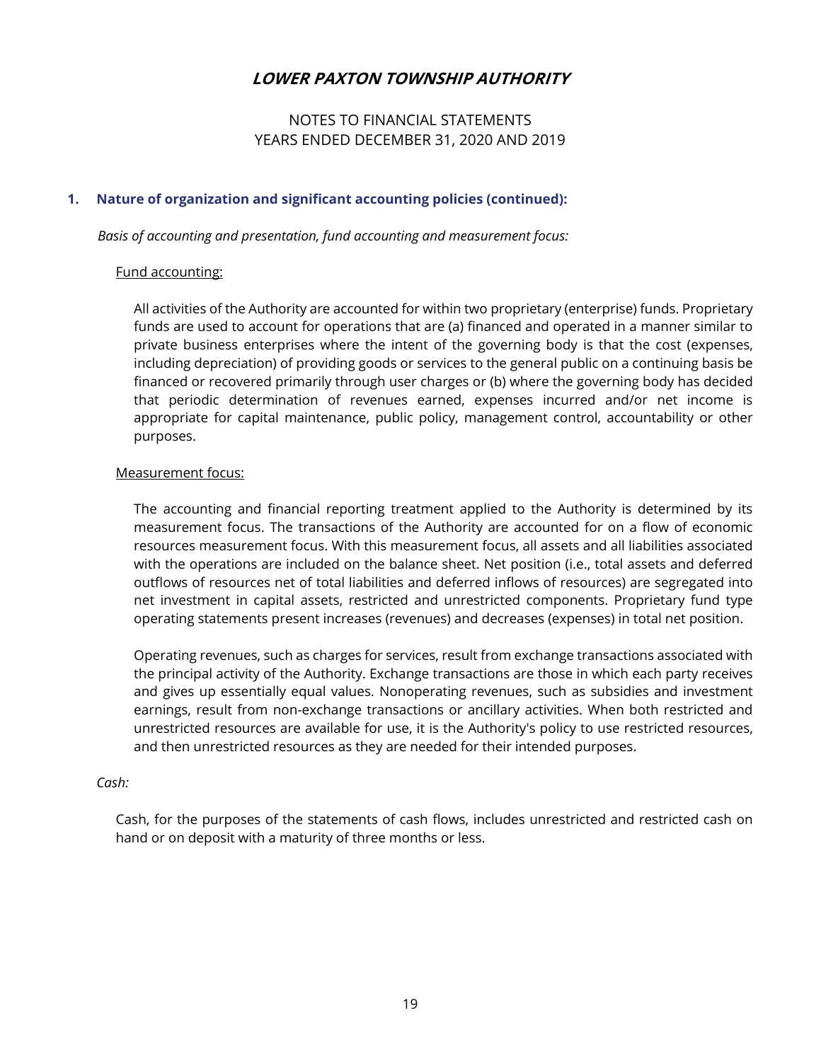# LOWER PAXTON TOWNSHIP AUTHORITY

NOTES TO FINANCIAL STATEMENTS
YEARS ENDED DECEMBER 31, 2020 AND 2019

## 1. Nature of organization and significant accounting policies (continued):

*Basis of accounting and presentation, fund accounting and measurement focus:*

Fund accounting:

All activities of the Authority are accounted for within two proprietary (enterprise) funds. Proprietary funds are used to account for operations that are (a) financed and operated in a manner similar to private business enterprises where the intent of the governing body is that the cost (expenses, including depreciation) of providing goods or services to the general public on a continuing basis be financed or recovered primarily through user charges or (b) where the governing body has decided that periodic determination of revenues earned, expenses incurred and/or net income is appropriate for capital maintenance, public policy, management control, accountability or other purposes.

Measurement focus:

The accounting and financial reporting treatment applied to the Authority is determined by its measurement focus. The transactions of the Authority are accounted for on a flow of economic resources measurement focus. With this measurement focus, all assets and all liabilities associated with the operations are included on the balance sheet. Net position (i.e., total assets and deferred outflows of resources net of total liabilities and deferred inflows of resources) are segregated into net investment in capital assets, restricted and unrestricted components. Proprietary fund type operating statements present increases (revenues) and decreases (expenses) in total net position.

Operating revenues, such as charges for services, result from exchange transactions associated with the principal activity of the Authority. Exchange transactions are those in which each party receives and gives up essentially equal values. Nonoperating revenues, such as subsidies and investment earnings, result from non-exchange transactions or ancillary activities. When both restricted and unrestricted resources are available for use, it is the Authority's policy to use restricted resources, and then unrestricted resources as they are needed for their intended purposes.

*Cash:*

Cash, for the purposes of the statements of cash flows, includes unrestricted and restricted cash on hand or on deposit with a maturity of three months or less.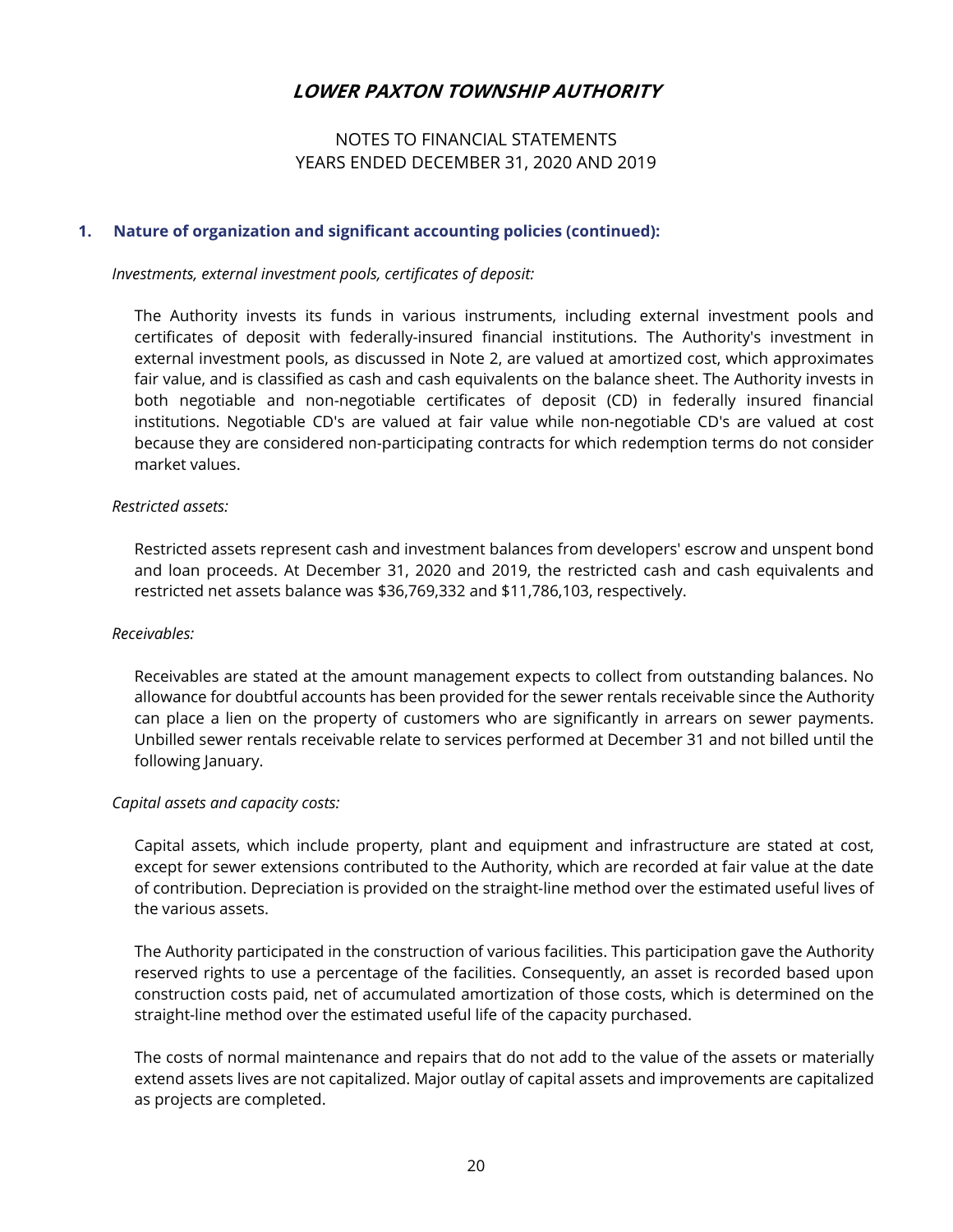# LOWER PAXTON TOWNSHIP AUTHORITY

NOTES TO FINANCIAL STATEMENTS
YEARS ENDED DECEMBER 31, 2020 AND 2019

## 1. Nature of organization and significant accounting policies (continued):

*Investments, external investment pools, certificates of deposit:*

The Authority invests its funds in various instruments, including external investment pools and certificates of deposit with federally-insured financial institutions. The Authority's investment in external investment pools, as discussed in Note 2, are valued at amortized cost, which approximates fair value, and is classified as cash and cash equivalents on the balance sheet. The Authority invests in both negotiable and non-negotiable certificates of deposit (CD) in federally insured financial institutions. Negotiable CD's are valued at fair value while non-negotiable CD's are valued at cost because they are considered non-participating contracts for which redemption terms do not consider market values.

*Restricted assets:*

Restricted assets represent cash and investment balances from developers' escrow and unspent bond and loan proceeds. At December 31, 2020 and 2019, the restricted cash and cash equivalents and restricted net assets balance was $36,769,332 and $11,786,103, respectively.

*Receivables:*

Receivables are stated at the amount management expects to collect from outstanding balances. No allowance for doubtful accounts has been provided for the sewer rentals receivable since the Authority can place a lien on the property of customers who are significantly in arrears on sewer payments. Unbilled sewer rentals receivable relate to services performed at December 31 and not billed until the following January.

*Capital assets and capacity costs:*

Capital assets, which include property, plant and equipment and infrastructure are stated at cost, except for sewer extensions contributed to the Authority, which are recorded at fair value at the date of contribution. Depreciation is provided on the straight-line method over the estimated useful lives of the various assets.

The Authority participated in the construction of various facilities. This participation gave the Authority reserved rights to use a percentage of the facilities. Consequently, an asset is recorded based upon construction costs paid, net of accumulated amortization of those costs, which is determined on the straight-line method over the estimated useful life of the capacity purchased.

The costs of normal maintenance and repairs that do not add to the value of the assets or materially extend assets lives are not capitalized. Major outlay of capital assets and improvements are capitalized as projects are completed.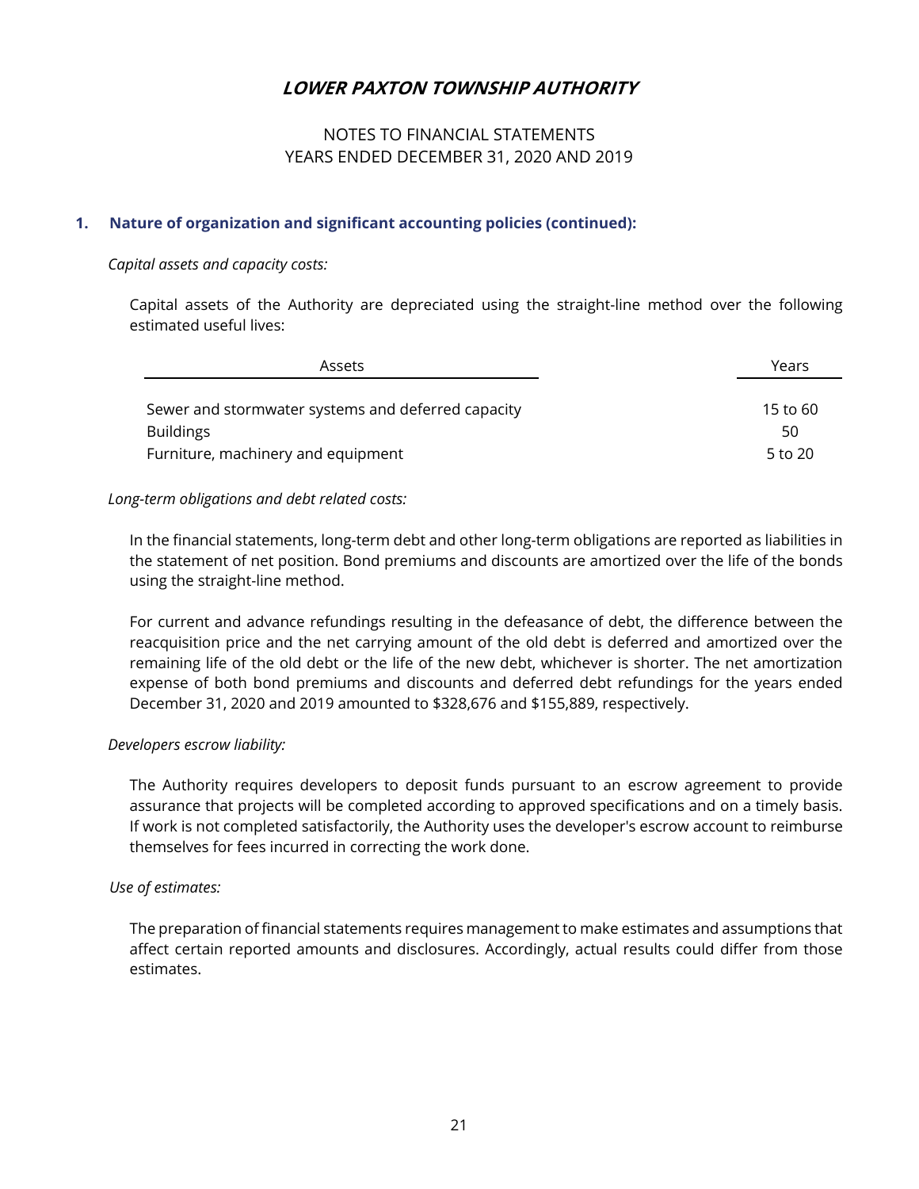# LOWER PAXTON TOWNSHIP AUTHORITY

NOTES TO FINANCIAL STATEMENTS
YEARS ENDED DECEMBER 31, 2020 AND 2019

## 1. Nature of organization and significant accounting policies (continued):

*Capital assets and capacity costs:*

Capital assets of the Authority are depreciated using the straight-line method over the following estimated useful lives:

| Assets | Years |
|---|---|
| Sewer and stormwater systems and deferred capacity | 15 to 60 |
| Buildings | 50 |
| Furniture, machinery and equipment | 5 to 20 |

*Long-term obligations and debt related costs:*

In the financial statements, long-term debt and other long-term obligations are reported as liabilities in the statement of net position. Bond premiums and discounts are amortized over the life of the bonds using the straight-line method.

For current and advance refundings resulting in the defeasance of debt, the difference between the reacquisition price and the net carrying amount of the old debt is deferred and amortized over the remaining life of the old debt or the life of the new debt, whichever is shorter. The net amortization expense of both bond premiums and discounts and deferred debt refundings for the years ended December 31, 2020 and 2019 amounted to $328,676 and $155,889, respectively.

*Developers escrow liability:*

The Authority requires developers to deposit funds pursuant to an escrow agreement to provide assurance that projects will be completed according to approved specifications and on a timely basis. If work is not completed satisfactorily, the Authority uses the developer's escrow account to reimburse themselves for fees incurred in correcting the work done.

*Use of estimates:*

The preparation of financial statements requires management to make estimates and assumptions that affect certain reported amounts and disclosures. Accordingly, actual results could differ from those estimates.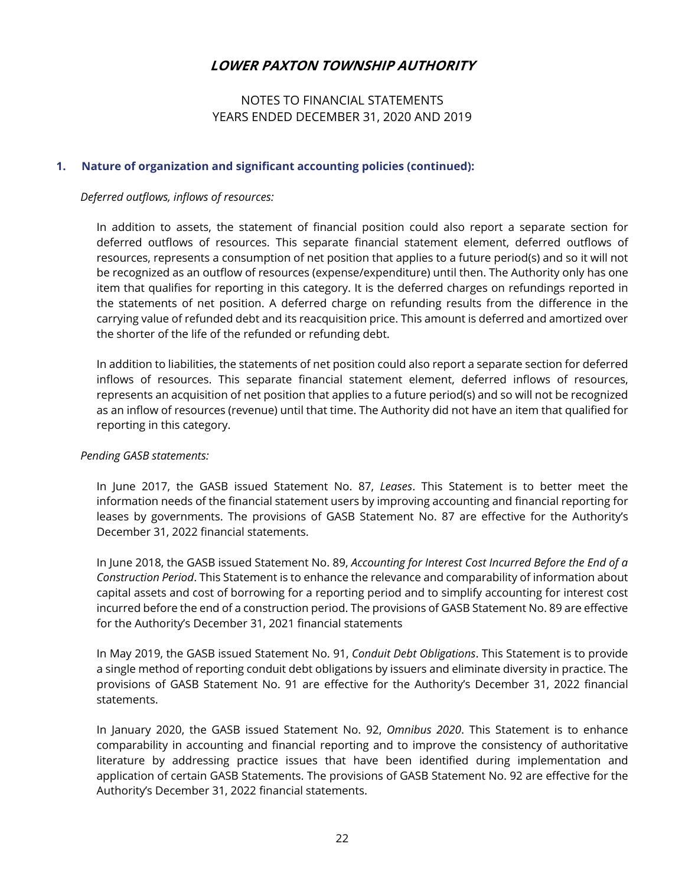# LOWER PAXTON TOWNSHIP AUTHORITY

NOTES TO FINANCIAL STATEMENTS
YEARS ENDED DECEMBER 31, 2020 AND 2019

## 1. Nature of organization and significant accounting policies (continued):

*Deferred outflows, inflows of resources:*

In addition to assets, the statement of financial position could also report a separate section for deferred outflows of resources. This separate financial statement element, deferred outflows of resources, represents a consumption of net position that applies to a future period(s) and so it will not be recognized as an outflow of resources (expense/expenditure) until then. The Authority only has one item that qualifies for reporting in this category. It is the deferred charges on refundings reported in the statements of net position. A deferred charge on refunding results from the difference in the carrying value of refunded debt and its reacquisition price. This amount is deferred and amortized over the shorter of the life of the refunded or refunding debt.

In addition to liabilities, the statements of net position could also report a separate section for deferred inflows of resources. This separate financial statement element, deferred inflows of resources, represents an acquisition of net position that applies to a future period(s) and so will not be recognized as an inflow of resources (revenue) until that time. The Authority did not have an item that qualified for reporting in this category.

*Pending GASB statements:*

In June 2017, the GASB issued Statement No. 87, *Leases*. This Statement is to better meet the information needs of the financial statement users by improving accounting and financial reporting for leases by governments. The provisions of GASB Statement No. 87 are effective for the Authority's December 31, 2022 financial statements.

In June 2018, the GASB issued Statement No. 89, *Accounting for Interest Cost Incurred Before the End of a Construction Period*. This Statement is to enhance the relevance and comparability of information about capital assets and cost of borrowing for a reporting period and to simplify accounting for interest cost incurred before the end of a construction period. The provisions of GASB Statement No. 89 are effective for the Authority's December 31, 2021 financial statements

In May 2019, the GASB issued Statement No. 91, *Conduit Debt Obligations*. This Statement is to provide a single method of reporting conduit debt obligations by issuers and eliminate diversity in practice. The provisions of GASB Statement No. 91 are effective for the Authority's December 31, 2022 financial statements.

In January 2020, the GASB issued Statement No. 92, *Omnibus 2020*. This Statement is to enhance comparability in accounting and financial reporting and to improve the consistency of authoritative literature by addressing practice issues that have been identified during implementation and application of certain GASB Statements. The provisions of GASB Statement No. 92 are effective for the Authority's December 31, 2022 financial statements.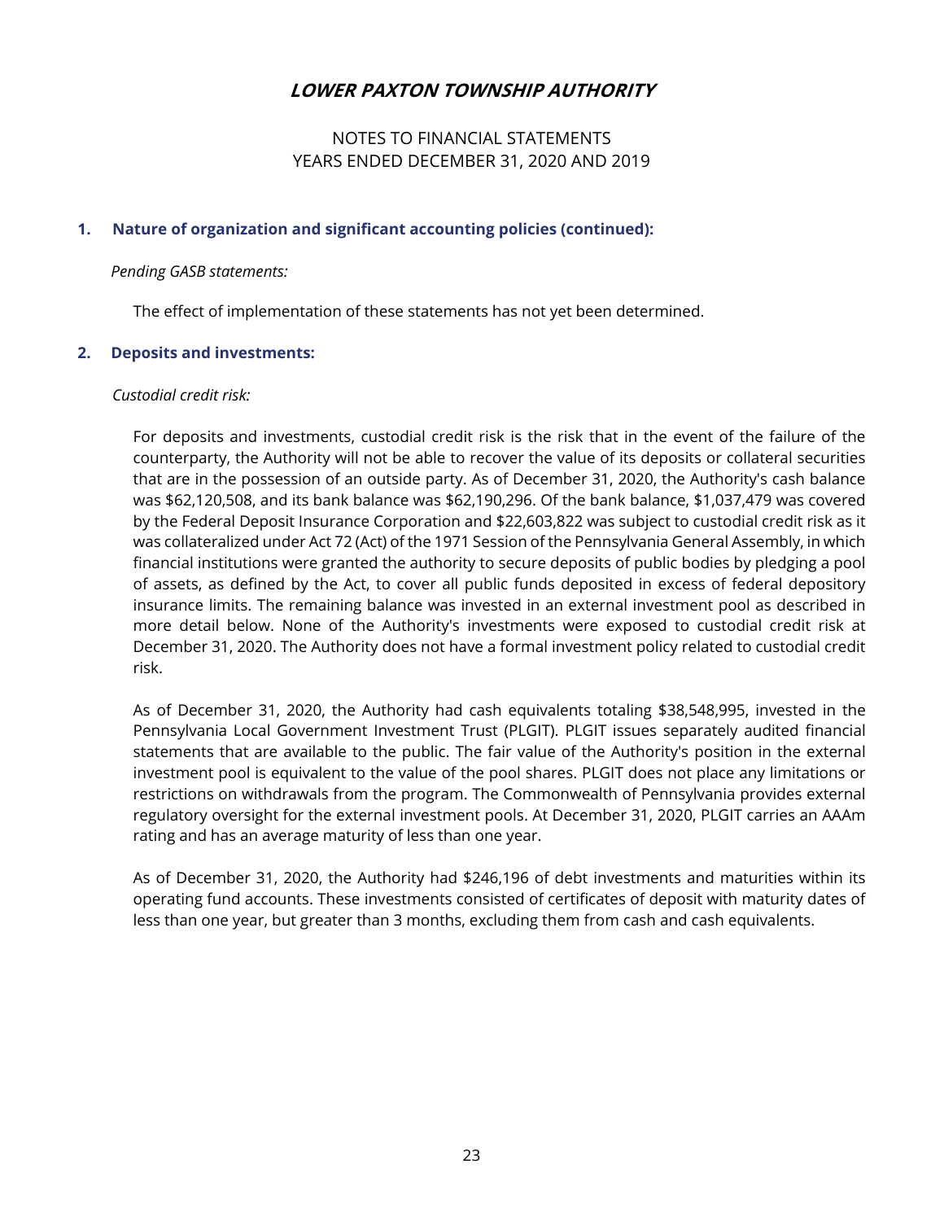# LOWER PAXTON TOWNSHIP AUTHORITY

NOTES TO FINANCIAL STATEMENTS
YEARS ENDED DECEMBER 31, 2020 AND 2019

## 1. Nature of organization and significant accounting policies (continued):

*Pending GASB statements:*

The effect of implementation of these statements has not yet been determined.

## 2. Deposits and investments:

*Custodial credit risk:*

For deposits and investments, custodial credit risk is the risk that in the event of the failure of the counterparty, the Authority will not be able to recover the value of its deposits or collateral securities that are in the possession of an outside party. As of December 31, 2020, the Authority's cash balance was $62,120,508, and its bank balance was $62,190,296. Of the bank balance, $1,037,479 was covered by the Federal Deposit Insurance Corporation and $22,603,822 was subject to custodial credit risk as it was collateralized under Act 72 (Act) of the 1971 Session of the Pennsylvania General Assembly, in which financial institutions were granted the authority to secure deposits of public bodies by pledging a pool of assets, as defined by the Act, to cover all public funds deposited in excess of federal depository insurance limits. The remaining balance was invested in an external investment pool as described in more detail below. None of the Authority's investments were exposed to custodial credit risk at December 31, 2020. The Authority does not have a formal investment policy related to custodial credit risk.

As of December 31, 2020, the Authority had cash equivalents totaling $38,548,995, invested in the Pennsylvania Local Government Investment Trust (PLGIT). PLGIT issues separately audited financial statements that are available to the public. The fair value of the Authority's position in the external investment pool is equivalent to the value of the pool shares. PLGIT does not place any limitations or restrictions on withdrawals from the program. The Commonwealth of Pennsylvania provides external regulatory oversight for the external investment pools. At December 31, 2020, PLGIT carries an AAAm rating and has an average maturity of less than one year.

As of December 31, 2020, the Authority had $246,196 of debt investments and maturities within its operating fund accounts. These investments consisted of certificates of deposit with maturity dates of less than one year, but greater than 3 months, excluding them from cash and cash equivalents.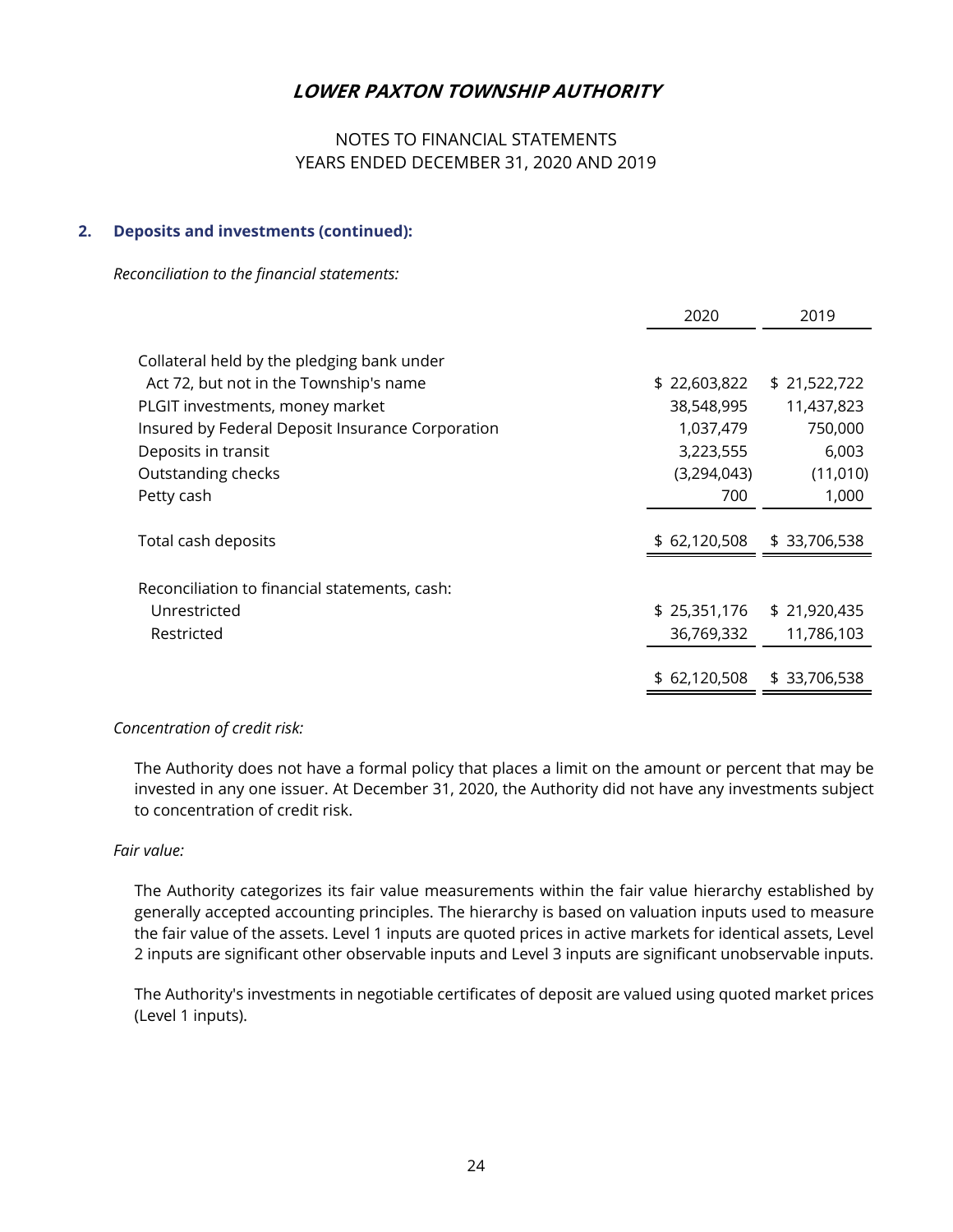# LOWER PAXTON TOWNSHIP AUTHORITY

NOTES TO FINANCIAL STATEMENTS
YEARS ENDED DECEMBER 31, 2020 AND 2019

## 2. Deposits and investments (continued):

*Reconciliation to the financial statements:*

| | 2020 | 2019 |
|---|---|---|
| Collateral held by the pledging bank under Act 72, but not in the Township's name | $ 22,603,822 | $ 21,522,722 |
| PLGIT investments, money market | 38,548,995 | 11,437,823 |
| Insured by Federal Deposit Insurance Corporation | 1,037,479 | 750,000 |
| Deposits in transit | 3,223,555 | 6,003 |
| Outstanding checks | (3,294,043) | (11,010) |
| Petty cash | 700 | 1,000 |
| Total cash deposits | $ 62,120,508 | $ 33,706,538 |
| Reconciliation to financial statements, cash: | | |
| Unrestricted | $ 25,351,176 | $ 21,920,435 |
| Restricted | 36,769,332 | 11,786,103 |
| | $ 62,120,508 | $ 33,706,538 |

*Concentration of credit risk:*

The Authority does not have a formal policy that places a limit on the amount or percent that may be invested in any one issuer. At December 31, 2020, the Authority did not have any investments subject to concentration of credit risk.

*Fair value:*

The Authority categorizes its fair value measurements within the fair value hierarchy established by generally accepted accounting principles. The hierarchy is based on valuation inputs used to measure the fair value of the assets. Level 1 inputs are quoted prices in active markets for identical assets, Level 2 inputs are significant other observable inputs and Level 3 inputs are significant unobservable inputs.

The Authority's investments in negotiable certificates of deposit are valued using quoted market prices (Level 1 inputs).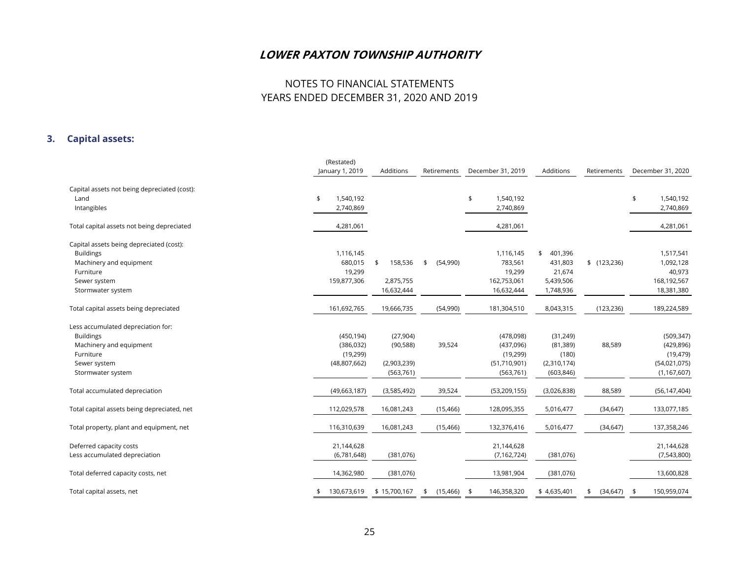# LOWER PAXTON TOWNSHIP AUTHORITY

NOTES TO FINANCIAL STATEMENTS
YEARS ENDED DECEMBER 31, 2020 AND 2019

## 3. Capital assets:

| | (Restated) January 1, 2019 | Additions | Retirements | December 31, 2019 | Additions | Retirements | December 31, 2020 |
|---|---|---|---|---|---|---|---|
| Capital assets not being depreciated (cost): | | | | | | | |
| Land | $ 1,540,192 | | | $ 1,540,192 | | | $ 1,540,192 |
| Intangibles | 2,740,869 | | | 2,740,869 | | | 2,740,869 |
| Total capital assets not being depreciated | 4,281,061 | | | 4,281,061 | | | 4,281,061 |
| Capital assets being depreciated (cost): | | | | | | | |
| Buildings | 1,116,145 | | | 1,116,145 | $ 401,396 | | 1,517,541 |
| Machinery and equipment | 680,015 | $ 158,536 | $ (54,990) | 783,561 | 431,803 | $ (123,236) | 1,092,128 |
| Furniture | 19,299 | | | 19,299 | 21,674 | | 40,973 |
| Sewer system | 159,877,306 | 2,875,755 | | 162,753,061 | 5,439,506 | | 168,192,567 |
| Stormwater system | | 16,632,444 | | 16,632,444 | 1,748,936 | | 18,381,380 |
| Total capital assets being depreciated | 161,692,765 | 19,666,735 | (54,990) | 181,304,510 | 8,043,315 | (123,236) | 189,224,589 |
| Less accumulated depreciation for: | | | | | | | |
| Buildings | (450,194) | (27,904) | | (478,098) | (31,249) | | (509,347) |
| Machinery and equipment | (386,032) | (90,588) | 39,524 | (437,096) | (81,389) | 88,589 | (429,896) |
| Furniture | (19,299) | | | (19,299) | (180) | | (19,479) |
| Sewer system | (48,807,662) | (2,903,239) | | (51,710,901) | (2,310,174) | | (54,021,075) |
| Stormwater system | | (563,761) | | (563,761) | (603,846) | | (1,167,607) |
| Total accumulated depreciation | (49,663,187) | (3,585,492) | 39,524 | (53,209,155) | (3,026,838) | 88,589 | (56,147,404) |
| Total capital assets being depreciated, net | 112,029,578 | 16,081,243 | (15,466) | 128,095,355 | 5,016,477 | (34,647) | 133,077,185 |
| Total property, plant and equipment, net | 116,310,639 | 16,081,243 | (15,466) | 132,376,416 | 5,016,477 | (34,647) | 137,358,246 |
| Deferred capacity costs | 21,144,628 | | | 21,144,628 | | | 21,144,628 |
| Less accumulated depreciation | (6,781,648) | (381,076) | | (7,162,724) | (381,076) | | (7,543,800) |
| Total deferred capacity costs, net | 14,362,980 | (381,076) | | 13,981,904 | (381,076) | | 13,600,828 |
| Total capital assets, net | $ 130,673,619 | $ 15,700,167 | $ (15,466) | $ 146,358,320 | $ 4,635,401 | $ (34,647) | $ 150,959,074 |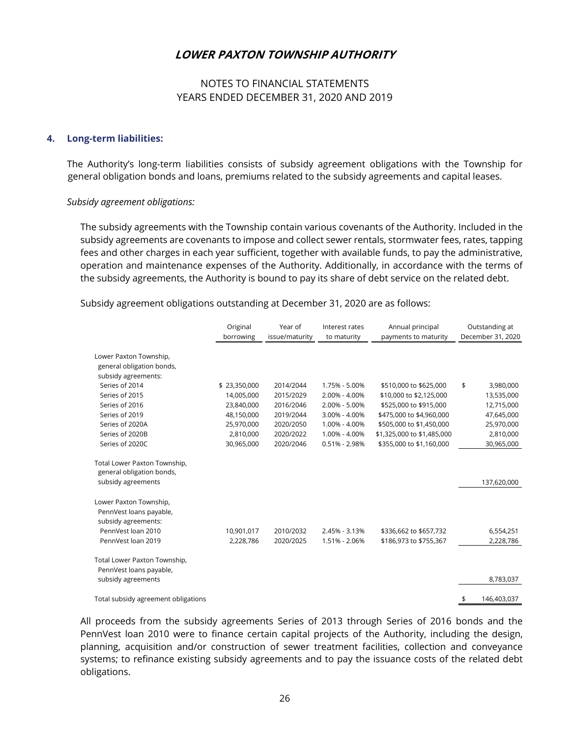# LOWER PAXTON TOWNSHIP AUTHORITY

NOTES TO FINANCIAL STATEMENTS
YEARS ENDED DECEMBER 31, 2020 AND 2019

## 4. Long-term liabilities:

The Authority's long-term liabilities consists of subsidy agreement obligations with the Township for general obligation bonds and loans, premiums related to the subsidy agreements and capital leases.

*Subsidy agreement obligations:*

The subsidy agreements with the Township contain various covenants of the Authority. Included in the subsidy agreements are covenants to impose and collect sewer rentals, stormwater fees, rates, tapping fees and other charges in each year sufficient, together with available funds, to pay the administrative, operation and maintenance expenses of the Authority. Additionally, in accordance with the terms of the subsidy agreements, the Authority is bound to pay its share of debt service on the related debt.

Subsidy agreement obligations outstanding at December 31, 2020 are as follows:

| | Original borrowing | Year of issue/maturity | Interest rates to maturity | Annual principal payments to maturity | Outstanding at December 31, 2020 |
|---|---|---|---|---|---|
| Lower Paxton Township, general obligation bonds, subsidy agreements: | | | | | |
| Series of 2014 | $ 23,350,000 | 2014/2044 | 1.75% - 5.00% | \$510,000 to \$625,000 | $ 3,980,000 |
| Series of 2015 | 14,005,000 | 2015/2029 | 2.00% - 4.00% | \$10,000 to \$2,125,000 | 13,535,000 |
| Series of 2016 | 23,840,000 | 2016/2046 | 2.00% - 5.00% | \$525,000 to \$915,000 | 12,715,000 |
| Series of 2019 | 48,150,000 | 2019/2044 | 3.00% - 4.00% | \$475,000 to \$4,960,000 | 47,645,000 |
| Series of 2020A | 25,970,000 | 2020/2050 | 1.00% - 4.00% | \$505,000 to \$1,450,000 | 25,970,000 |
| Series of 2020B | 2,810,000 | 2020/2022 | 1.00% - 4.00% | \$1,325,000 to \$1,485,000 | 2,810,000 |
| Series of 2020C | 30,965,000 | 2020/2046 | 0.51% - 2.98% | \$355,000 to \$1,160,000 | 30,965,000 |
| Total Lower Paxton Township, general obligation bonds, subsidy agreements | | | | | 137,620,000 |
| Lower Paxton Township, PennVest loans payable, subsidy agreements: | | | | | |
| PennVest loan 2010 | 10,901,017 | 2010/2032 | 2.45% - 3.13% | \$336,662 to \$657,732 | 6,554,251 |
| PennVest loan 2019 | 2,228,786 | 2020/2025 | 1.51% - 2.06% | \$186,973 to \$755,367 | 2,228,786 |
| Total Lower Paxton Township, PennVest loans payable, subsidy agreements | | | | | 8,783,037 |
| Total subsidy agreement obligations | | | | | $ 146,403,037 |

All proceeds from the subsidy agreements Series of 2013 through Series of 2016 bonds and the PennVest loan 2010 were to finance certain capital projects of the Authority, including the design, planning, acquisition and/or construction of sewer treatment facilities, collection and conveyance systems; to refinance existing subsidy agreements and to pay the issuance costs of the related debt obligations.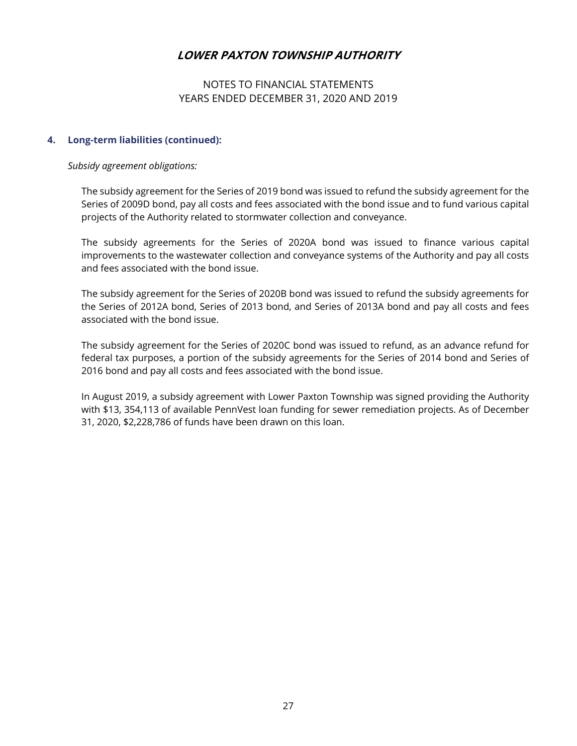# LOWER PAXTON TOWNSHIP AUTHORITY

NOTES TO FINANCIAL STATEMENTS
YEARS ENDED DECEMBER 31, 2020 AND 2019

## 4. Long-term liabilities (continued):

*Subsidy agreement obligations:*

The subsidy agreement for the Series of 2019 bond was issued to refund the subsidy agreement for the Series of 2009D bond, pay all costs and fees associated with the bond issue and to fund various capital projects of the Authority related to stormwater collection and conveyance.

The subsidy agreements for the Series of 2020A bond was issued to finance various capital improvements to the wastewater collection and conveyance systems of the Authority and pay all costs and fees associated with the bond issue.

The subsidy agreement for the Series of 2020B bond was issued to refund the subsidy agreements for the Series of 2012A bond, Series of 2013 bond, and Series of 2013A bond and pay all costs and fees associated with the bond issue.

The subsidy agreement for the Series of 2020C bond was issued to refund, as an advance refund for federal tax purposes, a portion of the subsidy agreements for the Series of 2014 bond and Series of 2016 bond and pay all costs and fees associated with the bond issue.

In August 2019, a subsidy agreement with Lower Paxton Township was signed providing the Authority with $13, 354,113 of available PennVest loan funding for sewer remediation projects. As of December 31, 2020, $2,228,786 of funds have been drawn on this loan.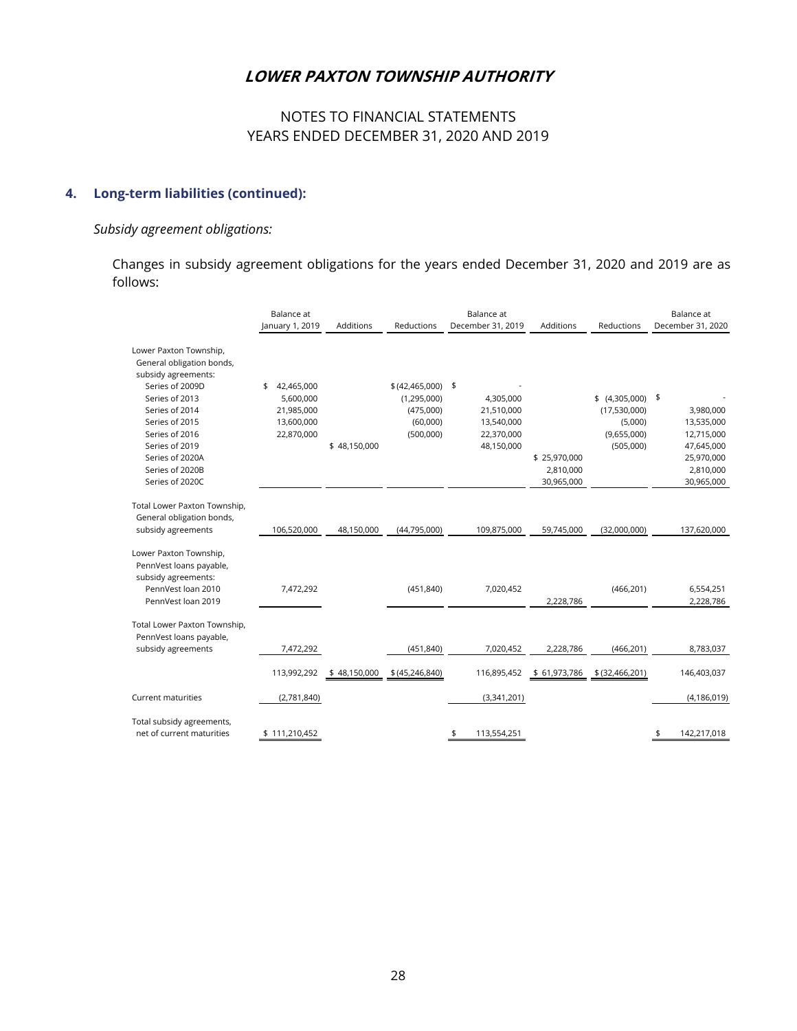# LOWER PAXTON TOWNSHIP AUTHORITY

NOTES TO FINANCIAL STATEMENTS
YEARS ENDED DECEMBER 31, 2020 AND 2019

## 4. Long-term liabilities (continued):

*Subsidy agreement obligations:*

Changes in subsidy agreement obligations for the years ended December 31, 2020 and 2019 are as follows:

| | Balance at January 1, 2019 | Additions | Reductions | Balance at December 31, 2019 | Additions | Reductions | Balance at December 31, 2020 |
|---|---|---|---|---|---|---|---|
| Lower Paxton Township, General obligation bonds, subsidy agreements: | | | | | | | |
| Series of 2009D | $ 42,465,000 | | $ (42,465,000) | $ - | | | |
| Series of 2013 | 5,600,000 | | (1,295,000) | 4,305,000 | | $ (4,305,000) | $ - |
| Series of 2014 | 21,985,000 | | (475,000) | 21,510,000 | | (17,530,000) | 3,980,000 |
| Series of 2015 | 13,600,000 | | (60,000) | 13,540,000 | | (5,000) | 13,535,000 |
| Series of 2016 | 22,870,000 | | (500,000) | 22,370,000 | | (9,655,000) | 12,715,000 |
| Series of 2019 | | $ 48,150,000 | | 48,150,000 | | (505,000) | 47,645,000 |
| Series of 2020A | | | | | $ 25,970,000 | | 25,970,000 |
| Series of 2020B | | | | | 2,810,000 | | 2,810,000 |
| Series of 2020C | | | | | 30,965,000 | | 30,965,000 |
| Total Lower Paxton Township, General obligation bonds, subsidy agreements | 106,520,000 | 48,150,000 | (44,795,000) | 109,875,000 | 59,745,000 | (32,000,000) | 137,620,000 |
| Lower Paxton Township, PennVest loans payable, subsidy agreements: | | | | | | | |
| PennVest loan 2010 | 7,472,292 | | (451,840) | 7,020,452 | | (466,201) | 6,554,251 |
| PennVest loan 2019 | | | | | 2,228,786 | | 2,228,786 |
| Total Lower Paxton Township, PennVest loans payable, subsidy agreements | 7,472,292 | | (451,840) | 7,020,452 | 2,228,786 | (466,201) | 8,783,037 |
| | 113,992,292 | $ 48,150,000 | $ (45,246,840) | 116,895,452 | $ 61,973,786 | $ (32,466,201) | 146,403,037 |
| Current maturities | (2,781,840) | | | (3,341,201) | | | (4,186,019) |
| Total subsidy agreements, net of current maturities | $ 111,210,452 | | | $ 113,554,251 | | | $ 142,217,018 |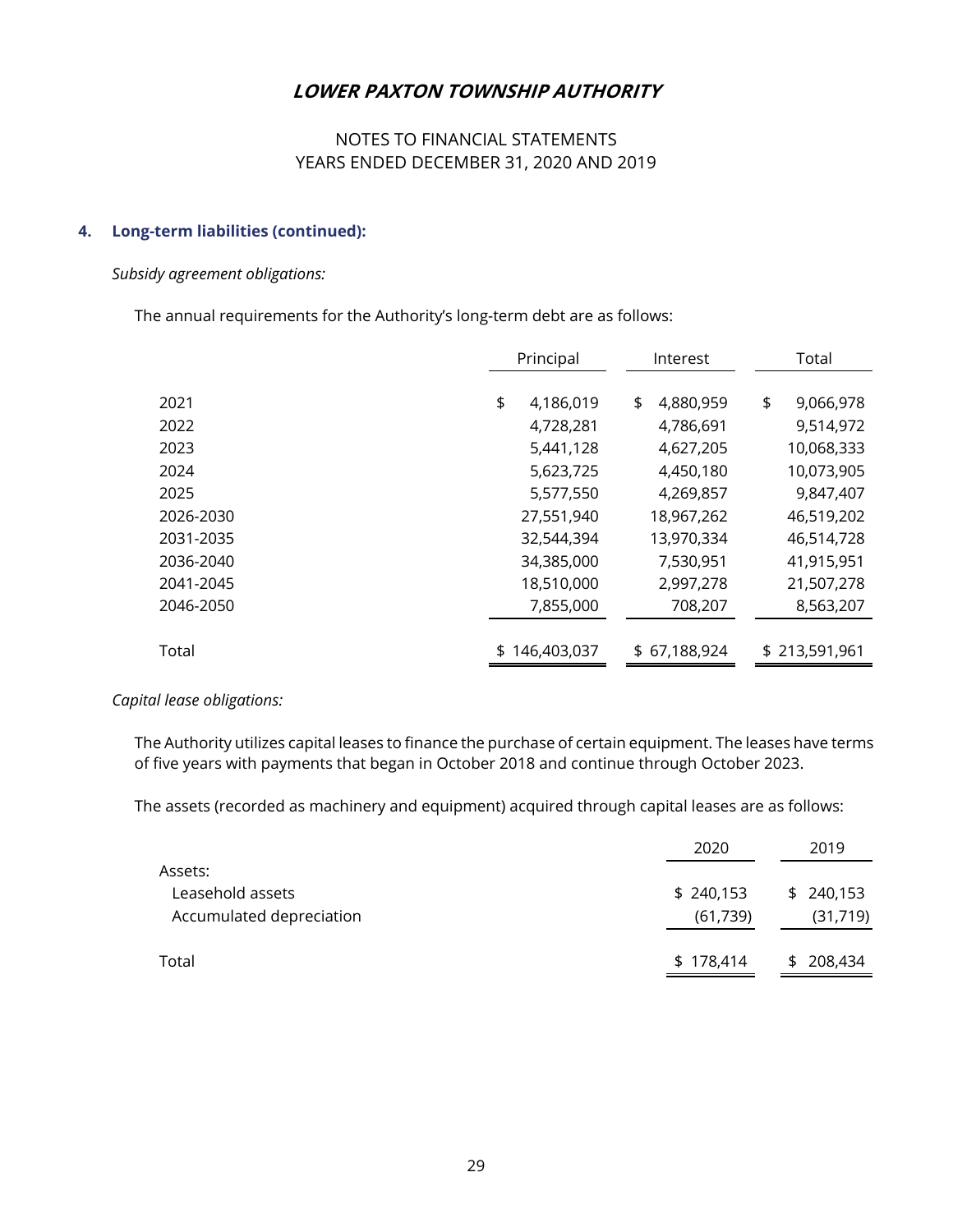# LOWER PAXTON TOWNSHIP AUTHORITY

NOTES TO FINANCIAL STATEMENTS
YEARS ENDED DECEMBER 31, 2020 AND 2019

## 4. Long-term liabilities (continued):

*Subsidy agreement obligations:*

The annual requirements for the Authority's long-term debt are as follows:

| | Principal | Interest | Total |
|---|---|---|---|
| 2021 | $ 4,186,019 | $ 4,880,959 | $ 9,066,978 |
| 2022 | 4,728,281 | 4,786,691 | 9,514,972 |
| 2023 | 5,441,128 | 4,627,205 | 10,068,333 |
| 2024 | 5,623,725 | 4,450,180 | 10,073,905 |
| 2025 | 5,577,550 | 4,269,857 | 9,847,407 |
| 2026-2030 | 27,551,940 | 18,967,262 | 46,519,202 |
| 2031-2035 | 32,544,394 | 13,970,334 | 46,514,728 |
| 2036-2040 | 34,385,000 | 7,530,951 | 41,915,951 |
| 2041-2045 | 18,510,000 | 2,997,278 | 21,507,278 |
| 2046-2050 | 7,855,000 | 708,207 | 8,563,207 |
| Total | $ 146,403,037 | $ 67,188,924 | $ 213,591,961 |

*Capital lease obligations:*

The Authority utilizes capital leases to finance the purchase of certain equipment. The leases have terms of five years with payments that began in October 2018 and continue through October 2023.

The assets (recorded as machinery and equipment) acquired through capital leases are as follows:

| | 2020 | 2019 |
|---|---|---|
| Assets: | | |
| Leasehold assets | $ 240,153 | $ 240,153 |
| Accumulated depreciation | (61,739) | (31,719) |
| Total | $ 178,414 | $ 208,434 |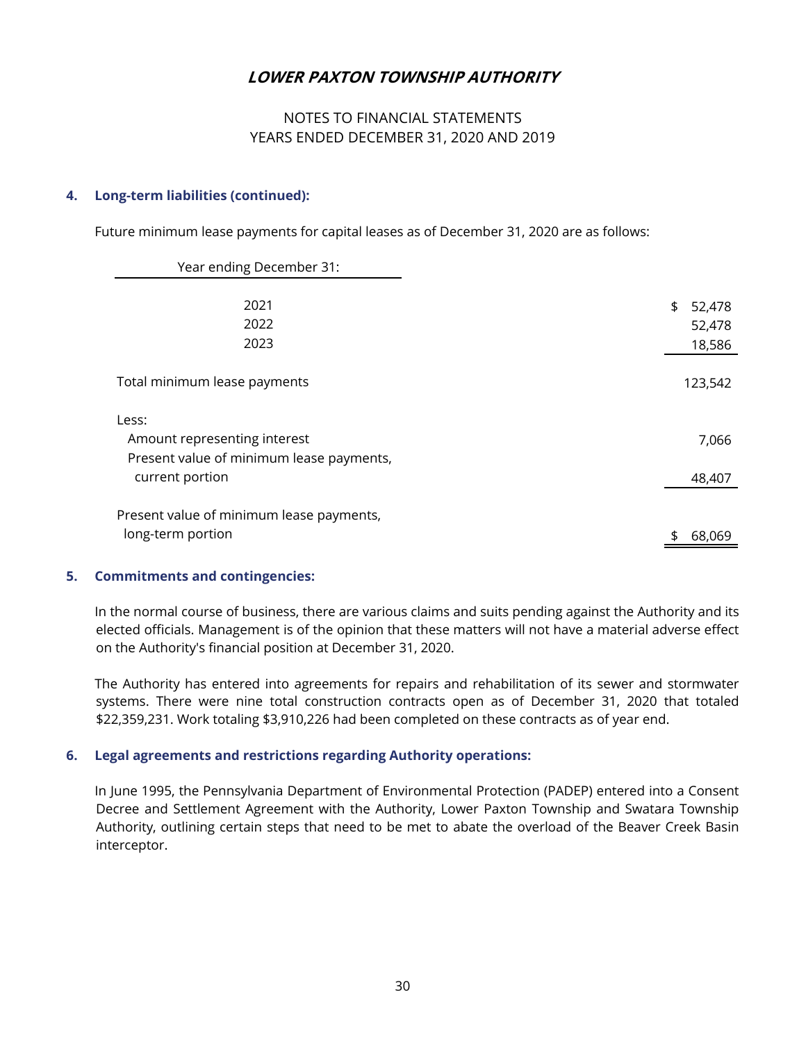# LOWER PAXTON TOWNSHIP AUTHORITY

NOTES TO FINANCIAL STATEMENTS
YEARS ENDED DECEMBER 31, 2020 AND 2019

## 4. Long-term liabilities (continued):

Future minimum lease payments for capital leases as of December 31, 2020 are as follows:

| Year ending December 31: | |
|---|---|
| 2021 | $ 52,478 |
| 2022 | 52,478 |
| 2023 | 18,586 |
| Total minimum lease payments | 123,542 |
| Less: | |
| Amount representing interest | 7,066 |
| Present value of minimum lease payments, current portion | 48,407 |
| Present value of minimum lease payments, long-term portion | $ 68,069 |

## 5. Commitments and contingencies:

In the normal course of business, there are various claims and suits pending against the Authority and its elected officials. Management is of the opinion that these matters will not have a material adverse effect on the Authority's financial position at December 31, 2020.

The Authority has entered into agreements for repairs and rehabilitation of its sewer and stormwater systems. There were nine total construction contracts open as of December 31, 2020 that totaled $22,359,231. Work totaling $3,910,226 had been completed on these contracts as of year end.

## 6. Legal agreements and restrictions regarding Authority operations:

In June 1995, the Pennsylvania Department of Environmental Protection (PADEP) entered into a Consent Decree and Settlement Agreement with the Authority, Lower Paxton Township and Swatara Township Authority, outlining certain steps that need to be met to abate the overload of the Beaver Creek Basin interceptor.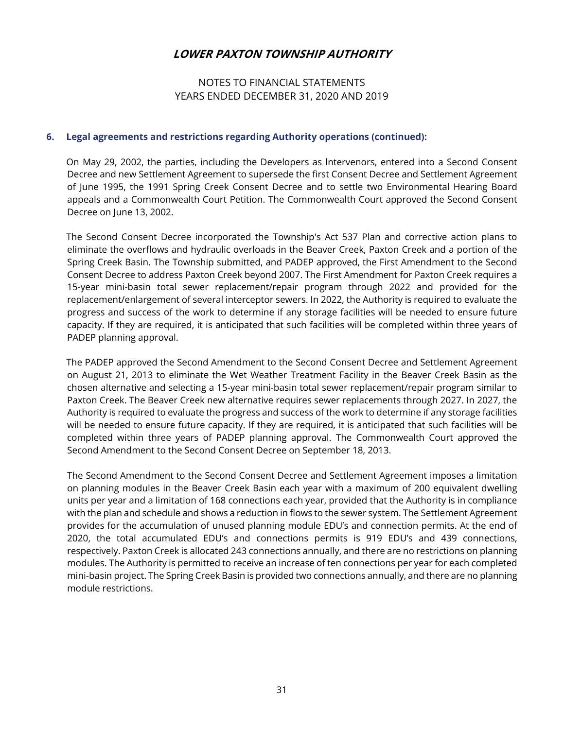### 6. Legal agreements and restrictions regarding Authority operations (continued):

On May 29, 2002, the parties, including the Developers as Intervenors, entered into a Second Consent Decree and new Settlement Agreement to supersede the first Consent Decree and Settlement Agreement of June 1995, the 1991 Spring Creek Consent Decree and to settle two Environmental Hearing Board appeals and a Commonwealth Court Petition. The Commonwealth Court approved the Second Consent Decree on June 13, 2002.

The Second Consent Decree incorporated the Township's Act 537 Plan and corrective action plans to eliminate the overflows and hydraulic overloads in the Beaver Creek, Paxton Creek and a portion of the Spring Creek Basin. The Township submitted, and PADEP approved, the First Amendment to the Second Consent Decree to address Paxton Creek beyond 2007. The First Amendment for Paxton Creek requires a 15-year mini-basin total sewer replacement/repair program through 2022 and provided for the replacement/enlargement of several interceptor sewers. In 2022, the Authority is required to evaluate the progress and success of the work to determine if any storage facilities will be needed to ensure future capacity. If they are required, it is anticipated that such facilities will be completed within three years of PADEP planning approval.

The PADEP approved the Second Amendment to the Second Consent Decree and Settlement Agreement on August 21, 2013 to eliminate the Wet Weather Treatment Facility in the Beaver Creek Basin as the chosen alternative and selecting a 15-year mini-basin total sewer replacement/repair program similar to Paxton Creek. The Beaver Creek new alternative requires sewer replacements through 2027. In 2027, the Authority is required to evaluate the progress and success of the work to determine if any storage facilities will be needed to ensure future capacity. If they are required, it is anticipated that such facilities will be completed within three years of PADEP planning approval. The Commonwealth Court approved the Second Amendment to the Second Consent Decree on September 18, 2013.

The Second Amendment to the Second Consent Decree and Settlement Agreement imposes a limitation on planning modules in the Beaver Creek Basin each year with a maximum of 200 equivalent dwelling units per year and a limitation of 168 connections each year, provided that the Authority is in compliance with the plan and schedule and shows a reduction in flows to the sewer system. The Settlement Agreement provides for the accumulation of unused planning module EDU's and connection permits. At the end of 2020, the total accumulated EDU's and connections permits is 919 EDU's and 439 connections, respectively. Paxton Creek is allocated 243 connections annually, and there are no restrictions on planning modules. The Authority is permitted to receive an increase of ten connections per year for each completed mini-basin project. The Spring Creek Basin is provided two connections annually, and there are no planning module restrictions.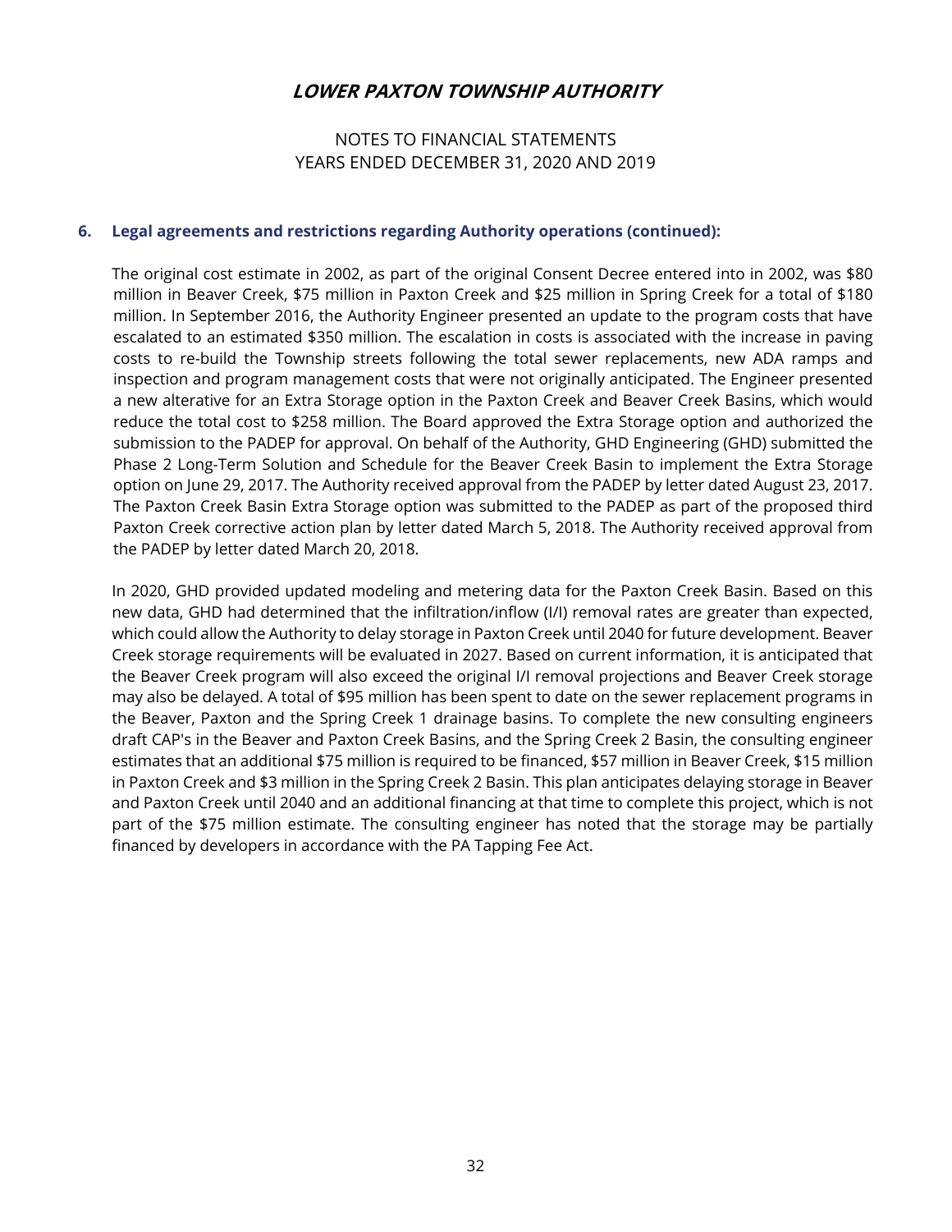## 6. Legal agreements and restrictions regarding Authority operations (continued):

The original cost estimate in 2002, as part of the original Consent Decree entered into in 2002, was $80 million in Beaver Creek, $75 million in Paxton Creek and $25 million in Spring Creek for a total of $180 million. In September 2016, the Authority Engineer presented an update to the program costs that have escalated to an estimated $350 million. The escalation in costs is associated with the increase in paving costs to re-build the Township streets following the total sewer replacements, new ADA ramps and inspection and program management costs that were not originally anticipated. The Engineer presented a new alterative for an Extra Storage option in the Paxton Creek and Beaver Creek Basins, which would reduce the total cost to $258 million. The Board approved the Extra Storage option and authorized the submission to the PADEP for approval. On behalf of the Authority, GHD Engineering (GHD) submitted the Phase 2 Long-Term Solution and Schedule for the Beaver Creek Basin to implement the Extra Storage option on June 29, 2017. The Authority received approval from the PADEP by letter dated August 23, 2017. The Paxton Creek Basin Extra Storage option was submitted to the PADEP as part of the proposed third Paxton Creek corrective action plan by letter dated March 5, 2018. The Authority received approval from the PADEP by letter dated March 20, 2018.

In 2020, GHD provided updated modeling and metering data for the Paxton Creek Basin. Based on this new data, GHD had determined that the infiltration/inflow (I/I) removal rates are greater than expected, which could allow the Authority to delay storage in Paxton Creek until 2040 for future development. Beaver Creek storage requirements will be evaluated in 2027. Based on current information, it is anticipated that the Beaver Creek program will also exceed the original I/I removal projections and Beaver Creek storage may also be delayed. A total of $95 million has been spent to date on the sewer replacement programs in the Beaver, Paxton and the Spring Creek 1 drainage basins. To complete the new consulting engineers draft CAP's in the Beaver and Paxton Creek Basins, and the Spring Creek 2 Basin, the consulting engineer estimates that an additional $75 million is required to be financed, $57 million in Beaver Creek, $15 million in Paxton Creek and $3 million in the Spring Creek 2 Basin. This plan anticipates delaying storage in Beaver and Paxton Creek until 2040 and an additional financing at that time to complete this project, which is not part of the $75 million estimate. The consulting engineer has noted that the storage may be partially financed by developers in accordance with the PA Tapping Fee Act.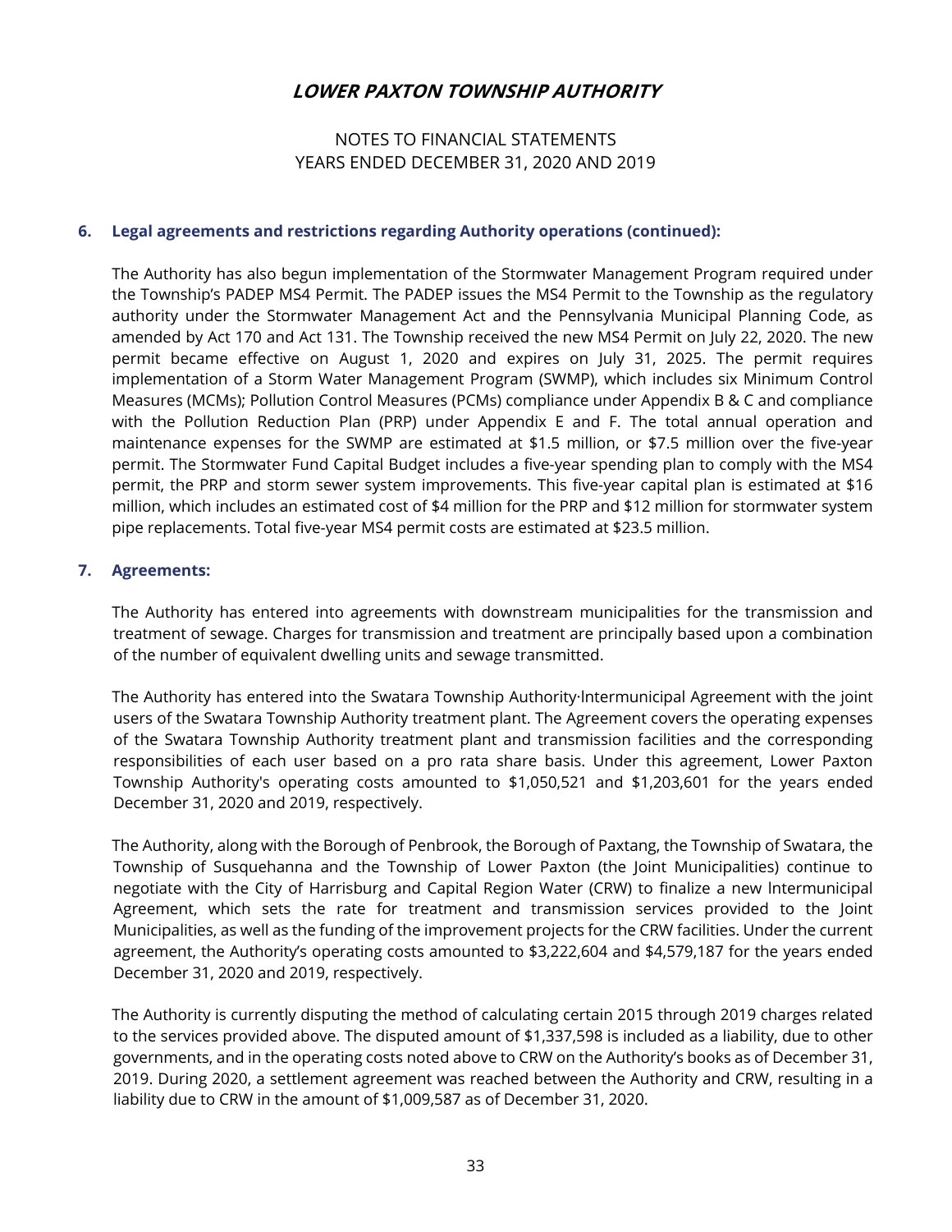# LOWER PAXTON TOWNSHIP AUTHORITY

NOTES TO FINANCIAL STATEMENTS
YEARS ENDED DECEMBER 31, 2020 AND 2019

## 6. Legal agreements and restrictions regarding Authority operations (continued):

The Authority has also begun implementation of the Stormwater Management Program required under the Township's PADEP MS4 Permit. The PADEP issues the MS4 Permit to the Township as the regulatory authority under the Stormwater Management Act and the Pennsylvania Municipal Planning Code, as amended by Act 170 and Act 131. The Township received the new MS4 Permit on July 22, 2020. The new permit became effective on August 1, 2020 and expires on July 31, 2025. The permit requires implementation of a Storm Water Management Program (SWMP), which includes six Minimum Control Measures (MCMs); Pollution Control Measures (PCMs) compliance under Appendix B & C and compliance with the Pollution Reduction Plan (PRP) under Appendix E and F. The total annual operation and maintenance expenses for the SWMP are estimated at $1.5 million, or $7.5 million over the five-year permit. The Stormwater Fund Capital Budget includes a five-year spending plan to comply with the MS4 permit, the PRP and storm sewer system improvements. This five-year capital plan is estimated at $16 million, which includes an estimated cost of $4 million for the PRP and $12 million for stormwater system pipe replacements. Total five-year MS4 permit costs are estimated at $23.5 million.

## 7. Agreements:

The Authority has entered into agreements with downstream municipalities for the transmission and treatment of sewage. Charges for transmission and treatment are principally based upon a combination of the number of equivalent dwelling units and sewage transmitted.

The Authority has entered into the Swatara Township Authority·Intermunicipal Agreement with the joint users of the Swatara Township Authority treatment plant. The Agreement covers the operating expenses of the Swatara Township Authority treatment plant and transmission facilities and the corresponding responsibilities of each user based on a pro rata share basis. Under this agreement, Lower Paxton Township Authority's operating costs amounted to $1,050,521 and $1,203,601 for the years ended December 31, 2020 and 2019, respectively.

The Authority, along with the Borough of Penbrook, the Borough of Paxtang, the Township of Swatara, the Township of Susquehanna and the Township of Lower Paxton (the Joint Municipalities) continue to negotiate with the City of Harrisburg and Capital Region Water (CRW) to finalize a new Intermunicipal Agreement, which sets the rate for treatment and transmission services provided to the Joint Municipalities, as well as the funding of the improvement projects for the CRW facilities. Under the current agreement, the Authority's operating costs amounted to $3,222,604 and $4,579,187 for the years ended December 31, 2020 and 2019, respectively.

The Authority is currently disputing the method of calculating certain 2015 through 2019 charges related to the services provided above. The disputed amount of $1,337,598 is included as a liability, due to other governments, and in the operating costs noted above to CRW on the Authority's books as of December 31, 2019. During 2020, a settlement agreement was reached between the Authority and CRW, resulting in a liability due to CRW in the amount of $1,009,587 as of December 31, 2020.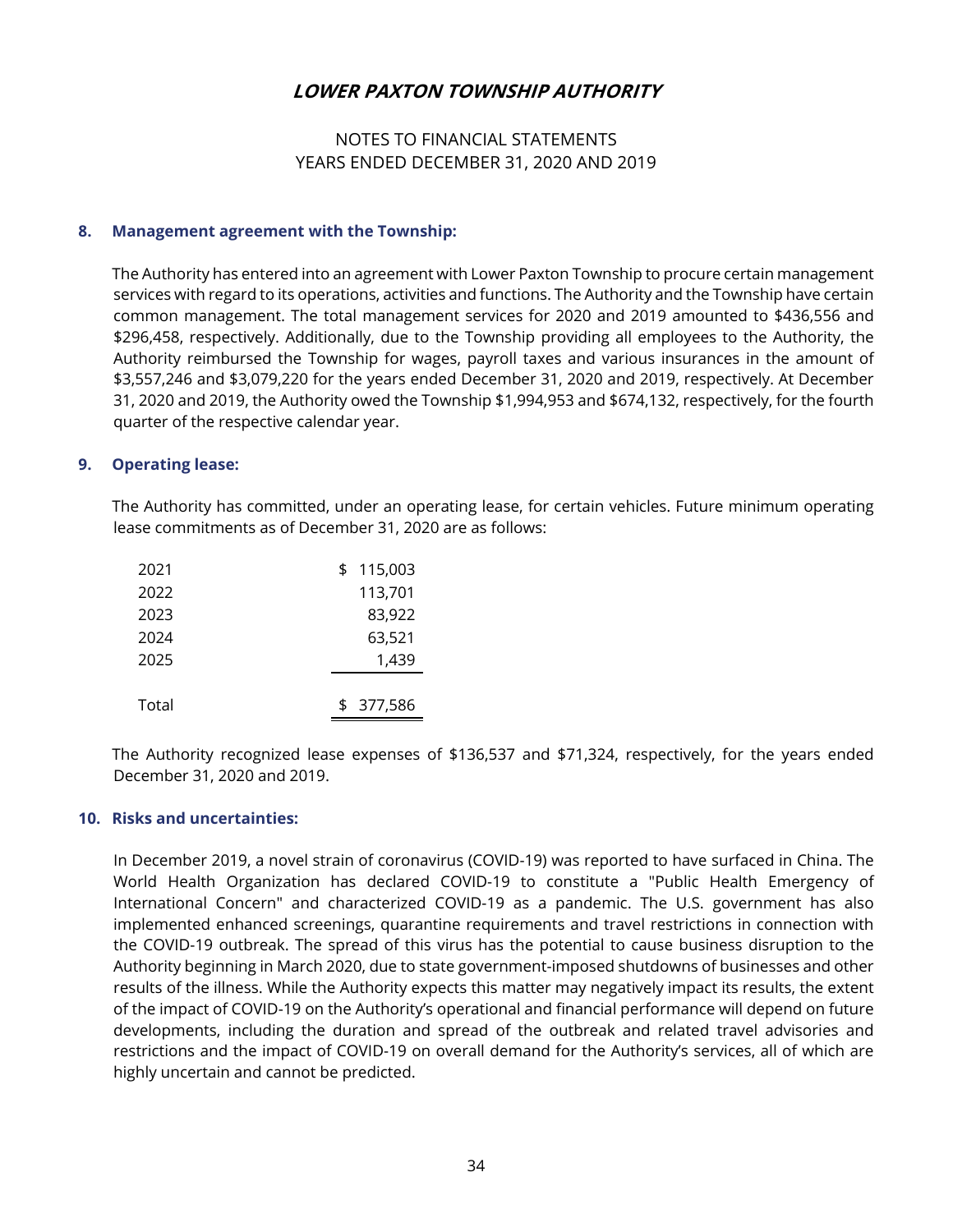# LOWER PAXTON TOWNSHIP AUTHORITY

NOTES TO FINANCIAL STATEMENTS
YEARS ENDED DECEMBER 31, 2020 AND 2019

## 8. Management agreement with the Township:

The Authority has entered into an agreement with Lower Paxton Township to procure certain management services with regard to its operations, activities and functions. The Authority and the Township have certain common management. The total management services for 2020 and 2019 amounted to $436,556 and $296,458, respectively. Additionally, due to the Township providing all employees to the Authority, the Authority reimbursed the Township for wages, payroll taxes and various insurances in the amount of $3,557,246 and $3,079,220 for the years ended December 31, 2020 and 2019, respectively. At December 31, 2020 and 2019, the Authority owed the Township $1,994,953 and $674,132, respectively, for the fourth quarter of the respective calendar year.

## 9. Operating lease:

The Authority has committed, under an operating lease, for certain vehicles. Future minimum operating lease commitments as of December 31, 2020 are as follows:

| | |
|---|---|
| 2021 | $ 115,003 |
| 2022 | 113,701 |
| 2023 | 83,922 |
| 2024 | 63,521 |
| 2025 | 1,439 |
| Total | $ 377,586 |

The Authority recognized lease expenses of $136,537 and $71,324, respectively, for the years ended December 31, 2020 and 2019.

## 10. Risks and uncertainties:

In December 2019, a novel strain of coronavirus (COVID-19) was reported to have surfaced in China. The World Health Organization has declared COVID-19 to constitute a "Public Health Emergency of International Concern" and characterized COVID-19 as a pandemic. The U.S. government has also implemented enhanced screenings, quarantine requirements and travel restrictions in connection with the COVID-19 outbreak. The spread of this virus has the potential to cause business disruption to the Authority beginning in March 2020, due to state government-imposed shutdowns of businesses and other results of the illness. While the Authority expects this matter may negatively impact its results, the extent of the impact of COVID-19 on the Authority's operational and financial performance will depend on future developments, including the duration and spread of the outbreak and related travel advisories and restrictions and the impact of COVID-19 on overall demand for the Authority's services, all of which are highly uncertain and cannot be predicted.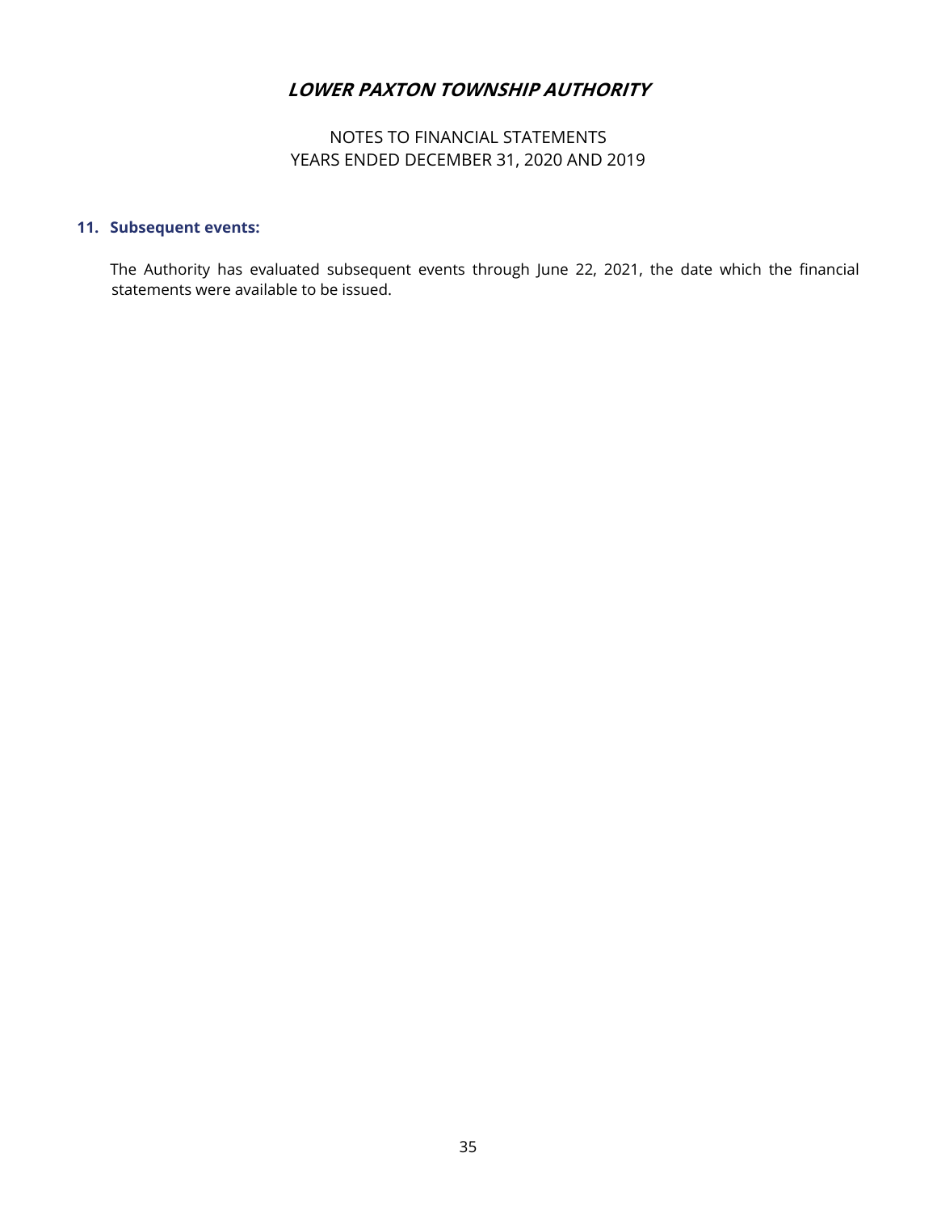## 11. Subsequent events:

The Authority has evaluated subsequent events through June 22, 2021, the date which the financial statements were available to be issued.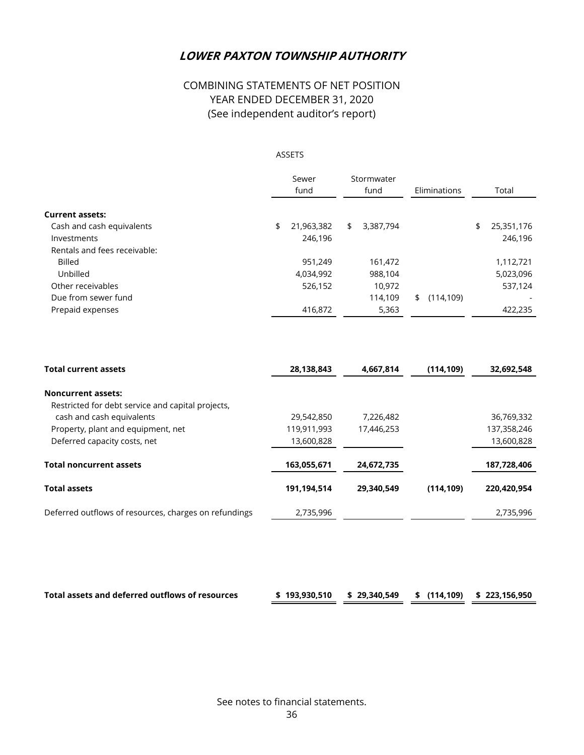# *LOWER PAXTON TOWNSHIP AUTHORITY*

## COMBINING STATEMENTS OF NET POSITION
## YEAR ENDED DECEMBER 31, 2020
## (See independent auditor's report)

ASSETS

| | Sewer fund | Stormwater fund | Eliminations | Total |
|---|---|---|---|---|
| **Current assets:** | | | | |
| Cash and cash equivalents | $ 21,963,382 | $ 3,387,794 | | $ 25,351,176 |
| Investments | 246,196 | | | 246,196 |
| Rentals and fees receivable: | | | | |
| Billed | 951,249 | 161,472 | | 1,112,721 |
| Unbilled | 4,034,992 | 988,104 | | 5,023,096 |
| Other receivables | 526,152 | 10,972 | | 537,124 |
| Due from sewer fund | | 114,109 | $ (114,109) | - |
| Prepaid expenses | 416,872 | 5,363 | | 422,235 |
| **Total current assets** | **28,138,843** | **4,667,814** | **(114,109)** | **32,692,548** |
| **Noncurrent assets:** | | | | |
| Restricted for debt service and capital projects, cash and cash equivalents | 29,542,850 | 7,226,482 | | 36,769,332 |
| Property, plant and equipment, net | 119,911,993 | 17,446,253 | | 137,358,246 |
| Deferred capacity costs, net | 13,600,828 | | | 13,600,828 |
| **Total noncurrent assets** | **163,055,671** | **24,672,735** | | **187,728,406** |
| **Total assets** | **191,194,514** | **29,340,549** | **(114,109)** | **220,420,954** |
| Deferred outflows of resources, charges on refundings | 2,735,996 | | | 2,735,996 |
| **Total assets and deferred outflows of resources** | **$ 193,930,510** | **$ 29,340,549** | **$ (114,109)** | **$ 223,156,950** |

See notes to financial statements.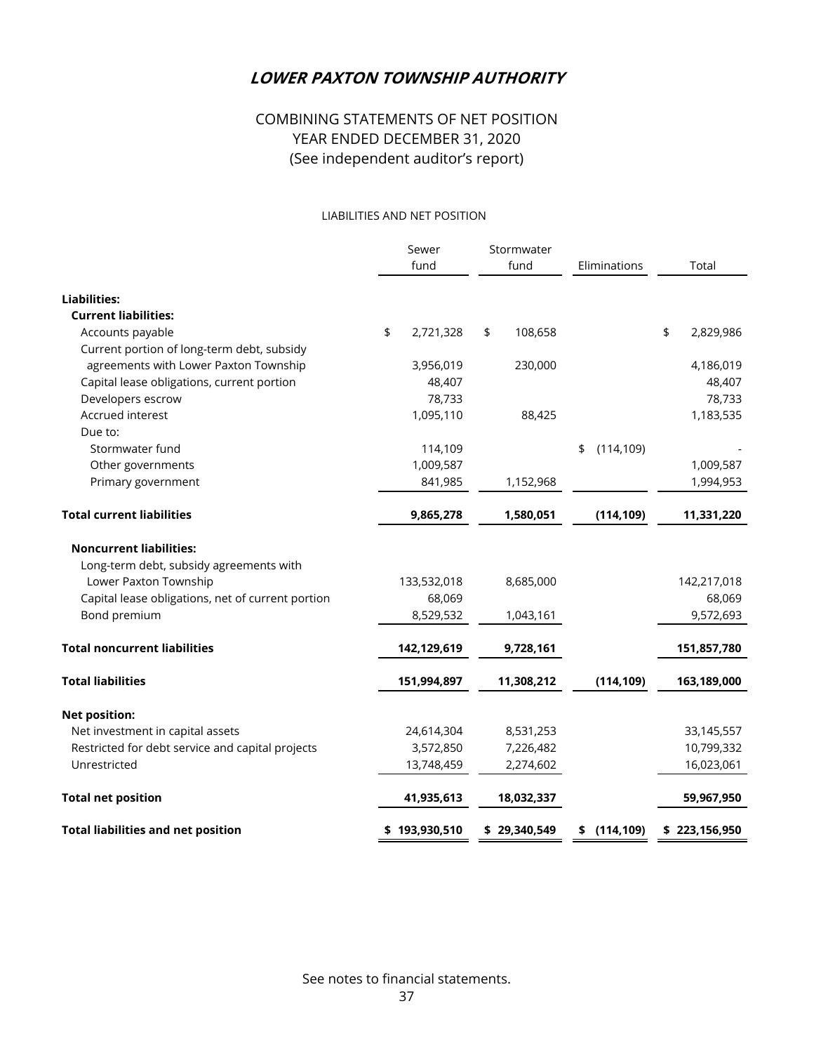# *LOWER PAXTON TOWNSHIP AUTHORITY*

## COMBINING STATEMENTS OF NET POSITION
## YEAR ENDED DECEMBER 31, 2020
## (See independent auditor's report)

LIABILITIES AND NET POSITION

| | Sewer fund | Stormwater fund | Eliminations | Total |
|---|---|---|---|---|
| **Liabilities:** | | | | |
| **Current liabilities:** | | | | |
| Accounts payable | $ 2,721,328 | $ 108,658 | | $ 2,829,986 |
| Current portion of long-term debt, subsidy agreements with Lower Paxton Township | 3,956,019 | 230,000 | | 4,186,019 |
| Capital lease obligations, current portion | 48,407 | | | 48,407 |
| Developers escrow | 78,733 | | | 78,733 |
| Accrued interest | 1,095,110 | 88,425 | | 1,183,535 |
| Due to: | | | | |
| Stormwater fund | 114,109 | | $ (114,109) | - |
| Other governments | 1,009,587 | | | 1,009,587 |
| Primary government | 841,985 | 1,152,968 | | 1,994,953 |
| **Total current liabilities** | **9,865,278** | **1,580,051** | **(114,109)** | **11,331,220** |
| **Noncurrent liabilities:** | | | | |
| Long-term debt, subsidy agreements with Lower Paxton Township | 133,532,018 | 8,685,000 | | 142,217,018 |
| Capital lease obligations, net of current portion | 68,069 | | | 68,069 |
| Bond premium | 8,529,532 | 1,043,161 | | 9,572,693 |
| **Total noncurrent liabilities** | **142,129,619** | **9,728,161** | | **151,857,780** |
| **Total liabilities** | **151,994,897** | **11,308,212** | **(114,109)** | **163,189,000** |
| **Net position:** | | | | |
| Net investment in capital assets | 24,614,304 | 8,531,253 | | 33,145,557 |
| Restricted for debt service and capital projects | 3,572,850 | 7,226,482 | | 10,799,332 |
| Unrestricted | 13,748,459 | 2,274,602 | | 16,023,061 |
| **Total net position** | **41,935,613** | **18,032,337** | | **59,967,950** |
| **Total liabilities and net position** | **$ 193,930,510** | **$ 29,340,549** | **$ (114,109)** | **$ 223,156,950** |

See notes to financial statements.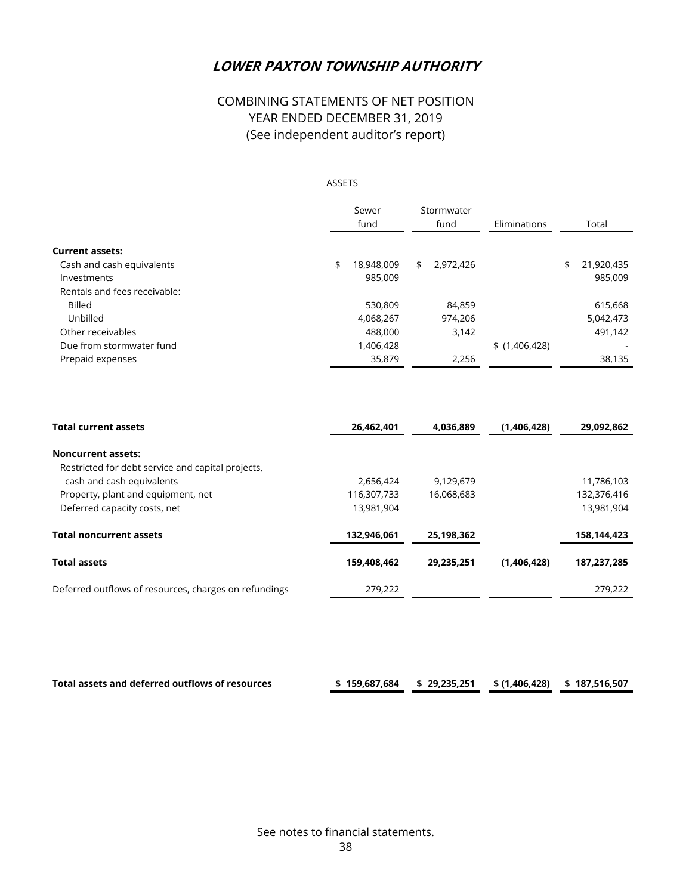# ***LOWER PAXTON TOWNSHIP AUTHORITY***

## COMBINING STATEMENTS OF NET POSITION
## YEAR ENDED DECEMBER 31, 2019
## (See independent auditor's report)

ASSETS

| | Sewer fund | Stormwater fund | Eliminations | Total |
|---|---|---|---|---|
| **Current assets:** | | | | |
| Cash and cash equivalents | $ 18,948,009 | $ 2,972,426 | | $ 21,920,435 |
| Investments | 985,009 | | | 985,009 |
| Rentals and fees receivable: | | | | |
| Billed | 530,809 | 84,859 | | 615,668 |
| Unbilled | 4,068,267 | 974,206 | | 5,042,473 |
| Other receivables | 488,000 | 3,142 | | 491,142 |
| Due from stormwater fund | 1,406,428 | | $ (1,406,428) | - |
| Prepaid expenses | 35,879 | 2,256 | | 38,135 |
| **Total current assets** | **26,462,401** | **4,036,889** | **(1,406,428)** | **29,092,862** |
| **Noncurrent assets:** | | | | |
| Restricted for debt service and capital projects, cash and cash equivalents | 2,656,424 | 9,129,679 | | 11,786,103 |
| Property, plant and equipment, net | 116,307,733 | 16,068,683 | | 132,376,416 |
| Deferred capacity costs, net | 13,981,904 | | | 13,981,904 |
| **Total noncurrent assets** | **132,946,061** | **25,198,362** | | **158,144,423** |
| **Total assets** | **159,408,462** | **29,235,251** | **(1,406,428)** | **187,237,285** |
| Deferred outflows of resources, charges on refundings | 279,222 | | | 279,222 |
| **Total assets and deferred outflows of resources** | **$ 159,687,684** | **$ 29,235,251** | **$ (1,406,428)** | **$ 187,516,507** |

See notes to financial statements.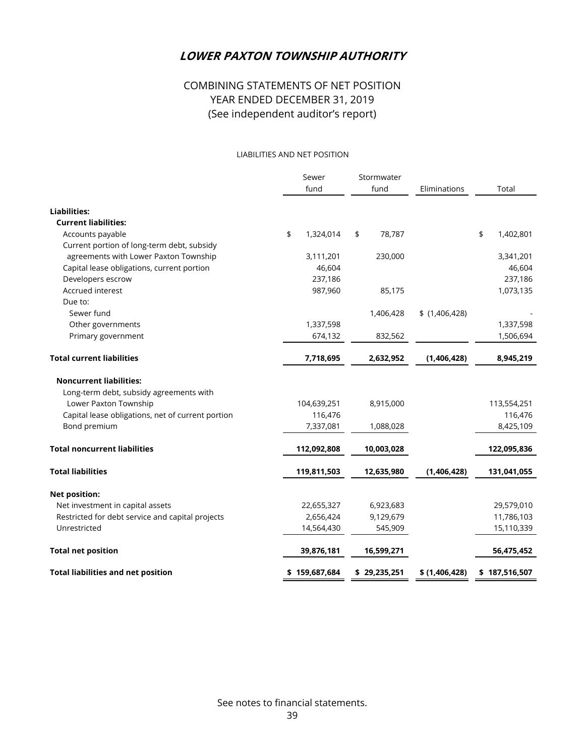# *LOWER PAXTON TOWNSHIP AUTHORITY*

## COMBINING STATEMENTS OF NET POSITION
## YEAR ENDED DECEMBER 31, 2019
## (See independent auditor's report)

LIABILITIES AND NET POSITION

| | Sewer fund | Stormwater fund | Eliminations | Total |
|---|---|---|---|---|
| **Liabilities:** | | | | |
| **Current liabilities:** | | | | |
| Accounts payable | $ 1,324,014 | $ 78,787 | | $ 1,402,801 |
| Current portion of long-term debt, subsidy agreements with Lower Paxton Township | 3,111,201 | 230,000 | | 3,341,201 |
| Capital lease obligations, current portion | 46,604 | | | 46,604 |
| Developers escrow | 237,186 | | | 237,186 |
| Accrued interest | 987,960 | 85,175 | | 1,073,135 |
| Due to: | | | | |
| Sewer fund | | 1,406,428 | $ (1,406,428) | - |
| Other governments | 1,337,598 | | | 1,337,598 |
| Primary government | 674,132 | 832,562 | | 1,506,694 |
| **Total current liabilities** | **7,718,695** | **2,632,952** | **(1,406,428)** | **8,945,219** |
| **Noncurrent liabilities:** | | | | |
| Long-term debt, subsidy agreements with Lower Paxton Township | 104,639,251 | 8,915,000 | | 113,554,251 |
| Capital lease obligations, net of current portion | 116,476 | | | 116,476 |
| Bond premium | 7,337,081 | 1,088,028 | | 8,425,109 |
| **Total noncurrent liabilities** | **112,092,808** | **10,003,028** | | **122,095,836** |
| **Total liabilities** | **119,811,503** | **12,635,980** | **(1,406,428)** | **131,041,055** |
| **Net position:** | | | | |
| Net investment in capital assets | 22,655,327 | 6,923,683 | | 29,579,010 |
| Restricted for debt service and capital projects | 2,656,424 | 9,129,679 | | 11,786,103 |
| Unrestricted | 14,564,430 | 545,909 | | 15,110,339 |
| **Total net position** | **39,876,181** | **16,599,271** | | **56,475,452** |
| **Total liabilities and net position** | **$ 159,687,684** | **$ 29,235,251** | **$ (1,406,428)** | **$ 187,516,507** |

See notes to financial statements.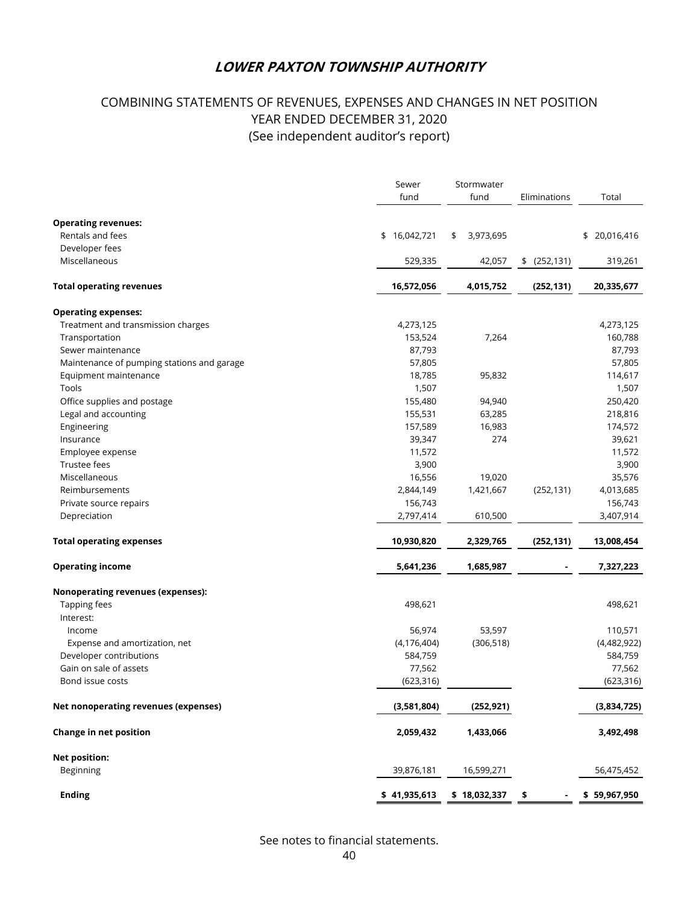# LOWER PAXTON TOWNSHIP AUTHORITY

## COMBINING STATEMENTS OF REVENUES, EXPENSES AND CHANGES IN NET POSITION
## YEAR ENDED DECEMBER 31, 2020
## (See independent auditor's report)

| | Sewer fund | Stormwater fund | Eliminations | Total |
|---|---|---|---|---|
| **Operating revenues:** | | | | |
| Rentals and fees | $ 16,042,721 | $ 3,973,695 | | $ 20,016,416 |
| Developer fees | | | | |
| Miscellaneous | 529,335 | 42,057 | $ (252,131) | 319,261 |
| **Total operating revenues** | **16,572,056** | **4,015,752** | **(252,131)** | **20,335,677** |
| **Operating expenses:** | | | | |
| Treatment and transmission charges | 4,273,125 | | | 4,273,125 |
| Transportation | 153,524 | 7,264 | | 160,788 |
| Sewer maintenance | 87,793 | | | 87,793 |
| Maintenance of pumping stations and garage | 57,805 | | | 57,805 |
| Equipment maintenance | 18,785 | 95,832 | | 114,617 |
| Tools | 1,507 | | | 1,507 |
| Office supplies and postage | 155,480 | 94,940 | | 250,420 |
| Legal and accounting | 155,531 | 63,285 | | 218,816 |
| Engineering | 157,589 | 16,983 | | 174,572 |
| Insurance | 39,347 | 274 | | 39,621 |
| Employee expense | 11,572 | | | 11,572 |
| Trustee fees | 3,900 | | | 3,900 |
| Miscellaneous | 16,556 | 19,020 | | 35,576 |
| Reimbursements | 2,844,149 | 1,421,667 | (252,131) | 4,013,685 |
| Private source repairs | 156,743 | | | 156,743 |
| Depreciation | 2,797,414 | 610,500 | | 3,407,914 |
| **Total operating expenses** | **10,930,820** | **2,329,765** | **(252,131)** | **13,008,454** |
| **Operating income** | **5,641,236** | **1,685,987** | **-** | **7,327,223** |
| **Nonoperating revenues (expenses):** | | | | |
| Tapping fees | 498,621 | | | 498,621 |
| Interest: | | | | |
| Income | 56,974 | 53,597 | | 110,571 |
| Expense and amortization, net | (4,176,404) | (306,518) | | (4,482,922) |
| Developer contributions | 584,759 | | | 584,759 |
| Gain on sale of assets | 77,562 | | | 77,562 |
| Bond issue costs | (623,316) | | | (623,316) |
| **Net nonoperating revenues (expenses)** | **(3,581,804)** | **(252,921)** | | **(3,834,725)** |
| **Change in net position** | **2,059,432** | **1,433,066** | | **3,492,498** |
| **Net position:** | | | | |
| Beginning | 39,876,181 | 16,599,271 | | 56,475,452 |
| **Ending** | **$ 41,935,613** | **$ 18,032,337** | **$ -** | **$ 59,967,950** |

See notes to financial statements.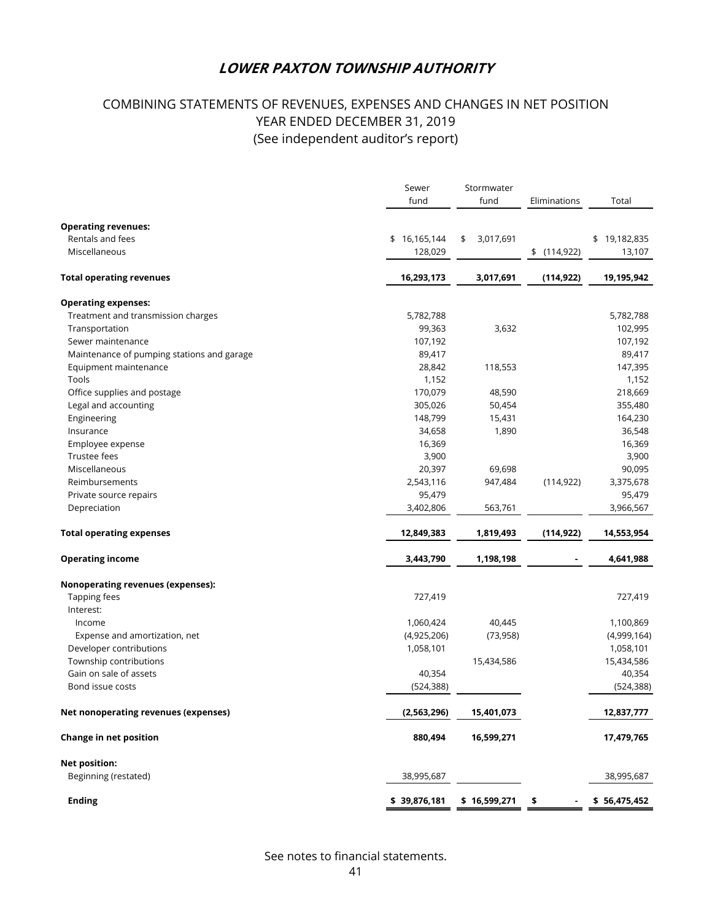# *LOWER PAXTON TOWNSHIP AUTHORITY*

## COMBINING STATEMENTS OF REVENUES, EXPENSES AND CHANGES IN NET POSITION
## YEAR ENDED DECEMBER 31, 2019
## (See independent auditor's report)

| | Sewer fund | Stormwater fund | Eliminations | Total |
|---|---|---|---|---|
| **Operating revenues:** | | | | |
| Rentals and fees | $ 16,165,144 | $ 3,017,691 | | $ 19,182,835 |
| Miscellaneous | 128,029 | | $ (114,922) | 13,107 |
| **Total operating revenues** | **16,293,173** | **3,017,691** | **(114,922)** | **19,195,942** |
| **Operating expenses:** | | | | |
| Treatment and transmission charges | 5,782,788 | | | 5,782,788 |
| Transportation | 99,363 | 3,632 | | 102,995 |
| Sewer maintenance | 107,192 | | | 107,192 |
| Maintenance of pumping stations and garage | 89,417 | | | 89,417 |
| Equipment maintenance | 28,842 | 118,553 | | 147,395 |
| Tools | 1,152 | | | 1,152 |
| Office supplies and postage | 170,079 | 48,590 | | 218,669 |
| Legal and accounting | 305,026 | 50,454 | | 355,480 |
| Engineering | 148,799 | 15,431 | | 164,230 |
| Insurance | 34,658 | 1,890 | | 36,548 |
| Employee expense | 16,369 | | | 16,369 |
| Trustee fees | 3,900 | | | 3,900 |
| Miscellaneous | 20,397 | 69,698 | | 90,095 |
| Reimbursements | 2,543,116 | 947,484 | (114,922) | 3,375,678 |
| Private source repairs | 95,479 | | | 95,479 |
| Depreciation | 3,402,806 | 563,761 | | 3,966,567 |
| **Total operating expenses** | **12,849,383** | **1,819,493** | **(114,922)** | **14,553,954** |
| **Operating income** | **3,443,790** | **1,198,198** | **-** | **4,641,988** |
| **Nonoperating revenues (expenses):** | | | | |
| Tapping fees | 727,419 | | | 727,419 |
| Interest: | | | | |
| Income | 1,060,424 | 40,445 | | 1,100,869 |
| Expense and amortization, net | (4,925,206) | (73,958) | | (4,999,164) |
| Developer contributions | 1,058,101 | | | 1,058,101 |
| Township contributions | | 15,434,586 | | 15,434,586 |
| Gain on sale of assets | 40,354 | | | 40,354 |
| Bond issue costs | (524,388) | | | (524,388) |
| **Net nonoperating revenues (expenses)** | **(2,563,296)** | **15,401,073** | | **12,837,777** |
| **Change in net position** | **880,494** | **16,599,271** | | **17,479,765** |
| **Net position:** | | | | |
| Beginning (restated) | 38,995,687 | | | 38,995,687 |
| **Ending** | **$ 39,876,181** | **$ 16,599,271** | **$ -** | **$ 56,475,452** |

See notes to financial statements.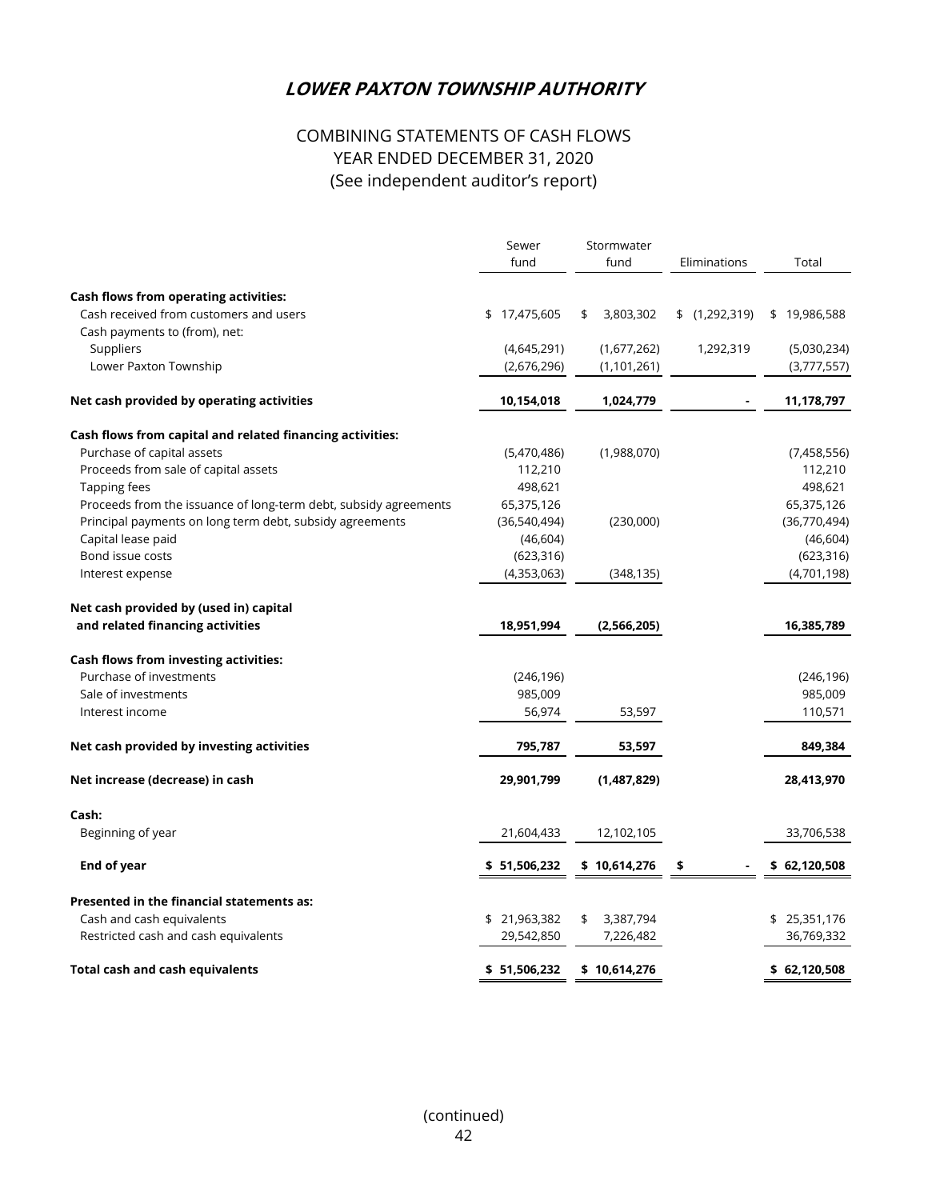# LOWER PAXTON TOWNSHIP AUTHORITY

## COMBINING STATEMENTS OF CASH FLOWS
## YEAR ENDED DECEMBER 31, 2020
## (See independent auditor's report)

| | Sewer fund | Stormwater fund | Eliminations | Total |
|---|---|---|---|---|
| **Cash flows from operating activities:** | | | | |
| Cash received from customers and users | $ 17,475,605 | $ 3,803,302 | $ (1,292,319) | $ 19,986,588 |
| Cash payments to (from), net: | | | | |
| Suppliers | (4,645,291) | (1,677,262) | 1,292,319 | (5,030,234) |
| Lower Paxton Township | (2,676,296) | (1,101,261) | | (3,777,557) |
| **Net cash provided by operating activities** | **10,154,018** | **1,024,779** | **-** | **11,178,797** |
| **Cash flows from capital and related financing activities:** | | | | |
| Purchase of capital assets | (5,470,486) | (1,988,070) | | (7,458,556) |
| Proceeds from sale of capital assets | 112,210 | | | 112,210 |
| Tapping fees | 498,621 | | | 498,621 |
| Proceeds from the issuance of long-term debt, subsidy agreements | 65,375,126 | | | 65,375,126 |
| Principal payments on long term debt, subsidy agreements | (36,540,494) | (230,000) | | (36,770,494) |
| Capital lease paid | (46,604) | | | (46,604) |
| Bond issue costs | (623,316) | | | (623,316) |
| Interest expense | (4,353,063) | (348,135) | | (4,701,198) |
| **Net cash provided by (used in) capital and related financing activities** | **18,951,994** | **(2,566,205)** | | **16,385,789** |
| **Cash flows from investing activities:** | | | | |
| Purchase of investments | (246,196) | | | (246,196) |
| Sale of investments | 985,009 | | | 985,009 |
| Interest income | 56,974 | 53,597 | | 110,571 |
| **Net cash provided by investing activities** | **795,787** | **53,597** | | **849,384** |
| **Net increase (decrease) in cash** | **29,901,799** | **(1,487,829)** | | **28,413,970** |
| **Cash:** | | | | |
| Beginning of year | 21,604,433 | 12,102,105 | | 33,706,538 |
| **End of year** | **$ 51,506,232** | **$ 10,614,276** | **$ -** | **$ 62,120,508** |
| **Presented in the financial statements as:** | | | | |
| Cash and cash equivalents | $ 21,963,382 | $ 3,387,794 | | $ 25,351,176 |
| Restricted cash and cash equivalents | 29,542,850 | 7,226,482 | | 36,769,332 |
| **Total cash and cash equivalents** | **$ 51,506,232** | **$ 10,614,276** | | **$ 62,120,508** |

(continued)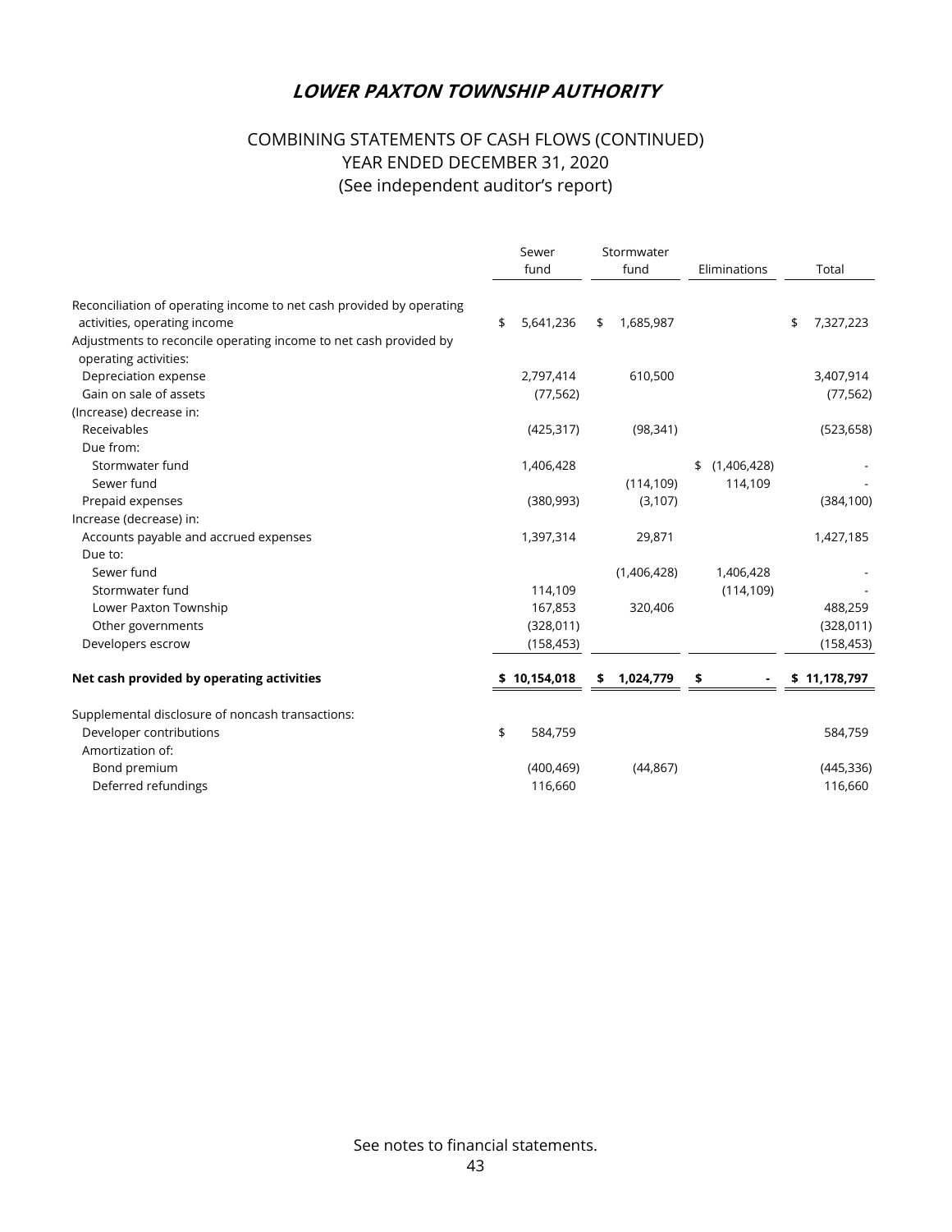# *LOWER PAXTON TOWNSHIP AUTHORITY*

## COMBINING STATEMENTS OF CASH FLOWS (CONTINUED)
## YEAR ENDED DECEMBER 31, 2020
## (See independent auditor's report)

| | Sewer fund | Stormwater fund | Eliminations | Total |
|---|---|---|---|---|
| Reconciliation of operating income to net cash provided by operating activities, operating income | $ 5,641,236 | $ 1,685,987 | | $ 7,327,223 |
| Adjustments to reconcile operating income to net cash provided by operating activities: | | | | |
| Depreciation expense | 2,797,414 | 610,500 | | 3,407,914 |
| Gain on sale of assets | (77,562) | | | (77,562) |
| (Increase) decrease in: | | | | |
| Receivables | (425,317) | (98,341) | | (523,658) |
| Due from: | | | | |
| Stormwater fund | 1,406,428 | | $ (1,406,428) | - |
| Sewer fund | | (114,109) | 114,109 | - |
| Prepaid expenses | (380,993) | (3,107) | | (384,100) |
| Increase (decrease) in: | | | | |
| Accounts payable and accrued expenses | 1,397,314 | 29,871 | | 1,427,185 |
| Due to: | | | | |
| Sewer fund | | (1,406,428) | 1,406,428 | - |
| Stormwater fund | 114,109 | | (114,109) | - |
| Lower Paxton Township | 167,853 | 320,406 | | 488,259 |
| Other governments | (328,011) | | | (328,011) |
| Developers escrow | (158,453) | | | (158,453) |
| **Net cash provided by operating activities** | **$ 10,154,018** | **$ 1,024,779** | **$ -** | **$ 11,178,797** |
| Supplemental disclosure of noncash transactions: | | | | |
| Developer contributions | $ 584,759 | | | 584,759 |
| Amortization of: | | | | |
| Bond premium | (400,469) | (44,867) | | (445,336) |
| Deferred refundings | 116,660 | | | 116,660 |

See notes to financial statements.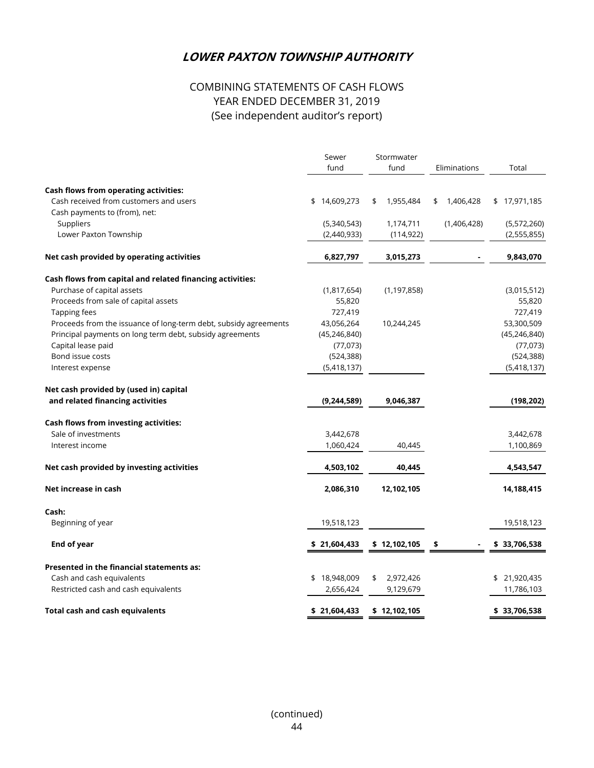# *LOWER PAXTON TOWNSHIP AUTHORITY*

## COMBINING STATEMENTS OF CASH FLOWS
## YEAR ENDED DECEMBER 31, 2019
## (See independent auditor's report)

| | Sewer fund | Stormwater fund | Eliminations | Total |
|---|---|---|---|---|
| **Cash flows from operating activities:** | | | | |
| Cash received from customers and users | $ 14,609,273 | $ 1,955,484 | $ 1,406,428 | $ 17,971,185 |
| Cash payments to (from), net: | | | | |
| Suppliers | (5,340,543) | 1,174,711 | (1,406,428) | (5,572,260) |
| Lower Paxton Township | (2,440,933) | (114,922) | | (2,555,855) |
| **Net cash provided by operating activities** | **6,827,797** | **3,015,273** | **-** | **9,843,070** |
| **Cash flows from capital and related financing activities:** | | | | |
| Purchase of capital assets | (1,817,654) | (1,197,858) | | (3,015,512) |
| Proceeds from sale of capital assets | 55,820 | | | 55,820 |
| Tapping fees | 727,419 | | | 727,419 |
| Proceeds from the issuance of long-term debt, subsidy agreements | 43,056,264 | 10,244,245 | | 53,300,509 |
| Principal payments on long term debt, subsidy agreements | (45,246,840) | | | (45,246,840) |
| Capital lease paid | (77,073) | | | (77,073) |
| Bond issue costs | (524,388) | | | (524,388) |
| Interest expense | (5,418,137) | | | (5,418,137) |
| **Net cash provided by (used in) capital and related financing activities** | **(9,244,589)** | **9,046,387** | | **(198,202)** |
| **Cash flows from investing activities:** | | | | |
| Sale of investments | 3,442,678 | | | 3,442,678 |
| Interest income | 1,060,424 | 40,445 | | 1,100,869 |
| **Net cash provided by investing activities** | **4,503,102** | **40,445** | | **4,543,547** |
| **Net increase in cash** | **2,086,310** | **12,102,105** | | **14,188,415** |
| **Cash:** | | | | |
| Beginning of year | 19,518,123 | | | 19,518,123 |
| **End of year** | **$ 21,604,433** | **$ 12,102,105** | **$ -** | **$ 33,706,538** |
| **Presented in the financial statements as:** | | | | |
| Cash and cash equivalents | $ 18,948,009 | $ 2,972,426 | | $ 21,920,435 |
| Restricted cash and cash equivalents | 2,656,424 | 9,129,679 | | 11,786,103 |
| **Total cash and cash equivalents** | **$ 21,604,433** | **$ 12,102,105** | | **$ 33,706,538** |

(continued)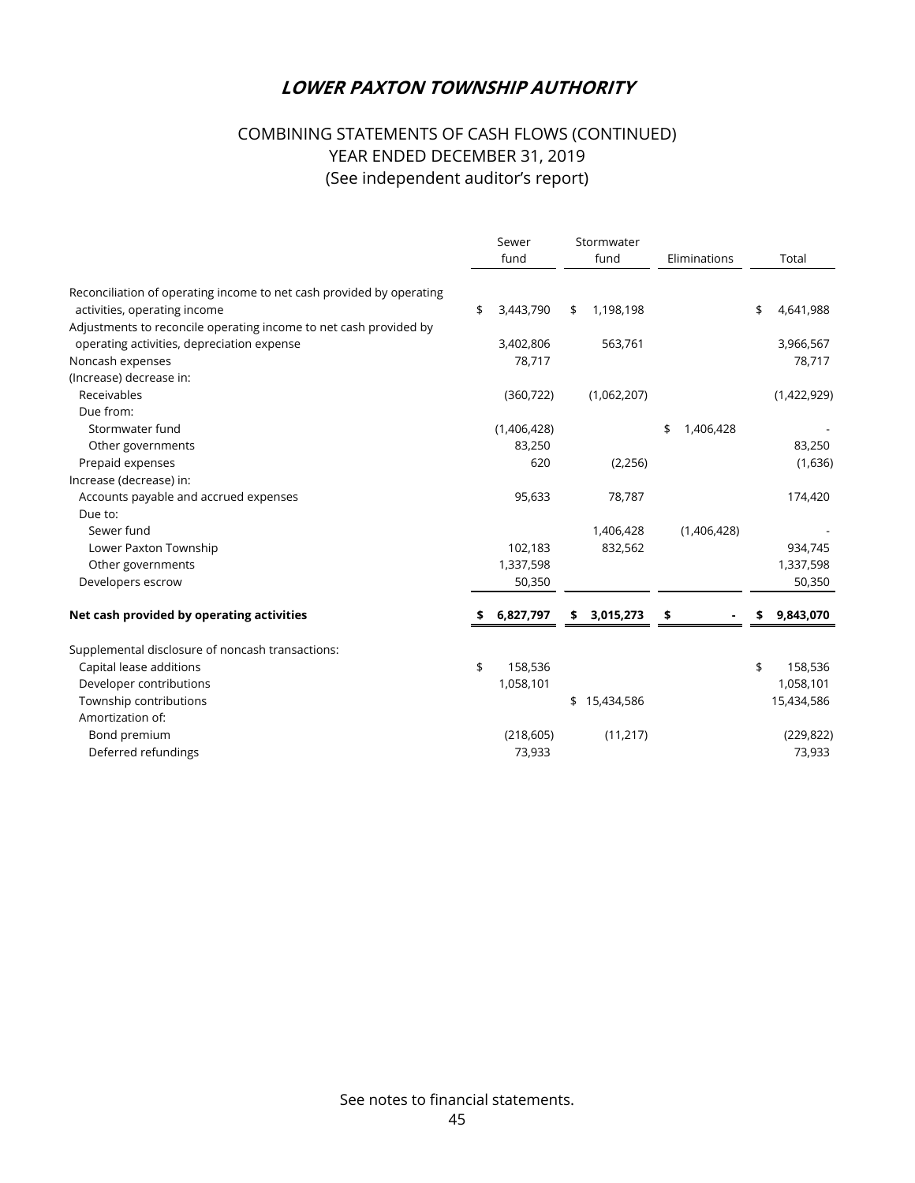# LOWER PAXTON TOWNSHIP AUTHORITY

## COMBINING STATEMENTS OF CASH FLOWS (CONTINUED)
## YEAR ENDED DECEMBER 31, 2019
## (See independent auditor's report)

| | Sewer fund | Stormwater fund | Eliminations | Total |
|---|---|---|---|---|
| Reconciliation of operating income to net cash provided by operating activities, operating income | $ 3,443,790 | $ 1,198,198 | | $ 4,641,988 |
| Adjustments to reconcile operating income to net cash provided by operating activities, depreciation expense | 3,402,806 | 563,761 | | 3,966,567 |
| Noncash expenses | 78,717 | | | 78,717 |
| (Increase) decrease in: | | | | |
| Receivables | (360,722) | (1,062,207) | | (1,422,929) |
| Due from: | | | | |
| Stormwater fund | (1,406,428) | | $ 1,406,428 | - |
| Other governments | 83,250 | | | 83,250 |
| Prepaid expenses | 620 | (2,256) | | (1,636) |
| Increase (decrease) in: | | | | |
| Accounts payable and accrued expenses | 95,633 | 78,787 | | 174,420 |
| Due to: | | | | |
| Sewer fund | | 1,406,428 | (1,406,428) | - |
| Lower Paxton Township | 102,183 | 832,562 | | 934,745 |
| Other governments | 1,337,598 | | | 1,337,598 |
| Developers escrow | 50,350 | | | 50,350 |
| **Net cash provided by operating activities** | **$ 6,827,797** | **$ 3,015,273** | **$ -** | **$ 9,843,070** |
| Supplemental disclosure of noncash transactions: | | | | |
| Capital lease additions | $ 158,536 | | | $ 158,536 |
| Developer contributions | 1,058,101 | | | 1,058,101 |
| Township contributions | | $ 15,434,586 | | 15,434,586 |
| Amortization of: | | | | |
| Bond premium | (218,605) | (11,217) | | (229,822) |
| Deferred refundings | 73,933 | | | 73,933 |

See notes to financial statements.